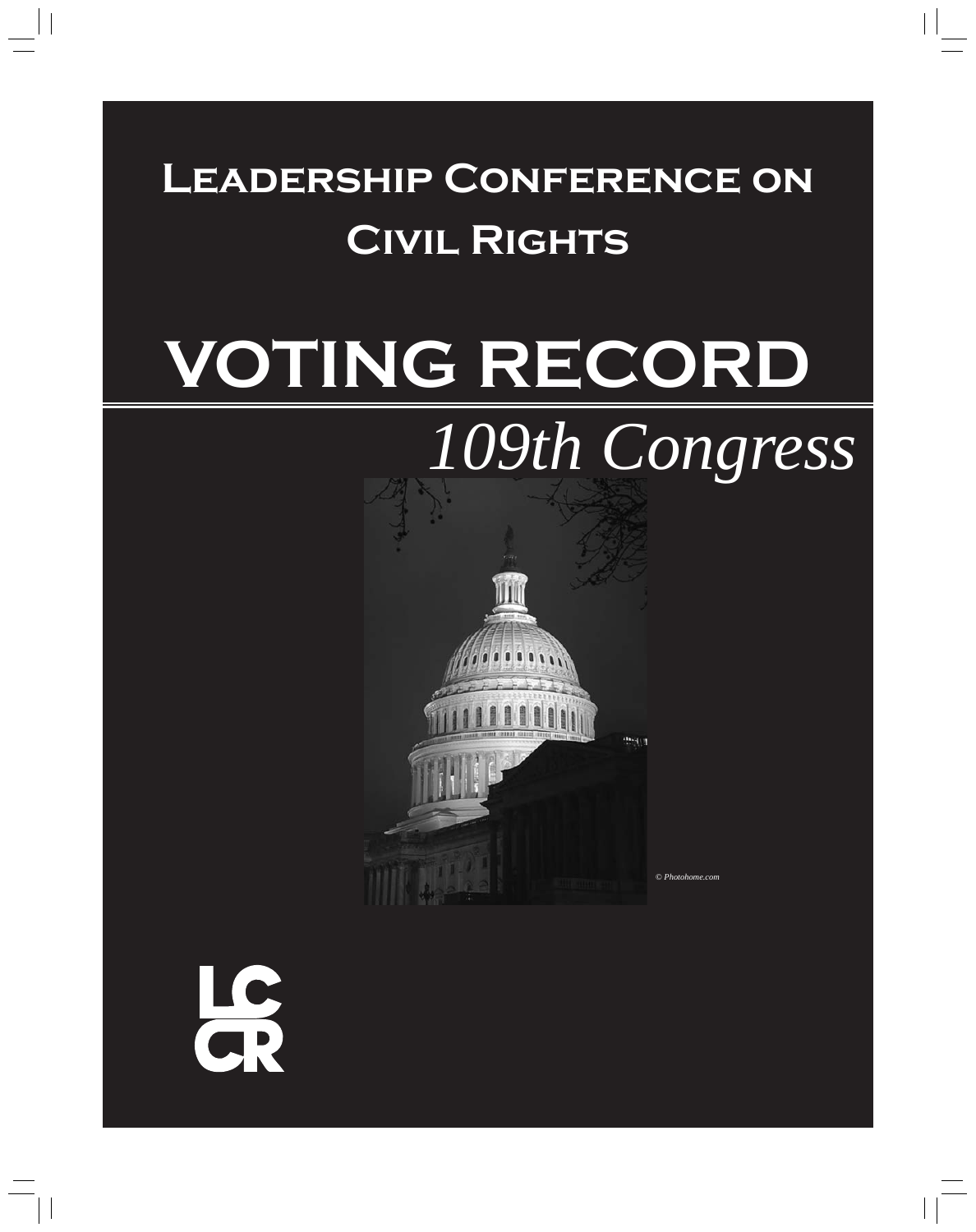# Leadership Conference on Civil Rights

# VOTING RECORD

## *109th Congress*

*© Photohome.com*

LC
CR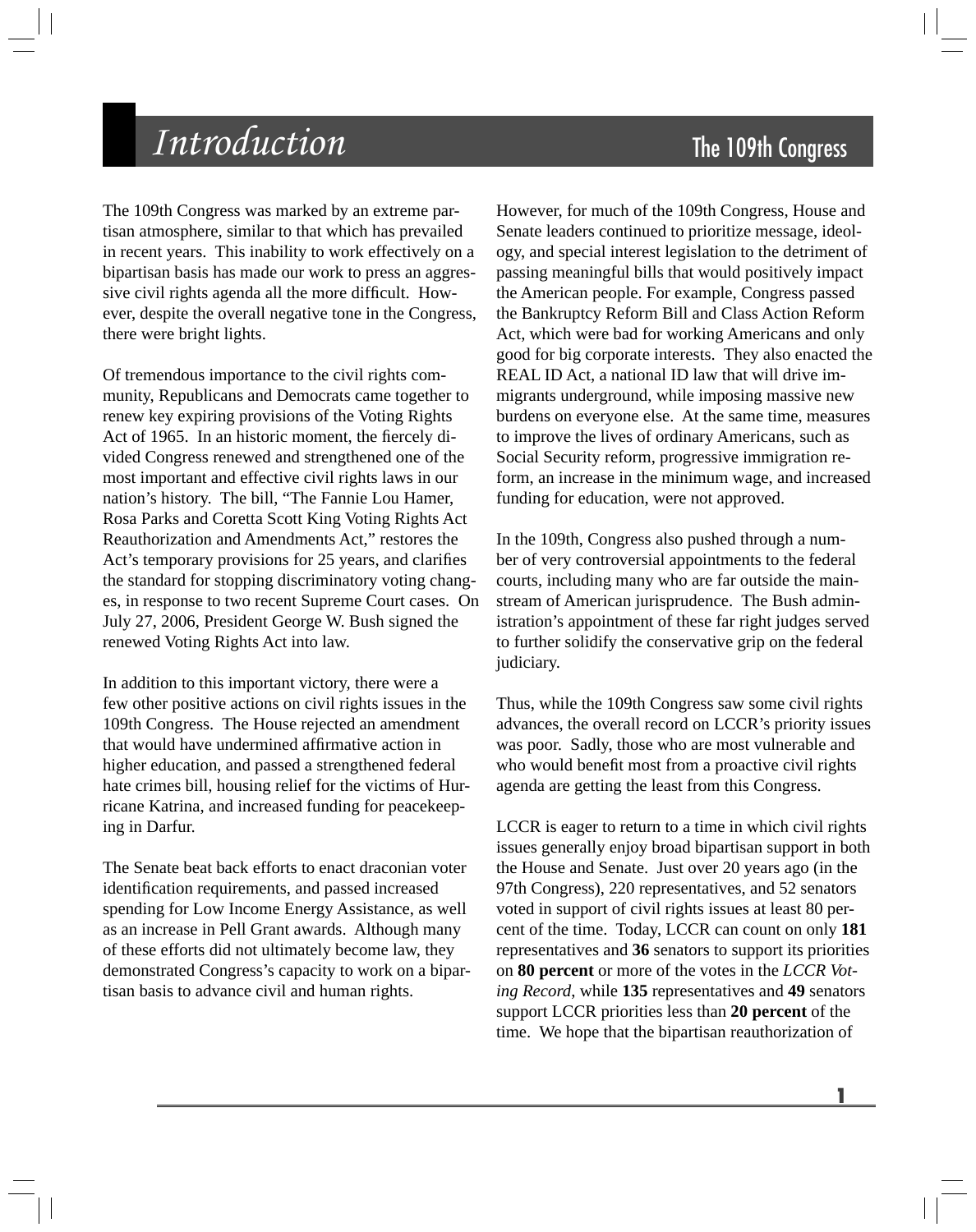# *Introduction*

## The 109th Congress

The 109th Congress was marked by an extreme partisan atmosphere, similar to that which has prevailed in recent years. This inability to work effectively on a bipartisan basis has made our work to press an aggressive civil rights agenda all the more difficult. However, despite the overall negative tone in the Congress, there were bright lights.

Of tremendous importance to the civil rights community, Republicans and Democrats came together to renew key expiring provisions of the Voting Rights Act of 1965. In an historic moment, the fiercely divided Congress renewed and strengthened one of the most important and effective civil rights laws in our nation's history. The bill, "The Fannie Lou Hamer, Rosa Parks and Coretta Scott King Voting Rights Act Reauthorization and Amendments Act," restores the Act's temporary provisions for 25 years, and clarifies the standard for stopping discriminatory voting changes, in response to two recent Supreme Court cases. On July 27, 2006, President George W. Bush signed the renewed Voting Rights Act into law.

In addition to this important victory, there were a few other positive actions on civil rights issues in the 109th Congress. The House rejected an amendment that would have undermined affirmative action in higher education, and passed a strengthened federal hate crimes bill, housing relief for the victims of Hurricane Katrina, and increased funding for peacekeeping in Darfur.

The Senate beat back efforts to enact draconian voter identification requirements, and passed increased spending for Low Income Energy Assistance, as well as an increase in Pell Grant awards. Although many of these efforts did not ultimately become law, they demonstrated Congress's capacity to work on a bipartisan basis to advance civil and human rights.

However, for much of the 109th Congress, House and Senate leaders continued to prioritize message, ideology, and special interest legislation to the detriment of passing meaningful bills that would positively impact the American people. For example, Congress passed the Bankruptcy Reform Bill and Class Action Reform Act, which were bad for working Americans and only good for big corporate interests. They also enacted the REAL ID Act, a national ID law that will drive immigrants underground, while imposing massive new burdens on everyone else. At the same time, measures to improve the lives of ordinary Americans, such as Social Security reform, progressive immigration reform, an increase in the minimum wage, and increased funding for education, were not approved.

In the 109th, Congress also pushed through a number of very controversial appointments to the federal courts, including many who are far outside the mainstream of American jurisprudence. The Bush administration's appointment of these far right judges served to further solidify the conservative grip on the federal judiciary.

Thus, while the 109th Congress saw some civil rights advances, the overall record on LCCR's priority issues was poor. Sadly, those who are most vulnerable and who would benefit most from a proactive civil rights agenda are getting the least from this Congress.

LCCR is eager to return to a time in which civil rights issues generally enjoy broad bipartisan support in both the House and Senate. Just over 20 years ago (in the 97th Congress), 220 representatives, and 52 senators voted in support of civil rights issues at least 80 percent of the time. Today, LCCR can count on only **181** representatives and **36** senators to support its priorities on **80 percent** or more of the votes in the *LCCR Voting Record*, while **135** representatives and **49** senators support LCCR priorities less than **20 percent** of the time. We hope that the bipartisan reauthorization of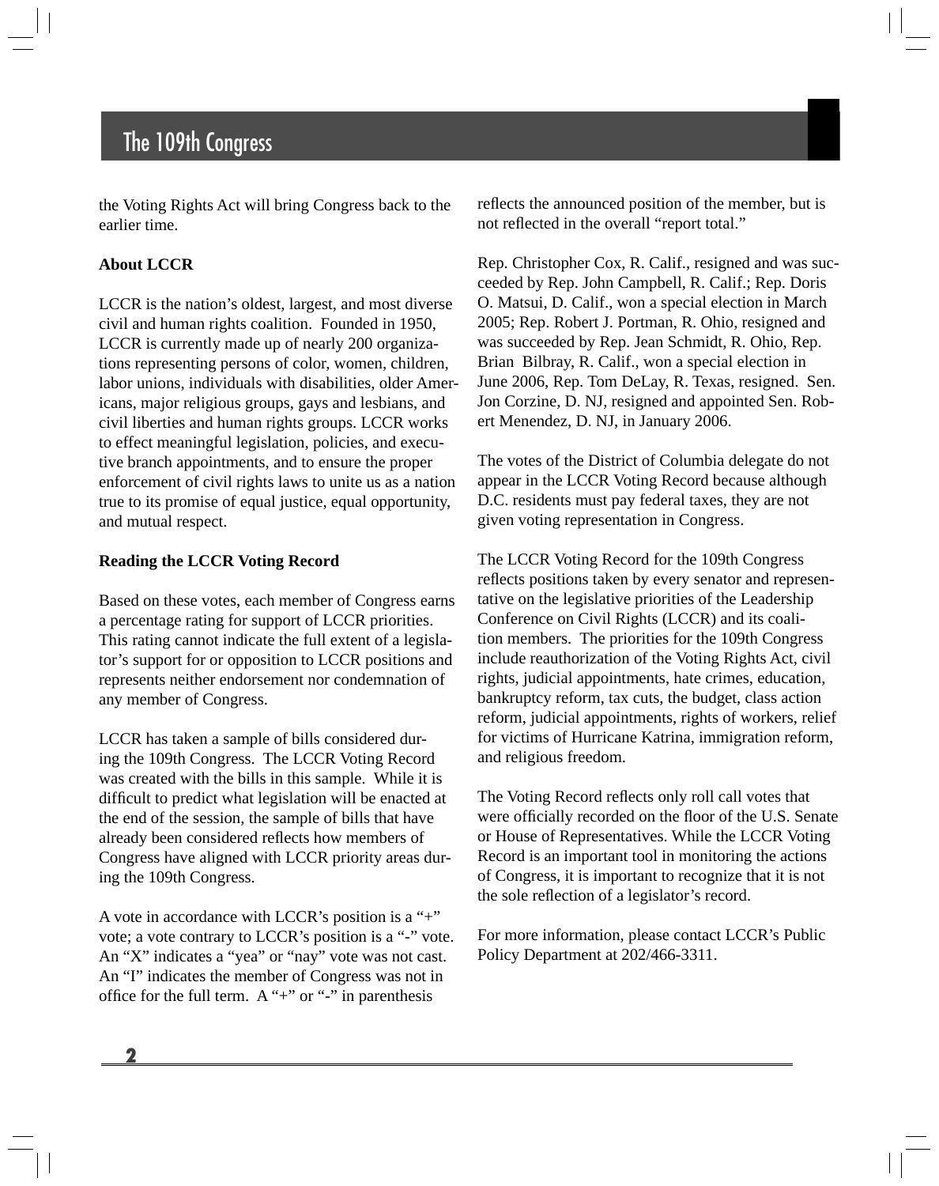# The 109th Congress

the Voting Rights Act will bring Congress back to the earlier time.

**About LCCR**

LCCR is the nation's oldest, largest, and most diverse civil and human rights coalition. Founded in 1950, LCCR is currently made up of nearly 200 organizations representing persons of color, women, children, labor unions, individuals with disabilities, older Americans, major religious groups, gays and lesbians, and civil liberties and human rights groups. LCCR works to effect meaningful legislation, policies, and executive branch appointments, and to ensure the proper enforcement of civil rights laws to unite us as a nation true to its promise of equal justice, equal opportunity, and mutual respect.

**Reading the LCCR Voting Record**

Based on these votes, each member of Congress earns a percentage rating for support of LCCR priorities. This rating cannot indicate the full extent of a legislator's support for or opposition to LCCR positions and represents neither endorsement nor condemnation of any member of Congress.

LCCR has taken a sample of bills considered during the 109th Congress. The LCCR Voting Record was created with the bills in this sample. While it is difficult to predict what legislation will be enacted at the end of the session, the sample of bills that have already been considered reflects how members of Congress have aligned with LCCR priority areas during the 109th Congress.

A vote in accordance with LCCR's position is a "+" vote; a vote contrary to LCCR's position is a "-" vote. An "X" indicates a "yea" or "nay" vote was not cast. An "I" indicates the member of Congress was not in office for the full term. A "+" or "-" in parenthesis reflects the announced position of the member, but is not reflected in the overall "report total."

Rep. Christopher Cox, R. Calif., resigned and was succeeded by Rep. John Campbell, R. Calif.; Rep. Doris O. Matsui, D. Calif., won a special election in March 2005; Rep. Robert J. Portman, R. Ohio, resigned and was succeeded by Rep. Jean Schmidt, R. Ohio, Rep. Brian Bilbray, R. Calif., won a special election in June 2006, Rep. Tom DeLay, R. Texas, resigned. Sen. Jon Corzine, D. NJ, resigned and appointed Sen. Robert Menendez, D. NJ, in January 2006.

The votes of the District of Columbia delegate do not appear in the LCCR Voting Record because although D.C. residents must pay federal taxes, they are not given voting representation in Congress.

The LCCR Voting Record for the 109th Congress reflects positions taken by every senator and representative on the legislative priorities of the Leadership Conference on Civil Rights (LCCR) and its coalition members. The priorities for the 109th Congress include reauthorization of the Voting Rights Act, civil rights, judicial appointments, hate crimes, education, bankruptcy reform, tax cuts, the budget, class action reform, judicial appointments, rights of workers, relief for victims of Hurricane Katrina, immigration reform, and religious freedom.

The Voting Record reflects only roll call votes that were officially recorded on the floor of the U.S. Senate or House of Representatives. While the LCCR Voting Record is an important tool in monitoring the actions of Congress, it is important to recognize that it is not the sole reflection of a legislator's record.

For more information, please contact LCCR's Public Policy Department at 202/466-3311.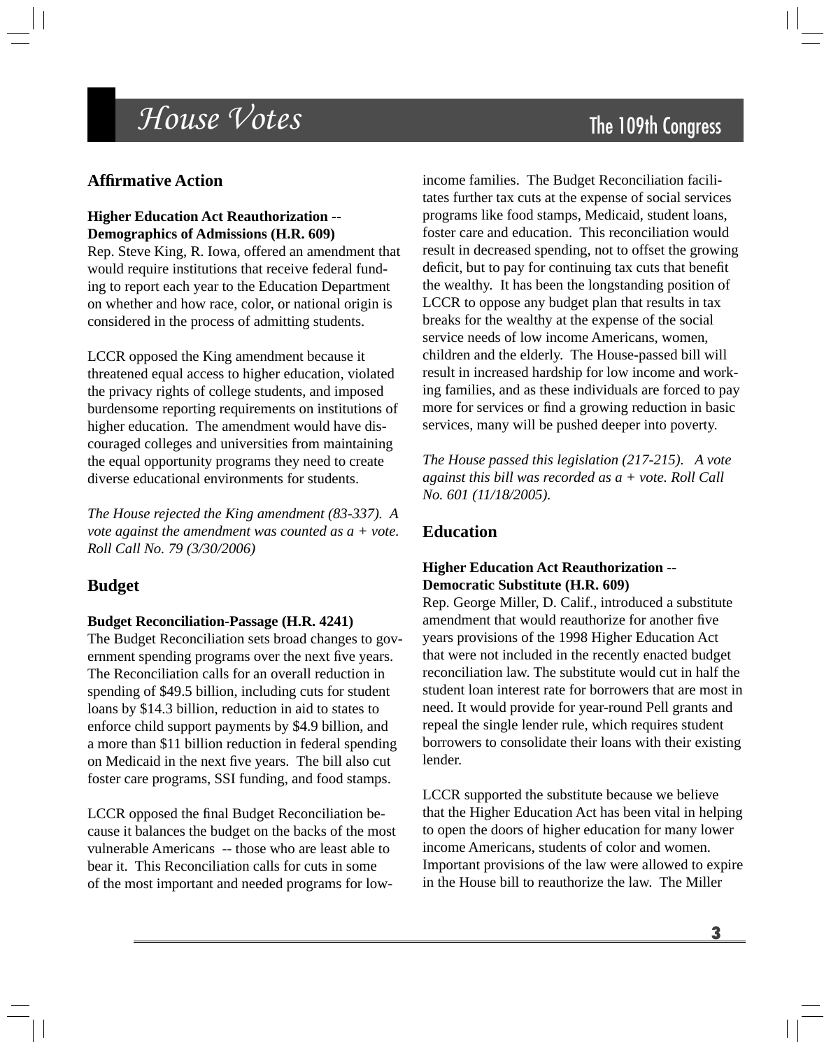# House Votes

## The 109th Congress

### Affirmative Action

**Higher Education Act Reauthorization -- Demographics of Admissions (H.R. 609)**
Rep. Steve King, R. Iowa, offered an amendment that would require institutions that receive federal funding to report each year to the Education Department on whether and how race, color, or national origin is considered in the process of admitting students.

LCCR opposed the King amendment because it threatened equal access to higher education, violated the privacy rights of college students, and imposed burdensome reporting requirements on institutions of higher education. The amendment would have discouraged colleges and universities from maintaining the equal opportunity programs they need to create diverse educational environments for students.

*The House rejected the King amendment (83-337). A vote against the amendment was counted as a + vote. Roll Call No. 79 (3/30/2006)*

### Budget

**Budget Reconciliation-Passage (H.R. 4241)**
The Budget Reconciliation sets broad changes to government spending programs over the next five years. The Reconciliation calls for an overall reduction in spending of $49.5 billion, including cuts for student loans by $14.3 billion, reduction in aid to states to enforce child support payments by $4.9 billion, and a more than $11 billion reduction in federal spending on Medicaid in the next five years. The bill also cut foster care programs, SSI funding, and food stamps.

LCCR opposed the final Budget Reconciliation because it balances the budget on the backs of the most vulnerable Americans -- those who are least able to bear it. This Reconciliation calls for cuts in some of the most important and needed programs for low-income families. The Budget Reconciliation facilitates further tax cuts at the expense of social services programs like food stamps, Medicaid, student loans, foster care and education. This reconciliation would result in decreased spending, not to offset the growing deficit, but to pay for continuing tax cuts that benefit the wealthy. It has been the longstanding position of LCCR to oppose any budget plan that results in tax breaks for the wealthy at the expense of the social service needs of low income Americans, women, children and the elderly. The House-passed bill will result in increased hardship for low income and working families, and as these individuals are forced to pay more for services or find a growing reduction in basic services, many will be pushed deeper into poverty.

*The House passed this legislation (217-215). A vote against this bill was recorded as a + vote. Roll Call No. 601 (11/18/2005).*

### Education

**Higher Education Act Reauthorization -- Democratic Substitute (H.R. 609)**
Rep. George Miller, D. Calif., introduced a substitute amendment that would reauthorize for another five years provisions of the 1998 Higher Education Act that were not included in the recently enacted budget reconciliation law. The substitute would cut in half the student loan interest rate for borrowers that are most in need. It would provide for year-round Pell grants and repeal the single lender rule, which requires student borrowers to consolidate their loans with their existing lender.

LCCR supported the substitute because we believe that the Higher Education Act has been vital in helping to open the doors of higher education for many lower income Americans, students of color and women. Important provisions of the law were allowed to expire in the House bill to reauthorize the law. The Miller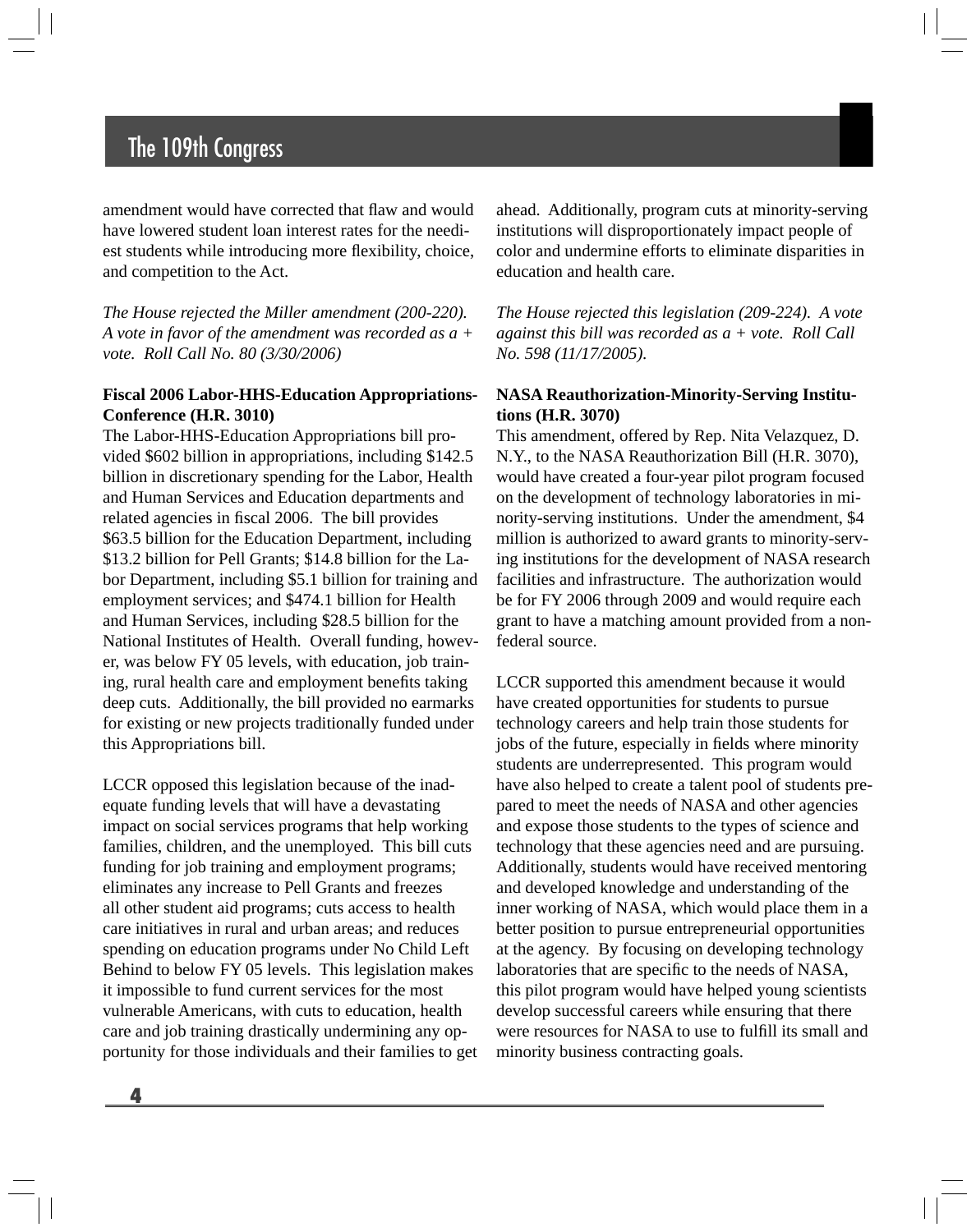amendment would have corrected that flaw and would have lowered student loan interest rates for the neediest students while introducing more flexibility, choice, and competition to the Act.

*The House rejected the Miller amendment (200-220). A vote in favor of the amendment was recorded as a + vote. Roll Call No. 80 (3/30/2006)*

**Fiscal 2006 Labor-HHS-Education Appropriations-Conference (H.R. 3010)**

The Labor-HHS-Education Appropriations bill provided $602 billion in appropriations, including $142.5 billion in discretionary spending for the Labor, Health and Human Services and Education departments and related agencies in fiscal 2006. The bill provides $63.5 billion for the Education Department, including $13.2 billion for Pell Grants; $14.8 billion for the Labor Department, including $5.1 billion for training and employment services; and $474.1 billion for Health and Human Services, including $28.5 billion for the National Institutes of Health. Overall funding, however, was below FY 05 levels, with education, job training, rural health care and employment benefits taking deep cuts. Additionally, the bill provided no earmarks for existing or new projects traditionally funded under this Appropriations bill.

LCCR opposed this legislation because of the inadequate funding levels that will have a devastating impact on social services programs that help working families, children, and the unemployed. This bill cuts funding for job training and employment programs; eliminates any increase to Pell Grants and freezes all other student aid programs; cuts access to health care initiatives in rural and urban areas; and reduces spending on education programs under No Child Left Behind to below FY 05 levels. This legislation makes it impossible to fund current services for the most vulnerable Americans, with cuts to education, health care and job training drastically undermining any opportunity for those individuals and their families to get ahead. Additionally, program cuts at minority-serving institutions will disproportionately impact people of color and undermine efforts to eliminate disparities in education and health care.

*The House rejected this legislation (209-224). A vote against this bill was recorded as a + vote. Roll Call No. 598 (11/17/2005).*

**NASA Reauthorization-Minority-Serving Institutions (H.R. 3070)**

This amendment, offered by Rep. Nita Velazquez, D. N.Y., to the NASA Reauthorization Bill (H.R. 3070), would have created a four-year pilot program focused on the development of technology laboratories in minority-serving institutions. Under the amendment, $4 million is authorized to award grants to minority-serving institutions for the development of NASA research facilities and infrastructure. The authorization would be for FY 2006 through 2009 and would require each grant to have a matching amount provided from a non-federal source.

LCCR supported this amendment because it would have created opportunities for students to pursue technology careers and help train those students for jobs of the future, especially in fields where minority students are underrepresented. This program would have also helped to create a talent pool of students prepared to meet the needs of NASA and other agencies and expose those students to the types of science and technology that these agencies need and are pursuing. Additionally, students would have received mentoring and developed knowledge and understanding of the inner working of NASA, which would place them in a better position to pursue entrepreneurial opportunities at the agency. By focusing on developing technology laboratories that are specific to the needs of NASA, this pilot program would have helped young scientists develop successful careers while ensuring that there were resources for NASA to use to fulfill its small and minority business contracting goals.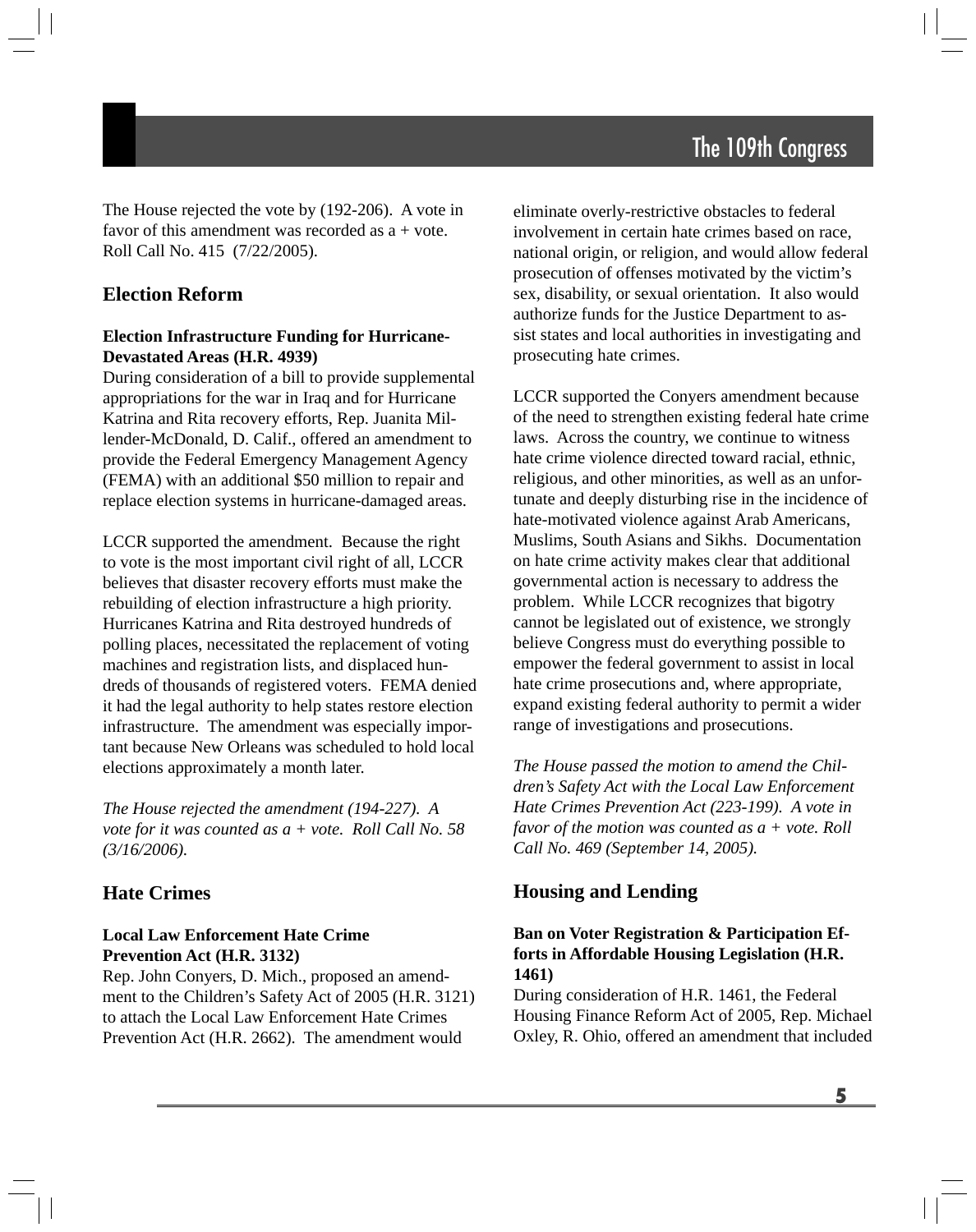The House rejected the vote by (192-206). A vote in favor of this amendment was recorded as a + vote. Roll Call No. 415 (7/22/2005).

## Election Reform

**Election Infrastructure Funding for Hurricane-Devastated Areas (H.R. 4939)**

During consideration of a bill to provide supplemental appropriations for the war in Iraq and for Hurricane Katrina and Rita recovery efforts, Rep. Juanita Millender-McDonald, D. Calif., offered an amendment to provide the Federal Emergency Management Agency (FEMA) with an additional $50 million to repair and replace election systems in hurricane-damaged areas.

LCCR supported the amendment. Because the right to vote is the most important civil right of all, LCCR believes that disaster recovery efforts must make the rebuilding of election infrastructure a high priority. Hurricanes Katrina and Rita destroyed hundreds of polling places, necessitated the replacement of voting machines and registration lists, and displaced hundreds of thousands of registered voters. FEMA denied it had the legal authority to help states restore election infrastructure. The amendment was especially important because New Orleans was scheduled to hold local elections approximately a month later.

*The House rejected the amendment (194-227). A vote for it was counted as a + vote. Roll Call No. 58 (3/16/2006).*

## Hate Crimes

**Local Law Enforcement Hate Crime Prevention Act (H.R. 3132)**

Rep. John Conyers, D. Mich., proposed an amendment to the Children's Safety Act of 2005 (H.R. 3121) to attach the Local Law Enforcement Hate Crimes Prevention Act (H.R. 2662). The amendment would eliminate overly-restrictive obstacles to federal involvement in certain hate crimes based on race, national origin, or religion, and would allow federal prosecution of offenses motivated by the victim's sex, disability, or sexual orientation. It also would authorize funds for the Justice Department to assist states and local authorities in investigating and prosecuting hate crimes.

LCCR supported the Conyers amendment because of the need to strengthen existing federal hate crime laws. Across the country, we continue to witness hate crime violence directed toward racial, ethnic, religious, and other minorities, as well as an unfortunate and deeply disturbing rise in the incidence of hate-motivated violence against Arab Americans, Muslims, South Asians and Sikhs. Documentation on hate crime activity makes clear that additional governmental action is necessary to address the problem. While LCCR recognizes that bigotry cannot be legislated out of existence, we strongly believe Congress must do everything possible to empower the federal government to assist in local hate crime prosecutions and, where appropriate, expand existing federal authority to permit a wider range of investigations and prosecutions.

*The House passed the motion to amend the Children's Safety Act with the Local Law Enforcement Hate Crimes Prevention Act (223-199). A vote in favor of the motion was counted as a + vote. Roll Call No. 469 (September 14, 2005).*

## Housing and Lending

**Ban on Voter Registration & Participation Efforts in Affordable Housing Legislation (H.R. 1461)**

During consideration of H.R. 1461, the Federal Housing Finance Reform Act of 2005, Rep. Michael Oxley, R. Ohio, offered an amendment that included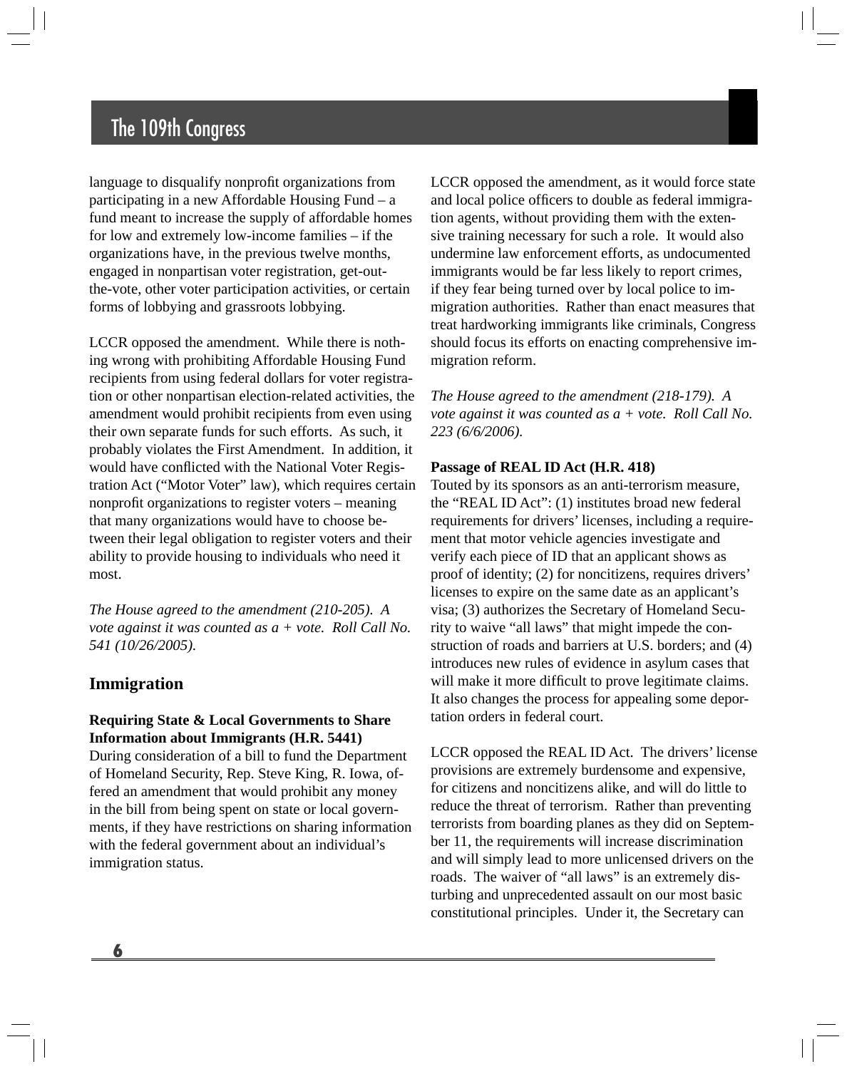language to disqualify nonprofit organizations from participating in a new Affordable Housing Fund – a fund meant to increase the supply of affordable homes for low and extremely low-income families – if the organizations have, in the previous twelve months, engaged in nonpartisan voter registration, get-out-the-vote, other voter participation activities, or certain forms of lobbying and grassroots lobbying.

LCCR opposed the amendment. While there is nothing wrong with prohibiting Affordable Housing Fund recipients from using federal dollars for voter registration or other nonpartisan election-related activities, the amendment would prohibit recipients from even using their own separate funds for such efforts. As such, it probably violates the First Amendment. In addition, it would have conflicted with the National Voter Registration Act ("Motor Voter" law), which requires certain nonprofit organizations to register voters – meaning that many organizations would have to choose between their legal obligation to register voters and their ability to provide housing to individuals who need it most.

*The House agreed to the amendment (210-205). A vote against it was counted as a + vote. Roll Call No. 541 (10/26/2005).*

## Immigration

**Requiring State & Local Governments to Share Information about Immigrants (H.R. 5441)**

During consideration of a bill to fund the Department of Homeland Security, Rep. Steve King, R. Iowa, offered an amendment that would prohibit any money in the bill from being spent on state or local governments, if they have restrictions on sharing information with the federal government about an individual's immigration status.

LCCR opposed the amendment, as it would force state and local police officers to double as federal immigration agents, without providing them with the extensive training necessary for such a role. It would also undermine law enforcement efforts, as undocumented immigrants would be far less likely to report crimes, if they fear being turned over by local police to immigration authorities. Rather than enact measures that treat hardworking immigrants like criminals, Congress should focus its efforts on enacting comprehensive immigration reform.

*The House agreed to the amendment (218-179). A vote against it was counted as a + vote. Roll Call No. 223 (6/6/2006).*

**Passage of REAL ID Act (H.R. 418)**

Touted by its sponsors as an anti-terrorism measure, the "REAL ID Act": (1) institutes broad new federal requirements for drivers' licenses, including a requirement that motor vehicle agencies investigate and verify each piece of ID that an applicant shows as proof of identity; (2) for noncitizens, requires drivers' licenses to expire on the same date as an applicant's visa; (3) authorizes the Secretary of Homeland Security to waive "all laws" that might impede the construction of roads and barriers at U.S. borders; and (4) introduces new rules of evidence in asylum cases that will make it more difficult to prove legitimate claims. It also changes the process for appealing some deportation orders in federal court.

LCCR opposed the REAL ID Act. The drivers' license provisions are extremely burdensome and expensive, for citizens and noncitizens alike, and will do little to reduce the threat of terrorism. Rather than preventing terrorists from boarding planes as they did on September 11, the requirements will increase discrimination and will simply lead to more unlicensed drivers on the roads. The waiver of "all laws" is an extremely disturbing and unprecedented assault on our most basic constitutional principles. Under it, the Secretary can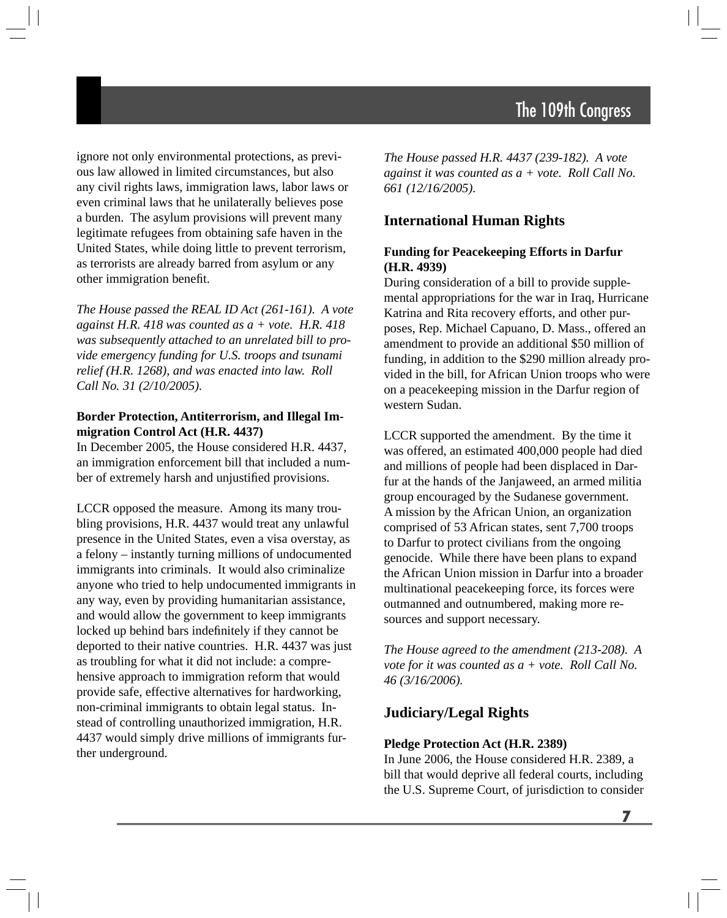ignore not only environmental protections, as previous law allowed in limited circumstances, but also any civil rights laws, immigration laws, labor laws or even criminal laws that he unilaterally believes pose a burden. The asylum provisions will prevent many legitimate refugees from obtaining safe haven in the United States, while doing little to prevent terrorism, as terrorists are already barred from asylum or any other immigration benefit.

*The House passed the REAL ID Act (261-161). A vote against H.R. 418 was counted as a + vote. H.R. 418 was subsequently attached to an unrelated bill to provide emergency funding for U.S. troops and tsunami relief (H.R. 1268), and was enacted into law. Roll Call No. 31 (2/10/2005).*

**Border Protection, Antiterrorism, and Illegal Immigration Control Act (H.R. 4437)**
In December 2005, the House considered H.R. 4437, an immigration enforcement bill that included a number of extremely harsh and unjustified provisions.

LCCR opposed the measure. Among its many troubling provisions, H.R. 4437 would treat any unlawful presence in the United States, even a visa overstay, as a felony – instantly turning millions of undocumented immigrants into criminals. It would also criminalize anyone who tried to help undocumented immigrants in any way, even by providing humanitarian assistance, and would allow the government to keep immigrants locked up behind bars indefinitely if they cannot be deported to their native countries. H.R. 4437 was just as troubling for what it did not include: a comprehensive approach to immigration reform that would provide safe, effective alternatives for hardworking, non-criminal immigrants to obtain legal status. Instead of controlling unauthorized immigration, H.R. 4437 would simply drive millions of immigrants further underground.

*The House passed H.R. 4437 (239-182). A vote against it was counted as a + vote. Roll Call No. 661 (12/16/2005).*

## International Human Rights

**Funding for Peacekeeping Efforts in Darfur (H.R. 4939)**
During consideration of a bill to provide supplemental appropriations for the war in Iraq, Hurricane Katrina and Rita recovery efforts, and other purposes, Rep. Michael Capuano, D. Mass., offered an amendment to provide an additional $50 million of funding, in addition to the $290 million already provided in the bill, for African Union troops who were on a peacekeeping mission in the Darfur region of western Sudan.

LCCR supported the amendment. By the time it was offered, an estimated 400,000 people had died and millions of people had been displaced in Darfur at the hands of the Janjaweed, an armed militia group encouraged by the Sudanese government. A mission by the African Union, an organization comprised of 53 African states, sent 7,700 troops to Darfur to protect civilians from the ongoing genocide. While there have been plans to expand the African Union mission in Darfur into a broader multinational peacekeeping force, its forces were outmanned and outnumbered, making more resources and support necessary.

*The House agreed to the amendment (213-208). A vote for it was counted as a + vote. Roll Call No. 46 (3/16/2006).*

## Judiciary/Legal Rights

**Pledge Protection Act (H.R. 2389)**
In June 2006, the House considered H.R. 2389, a bill that would deprive all federal courts, including the U.S. Supreme Court, of jurisdiction to consider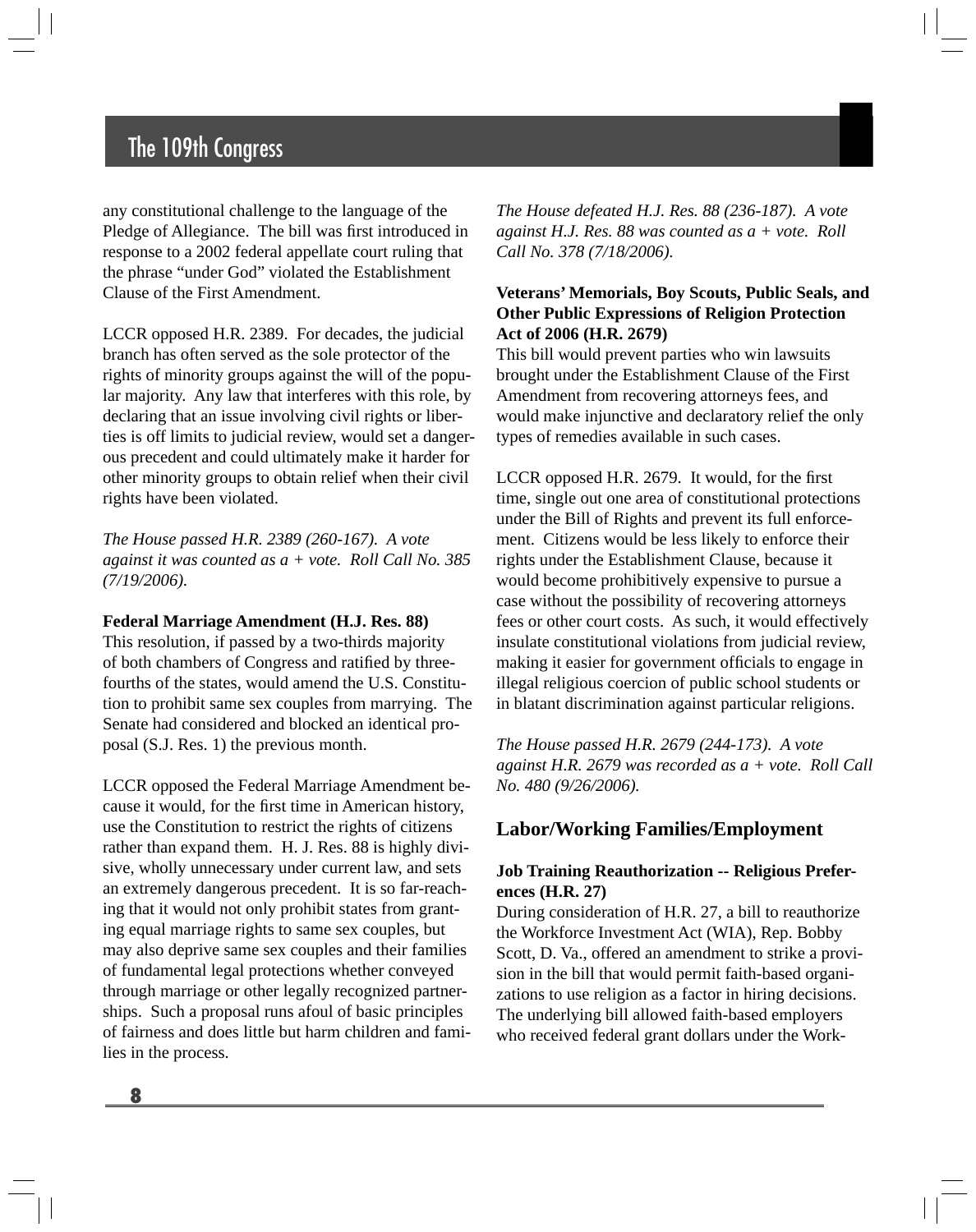any constitutional challenge to the language of the Pledge of Allegiance. The bill was first introduced in response to a 2002 federal appellate court ruling that the phrase "under God" violated the Establishment Clause of the First Amendment.

LCCR opposed H.R. 2389. For decades, the judicial branch has often served as the sole protector of the rights of minority groups against the will of the popular majority. Any law that interferes with this role, by declaring that an issue involving civil rights or liberties is off limits to judicial review, would set a dangerous precedent and could ultimately make it harder for other minority groups to obtain relief when their civil rights have been violated.

*The House passed H.R. 2389 (260-167). A vote against it was counted as a + vote. Roll Call No. 385 (7/19/2006).*

**Federal Marriage Amendment (H.J. Res. 88)**
This resolution, if passed by a two-thirds majority of both chambers of Congress and ratified by three-fourths of the states, would amend the U.S. Constitution to prohibit same sex couples from marrying. The Senate had considered and blocked an identical proposal (S.J. Res. 1) the previous month.

LCCR opposed the Federal Marriage Amendment because it would, for the first time in American history, use the Constitution to restrict the rights of citizens rather than expand them. H. J. Res. 88 is highly divisive, wholly unnecessary under current law, and sets an extremely dangerous precedent. It is so far-reaching that it would not only prohibit states from granting equal marriage rights to same sex couples, but may also deprive same sex couples and their families of fundamental legal protections whether conveyed through marriage or other legally recognized partnerships. Such a proposal runs afoul of basic principles of fairness and does little but harm children and families in the process.

*The House defeated H.J. Res. 88 (236-187). A vote against H.J. Res. 88 was counted as a + vote. Roll Call No. 378 (7/18/2006).*

**Veterans' Memorials, Boy Scouts, Public Seals, and Other Public Expressions of Religion Protection Act of 2006 (H.R. 2679)**
This bill would prevent parties who win lawsuits brought under the Establishment Clause of the First Amendment from recovering attorneys fees, and would make injunctive and declaratory relief the only types of remedies available in such cases.

LCCR opposed H.R. 2679. It would, for the first time, single out one area of constitutional protections under the Bill of Rights and prevent its full enforcement. Citizens would be less likely to enforce their rights under the Establishment Clause, because it would become prohibitively expensive to pursue a case without the possibility of recovering attorneys fees or other court costs. As such, it would effectively insulate constitutional violations from judicial review, making it easier for government officials to engage in illegal religious coercion of public school students or in blatant discrimination against particular religions.

*The House passed H.R. 2679 (244-173). A vote against H.R. 2679 was recorded as a + vote. Roll Call No. 480 (9/26/2006).*

## Labor/Working Families/Employment

**Job Training Reauthorization -- Religious Preferences (H.R. 27)**
During consideration of H.R. 27, a bill to reauthorize the Workforce Investment Act (WIA), Rep. Bobby Scott, D. Va., offered an amendment to strike a provision in the bill that would permit faith-based organizations to use religion as a factor in hiring decisions. The underlying bill allowed faith-based employers who received federal grant dollars under the Work-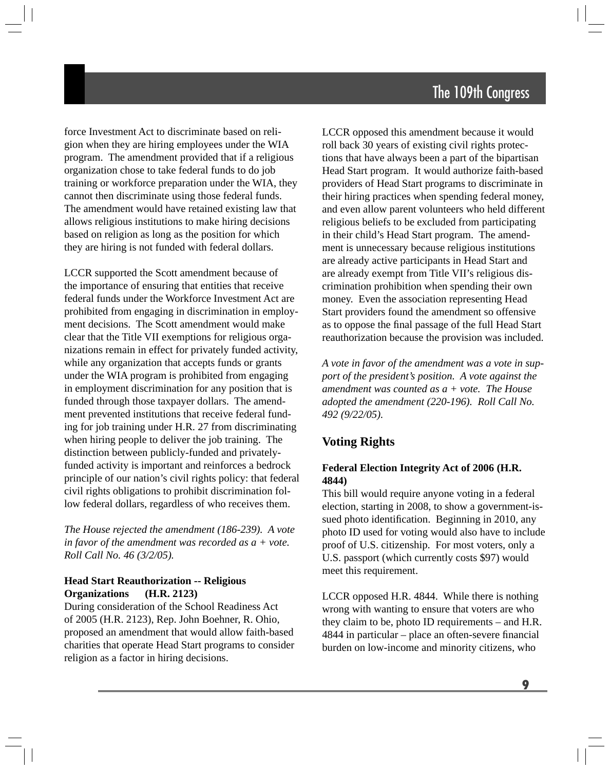force Investment Act to discriminate based on religion when they are hiring employees under the WIA program. The amendment provided that if a religious organization chose to take federal funds to do job training or workforce preparation under the WIA, they cannot then discriminate using those federal funds. The amendment would have retained existing law that allows religious institutions to make hiring decisions based on religion as long as the position for which they are hiring is not funded with federal dollars.

LCCR supported the Scott amendment because of the importance of ensuring that entities that receive federal funds under the Workforce Investment Act are prohibited from engaging in discrimination in employment decisions. The Scott amendment would make clear that the Title VII exemptions for religious organizations remain in effect for privately funded activity, while any organization that accepts funds or grants under the WIA program is prohibited from engaging in employment discrimination for any position that is funded through those taxpayer dollars. The amendment prevented institutions that receive federal funding for job training under H.R. 27 from discriminating when hiring people to deliver the job training. The distinction between publicly-funded and privately-funded activity is important and reinforces a bedrock principle of our nation's civil rights policy: that federal civil rights obligations to prohibit discrimination follow federal dollars, regardless of who receives them.

*The House rejected the amendment (186-239). A vote in favor of the amendment was recorded as a + vote. Roll Call No. 46 (3/2/05).*

**Head Start Reauthorization -- Religious Organizations (H.R. 2123)**

During consideration of the School Readiness Act of 2005 (H.R. 2123), Rep. John Boehner, R. Ohio, proposed an amendment that would allow faith-based charities that operate Head Start programs to consider religion as a factor in hiring decisions.

LCCR opposed this amendment because it would roll back 30 years of existing civil rights protections that have always been a part of the bipartisan Head Start program. It would authorize faith-based providers of Head Start programs to discriminate in their hiring practices when spending federal money, and even allow parent volunteers who held different religious beliefs to be excluded from participating in their child's Head Start program. The amendment is unnecessary because religious institutions are already active participants in Head Start and are already exempt from Title VII's religious discrimination prohibition when spending their own money. Even the association representing Head Start providers found the amendment so offensive as to oppose the final passage of the full Head Start reauthorization because the provision was included.

*A vote in favor of the amendment was a vote in support of the president's position. A vote against the amendment was counted as a + vote. The House adopted the amendment (220-196). Roll Call No. 492 (9/22/05).*

## Voting Rights

**Federal Election Integrity Act of 2006 (H.R. 4844)**

This bill would require anyone voting in a federal election, starting in 2008, to show a government-issued photo identification. Beginning in 2010, any photo ID used for voting would also have to include proof of U.S. citizenship. For most voters, only a U.S. passport (which currently costs $97) would meet this requirement.

LCCR opposed H.R. 4844. While there is nothing wrong with wanting to ensure that voters are who they claim to be, photo ID requirements – and H.R. 4844 in particular – place an often-severe financial burden on low-income and minority citizens, who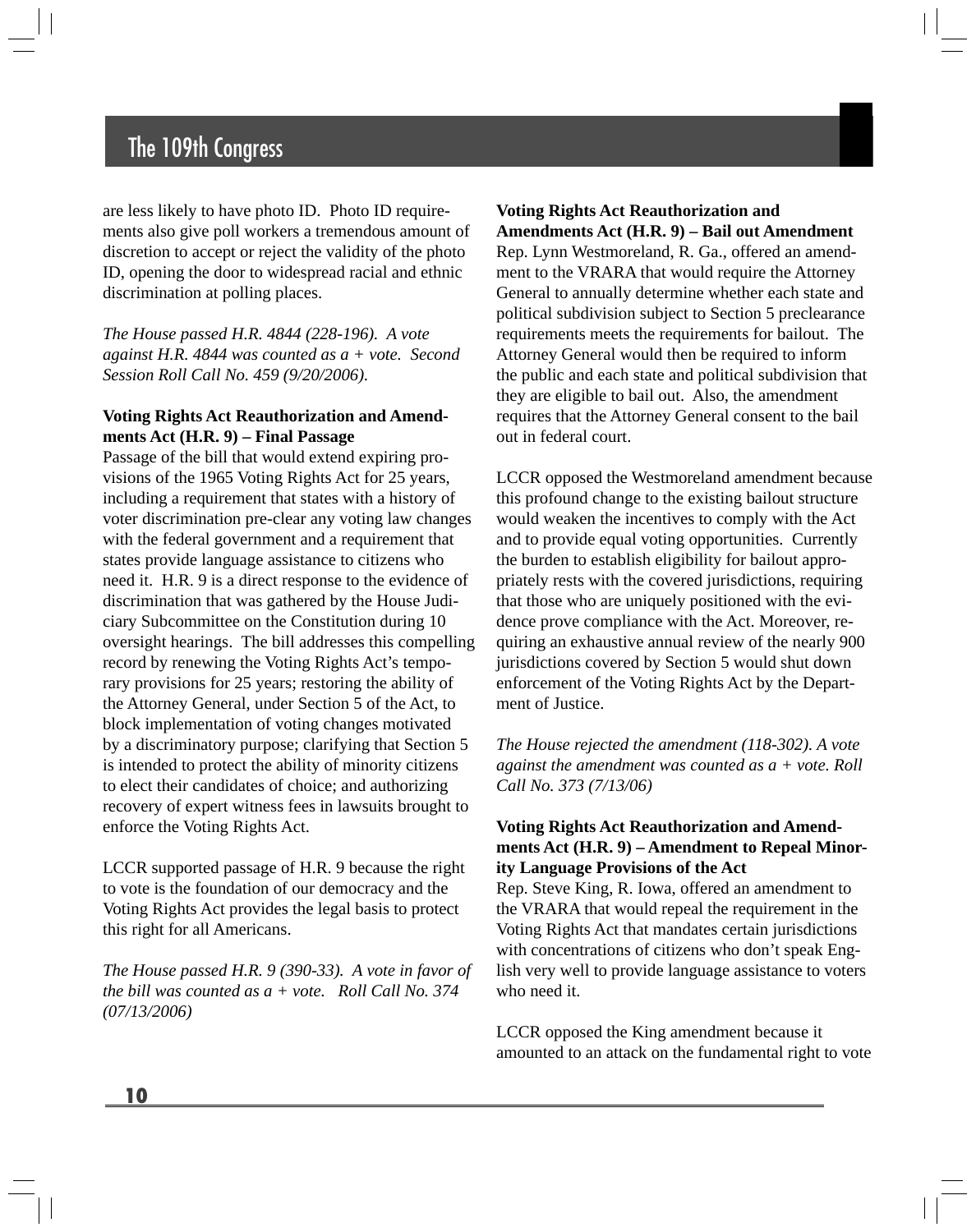are less likely to have photo ID. Photo ID requirements also give poll workers a tremendous amount of discretion to accept or reject the validity of the photo ID, opening the door to widespread racial and ethnic discrimination at polling places.

*The House passed H.R. 4844 (228-196). A vote against H.R. 4844 was counted as a + vote. Second Session Roll Call No. 459 (9/20/2006).*

**Voting Rights Act Reauthorization and Amendments Act (H.R. 9) – Final Passage**

Passage of the bill that would extend expiring provisions of the 1965 Voting Rights Act for 25 years, including a requirement that states with a history of voter discrimination pre-clear any voting law changes with the federal government and a requirement that states provide language assistance to citizens who need it. H.R. 9 is a direct response to the evidence of discrimination that was gathered by the House Judiciary Subcommittee on the Constitution during 10 oversight hearings. The bill addresses this compelling record by renewing the Voting Rights Act's temporary provisions for 25 years; restoring the ability of the Attorney General, under Section 5 of the Act, to block implementation of voting changes motivated by a discriminatory purpose; clarifying that Section 5 is intended to protect the ability of minority citizens to elect their candidates of choice; and authorizing recovery of expert witness fees in lawsuits brought to enforce the Voting Rights Act.

LCCR supported passage of H.R. 9 because the right to vote is the foundation of our democracy and the Voting Rights Act provides the legal basis to protect this right for all Americans.

*The House passed H.R. 9 (390-33). A vote in favor of the bill was counted as a + vote. Roll Call No. 374 (07/13/2006)*

**Voting Rights Act Reauthorization and Amendments Act (H.R. 9) – Bail out Amendment**

Rep. Lynn Westmoreland, R. Ga., offered an amendment to the VRARA that would require the Attorney General to annually determine whether each state and political subdivision subject to Section 5 preclearance requirements meets the requirements for bailout. The Attorney General would then be required to inform the public and each state and political subdivision that they are eligible to bail out. Also, the amendment requires that the Attorney General consent to the bail out in federal court.

LCCR opposed the Westmoreland amendment because this profound change to the existing bailout structure would weaken the incentives to comply with the Act and to provide equal voting opportunities. Currently the burden to establish eligibility for bailout appropriately rests with the covered jurisdictions, requiring that those who are uniquely positioned with the evidence prove compliance with the Act. Moreover, requiring an exhaustive annual review of the nearly 900 jurisdictions covered by Section 5 would shut down enforcement of the Voting Rights Act by the Department of Justice.

*The House rejected the amendment (118-302). A vote against the amendment was counted as a + vote. Roll Call No. 373 (7/13/06)*

**Voting Rights Act Reauthorization and Amendments Act (H.R. 9) – Amendment to Repeal Minority Language Provisions of the Act**

Rep. Steve King, R. Iowa, offered an amendment to the VRARA that would repeal the requirement in the Voting Rights Act that mandates certain jurisdictions with concentrations of citizens who don't speak English very well to provide language assistance to voters who need it.

LCCR opposed the King amendment because it amounted to an attack on the fundamental right to vote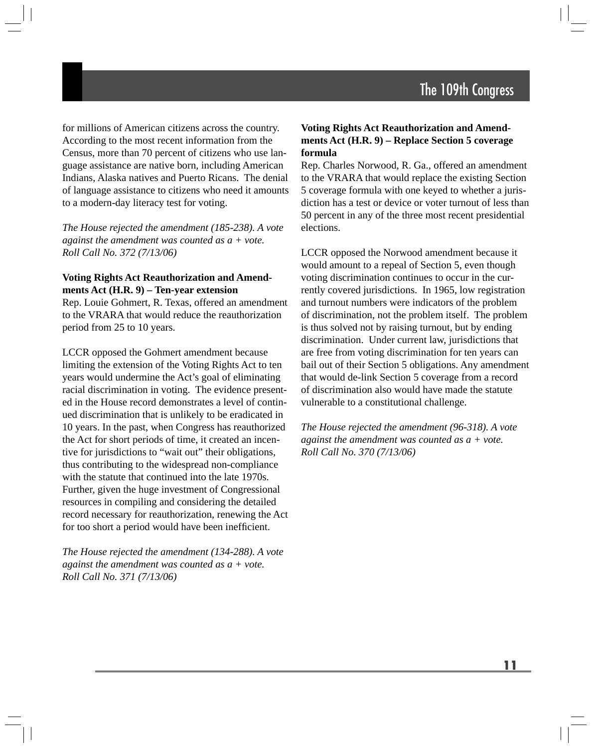for millions of American citizens across the country. According to the most recent information from the Census, more than 70 percent of citizens who use language assistance are native born, including American Indians, Alaska natives and Puerto Ricans. The denial of language assistance to citizens who need it amounts to a modern-day literacy test for voting.

*The House rejected the amendment (185-238). A vote against the amendment was counted as a + vote. Roll Call No. 372 (7/13/06)*

**Voting Rights Act Reauthorization and Amendments Act (H.R. 9) – Ten-year extension**

Rep. Louie Gohmert, R. Texas, offered an amendment to the VRARA that would reduce the reauthorization period from 25 to 10 years.

LCCR opposed the Gohmert amendment because limiting the extension of the Voting Rights Act to ten years would undermine the Act's goal of eliminating racial discrimination in voting. The evidence presented in the House record demonstrates a level of continued discrimination that is unlikely to be eradicated in 10 years. In the past, when Congress has reauthorized the Act for short periods of time, it created an incentive for jurisdictions to "wait out" their obligations, thus contributing to the widespread non-compliance with the statute that continued into the late 1970s. Further, given the huge investment of Congressional resources in compiling and considering the detailed record necessary for reauthorization, renewing the Act for too short a period would have been inefficient.

*The House rejected the amendment (134-288). A vote against the amendment was counted as a + vote. Roll Call No. 371 (7/13/06)*

**Voting Rights Act Reauthorization and Amendments Act (H.R. 9) – Replace Section 5 coverage formula**

Rep. Charles Norwood, R. Ga., offered an amendment to the VRARA that would replace the existing Section 5 coverage formula with one keyed to whether a jurisdiction has a test or device or voter turnout of less than 50 percent in any of the three most recent presidential elections.

LCCR opposed the Norwood amendment because it would amount to a repeal of Section 5, even though voting discrimination continues to occur in the currently covered jurisdictions. In 1965, low registration and turnout numbers were indicators of the problem of discrimination, not the problem itself. The problem is thus solved not by raising turnout, but by ending discrimination. Under current law, jurisdictions that are free from voting discrimination for ten years can bail out of their Section 5 obligations. Any amendment that would de-link Section 5 coverage from a record of discrimination also would have made the statute vulnerable to a constitutional challenge.

*The House rejected the amendment (96-318). A vote against the amendment was counted as a + vote. Roll Call No. 370 (7/13/06)*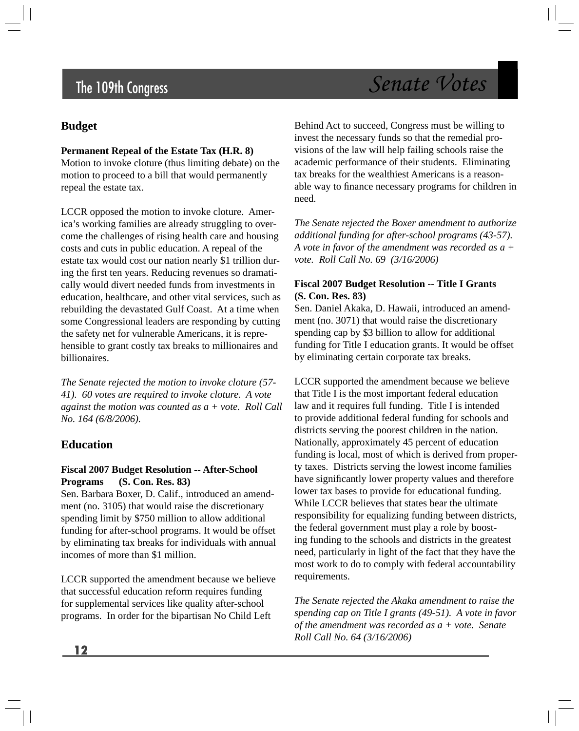## Budget

**Permanent Repeal of the Estate Tax (H.R. 8)**
Motion to invoke cloture (thus limiting debate) on the motion to proceed to a bill that would permanently repeal the estate tax.

LCCR opposed the motion to invoke cloture. America's working families are already struggling to overcome the challenges of rising health care and housing costs and cuts in public education. A repeal of the estate tax would cost our nation nearly $1 trillion during the first ten years. Reducing revenues so dramatically would divert needed funds from investments in education, healthcare, and other vital services, such as rebuilding the devastated Gulf Coast. At a time when some Congressional leaders are responding by cutting the safety net for vulnerable Americans, it is reprehensible to grant costly tax breaks to millionaires and billionaires.

*The Senate rejected the motion to invoke cloture (57-41). 60 votes are required to invoke cloture. A vote against the motion was counted as a + vote. Roll Call No. 164 (6/8/2006).*

## Education

**Fiscal 2007 Budget Resolution -- After-School Programs (S. Con. Res. 83)**
Sen. Barbara Boxer, D. Calif., introduced an amendment (no. 3105) that would raise the discretionary spending limit by $750 million to allow additional funding for after-school programs. It would be offset by eliminating tax breaks for individuals with annual incomes of more than $1 million.

LCCR supported the amendment because we believe that successful education reform requires funding for supplemental services like quality after-school programs. In order for the bipartisan No Child Left Behind Act to succeed, Congress must be willing to invest the necessary funds so that the remedial provisions of the law will help failing schools raise the academic performance of their students. Eliminating tax breaks for the wealthiest Americans is a reasonable way to finance necessary programs for children in need.

*The Senate rejected the Boxer amendment to authorize additional funding for after-school programs (43-57). A vote in favor of the amendment was recorded as a + vote. Roll Call No. 69 (3/16/2006)*

**Fiscal 2007 Budget Resolution -- Title I Grants (S. Con. Res. 83)**
Sen. Daniel Akaka, D. Hawaii, introduced an amendment (no. 3071) that would raise the discretionary spending cap by $3 billion to allow for additional funding for Title I education grants. It would be offset by eliminating certain corporate tax breaks.

LCCR supported the amendment because we believe that Title I is the most important federal education law and it requires full funding. Title I is intended to provide additional federal funding for schools and districts serving the poorest children in the nation. Nationally, approximately 45 percent of education funding is local, most of which is derived from property taxes. Districts serving the lowest income families have significantly lower property values and therefore lower tax bases to provide for educational funding. While LCCR believes that states bear the ultimate responsibility for equalizing funding between districts, the federal government must play a role by boosting funding to the schools and districts in the greatest need, particularly in light of the fact that they have the most work to do to comply with federal accountability requirements.

*The Senate rejected the Akaka amendment to raise the spending cap on Title I grants (49-51). A vote in favor of the amendment was recorded as a + vote. Senate Roll Call No. 64 (3/16/2006)*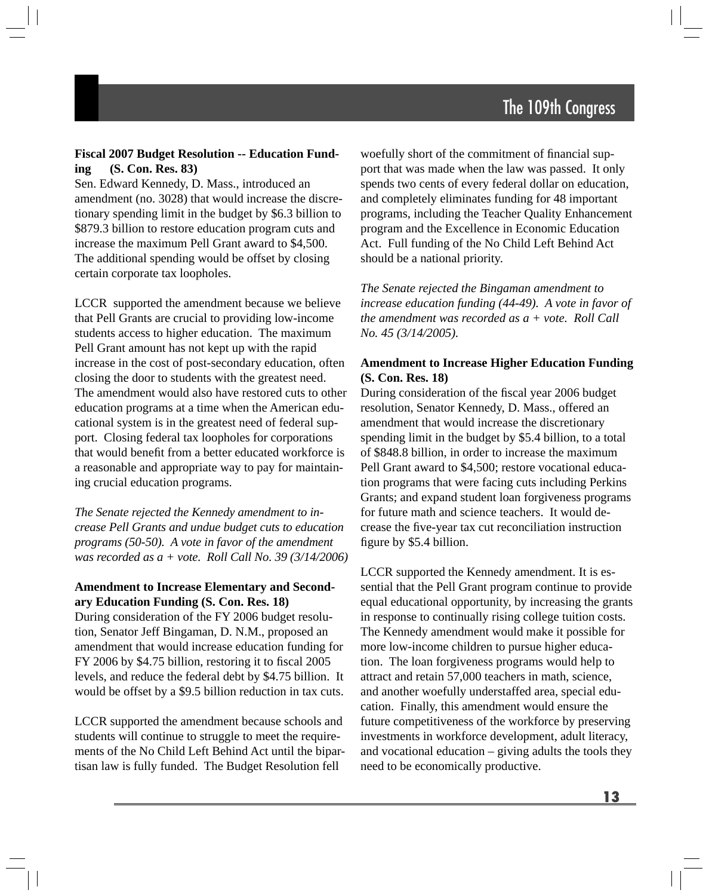**Fiscal 2007 Budget Resolution -- Education Funding (S. Con. Res. 83)**

Sen. Edward Kennedy, D. Mass., introduced an amendment (no. 3028) that would increase the discretionary spending limit in the budget by $6.3 billion to $879.3 billion to restore education program cuts and increase the maximum Pell Grant award to $4,500. The additional spending would be offset by closing certain corporate tax loopholes.

LCCR supported the amendment because we believe that Pell Grants are crucial to providing low-income students access to higher education. The maximum Pell Grant amount has not kept up with the rapid increase in the cost of post-secondary education, often closing the door to students with the greatest need. The amendment would also have restored cuts to other education programs at a time when the American educational system is in the greatest need of federal support. Closing federal tax loopholes for corporations that would benefit from a better educated workforce is a reasonable and appropriate way to pay for maintaining crucial education programs.

*The Senate rejected the Kennedy amendment to increase Pell Grants and undue budget cuts to education programs (50-50). A vote in favor of the amendment was recorded as a + vote. Roll Call No. 39 (3/14/2006)*

**Amendment to Increase Elementary and Secondary Education Funding (S. Con. Res. 18)**

During consideration of the FY 2006 budget resolution, Senator Jeff Bingaman, D. N.M., proposed an amendment that would increase education funding for FY 2006 by $4.75 billion, restoring it to fiscal 2005 levels, and reduce the federal debt by $4.75 billion. It would be offset by a $9.5 billion reduction in tax cuts.

LCCR supported the amendment because schools and students will continue to struggle to meet the requirements of the No Child Left Behind Act until the bipartisan law is fully funded. The Budget Resolution fell woefully short of the commitment of financial support that was made when the law was passed. It only spends two cents of every federal dollar on education, and completely eliminates funding for 48 important programs, including the Teacher Quality Enhancement program and the Excellence in Economic Education Act. Full funding of the No Child Left Behind Act should be a national priority.

*The Senate rejected the Bingaman amendment to increase education funding (44-49). A vote in favor of the amendment was recorded as a + vote. Roll Call No. 45 (3/14/2005).*

**Amendment to Increase Higher Education Funding (S. Con. Res. 18)**

During consideration of the fiscal year 2006 budget resolution, Senator Kennedy, D. Mass., offered an amendment that would increase the discretionary spending limit in the budget by $5.4 billion, to a total of $848.8 billion, in order to increase the maximum Pell Grant award to $4,500; restore vocational education programs that were facing cuts including Perkins Grants; and expand student loan forgiveness programs for future math and science teachers. It would decrease the five-year tax cut reconciliation instruction figure by $5.4 billion.

LCCR supported the Kennedy amendment. It is essential that the Pell Grant program continue to provide equal educational opportunity, by increasing the grants in response to continually rising college tuition costs. The Kennedy amendment would make it possible for more low-income children to pursue higher education. The loan forgiveness programs would help to attract and retain 57,000 teachers in math, science, and another woefully understaffed area, special education. Finally, this amendment would ensure the future competitiveness of the workforce by preserving investments in workforce development, adult literacy, and vocational education – giving adults the tools they need to be economically productive.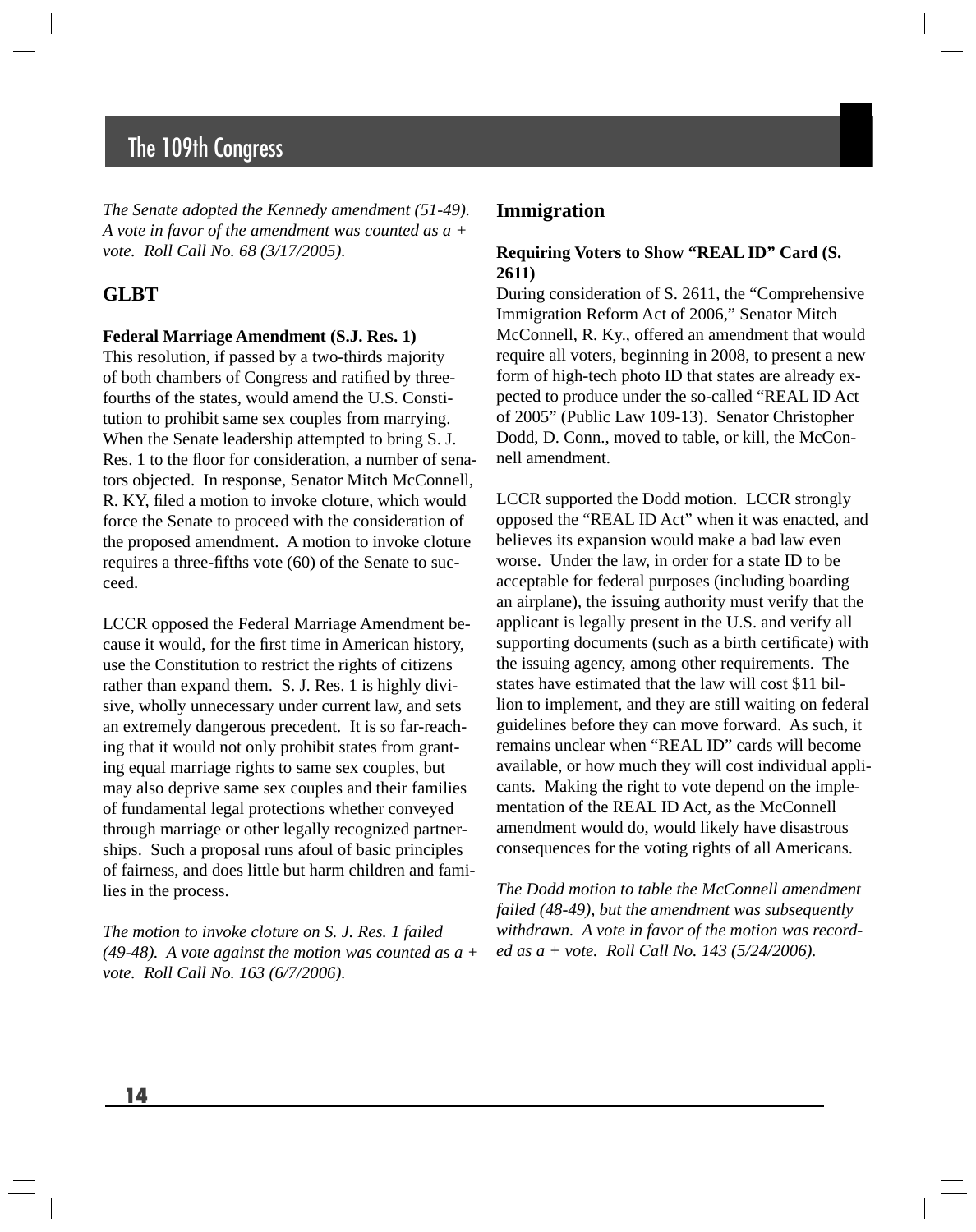*The Senate adopted the Kennedy amendment (51-49). A vote in favor of the amendment was counted as a + vote. Roll Call No. 68 (3/17/2005).*

## GLBT

**Federal Marriage Amendment (S.J. Res. 1)**

This resolution, if passed by a two-thirds majority of both chambers of Congress and ratified by three-fourths of the states, would amend the U.S. Constitution to prohibit same sex couples from marrying. When the Senate leadership attempted to bring S. J. Res. 1 to the floor for consideration, a number of senators objected. In response, Senator Mitch McConnell, R. KY, filed a motion to invoke cloture, which would force the Senate to proceed with the consideration of the proposed amendment. A motion to invoke cloture requires a three-fifths vote (60) of the Senate to succeed.

LCCR opposed the Federal Marriage Amendment because it would, for the first time in American history, use the Constitution to restrict the rights of citizens rather than expand them. S. J. Res. 1 is highly divisive, wholly unnecessary under current law, and sets an extremely dangerous precedent. It is so far-reaching that it would not only prohibit states from granting equal marriage rights to same sex couples, but may also deprive same sex couples and their families of fundamental legal protections whether conveyed through marriage or other legally recognized partnerships. Such a proposal runs afoul of basic principles of fairness, and does little but harm children and families in the process.

*The motion to invoke cloture on S. J. Res. 1 failed (49-48). A vote against the motion was counted as a + vote. Roll Call No. 163 (6/7/2006).*

## Immigration

**Requiring Voters to Show "REAL ID" Card (S. 2611)**

During consideration of S. 2611, the "Comprehensive Immigration Reform Act of 2006," Senator Mitch McConnell, R. Ky., offered an amendment that would require all voters, beginning in 2008, to present a new form of high-tech photo ID that states are already expected to produce under the so-called "REAL ID Act of 2005" (Public Law 109-13). Senator Christopher Dodd, D. Conn., moved to table, or kill, the McConnell amendment.

LCCR supported the Dodd motion. LCCR strongly opposed the "REAL ID Act" when it was enacted, and believes its expansion would make a bad law even worse. Under the law, in order for a state ID to be acceptable for federal purposes (including boarding an airplane), the issuing authority must verify that the applicant is legally present in the U.S. and verify all supporting documents (such as a birth certificate) with the issuing agency, among other requirements. The states have estimated that the law will cost $11 billion to implement, and they are still waiting on federal guidelines before they can move forward. As such, it remains unclear when "REAL ID" cards will become available, or how much they will cost individual applicants. Making the right to vote depend on the implementation of the REAL ID Act, as the McConnell amendment would do, would likely have disastrous consequences for the voting rights of all Americans.

*The Dodd motion to table the McConnell amendment failed (48-49), but the amendment was subsequently withdrawn. A vote in favor of the motion was recorded as a + vote. Roll Call No. 143 (5/24/2006).*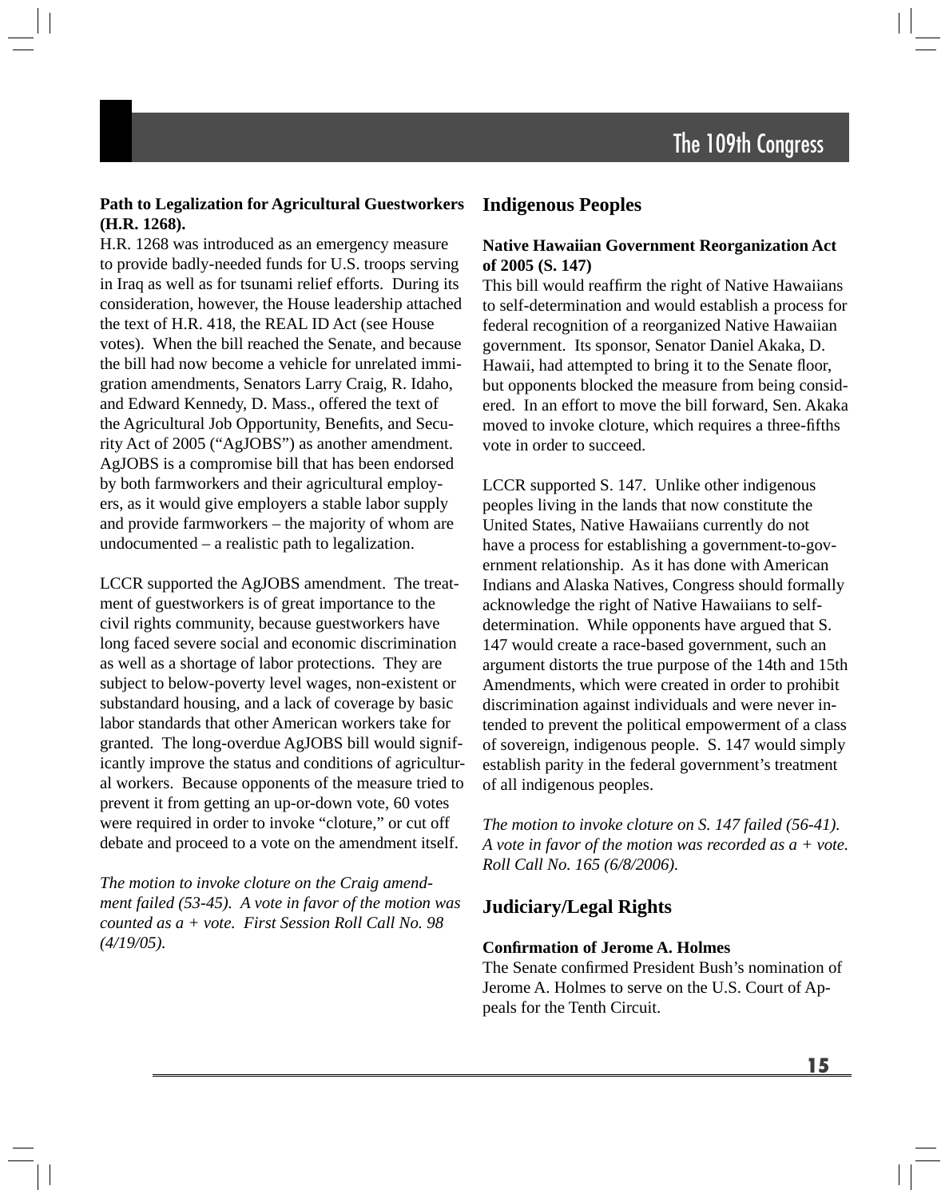**Path to Legalization for Agricultural Guestworkers (H.R. 1268).**

H.R. 1268 was introduced as an emergency measure to provide badly-needed funds for U.S. troops serving in Iraq as well as for tsunami relief efforts. During its consideration, however, the House leadership attached the text of H.R. 418, the REAL ID Act (see House votes). When the bill reached the Senate, and because the bill had now become a vehicle for unrelated immigration amendments, Senators Larry Craig, R. Idaho, and Edward Kennedy, D. Mass., offered the text of the Agricultural Job Opportunity, Benefits, and Security Act of 2005 ("AgJOBS") as another amendment. AgJOBS is a compromise bill that has been endorsed by both farmworkers and their agricultural employers, as it would give employers a stable labor supply and provide farmworkers – the majority of whom are undocumented – a realistic path to legalization.

LCCR supported the AgJOBS amendment. The treatment of guestworkers is of great importance to the civil rights community, because guestworkers have long faced severe social and economic discrimination as well as a shortage of labor protections. They are subject to below-poverty level wages, non-existent or substandard housing, and a lack of coverage by basic labor standards that other American workers take for granted. The long-overdue AgJOBS bill would significantly improve the status and conditions of agricultural workers. Because opponents of the measure tried to prevent it from getting an up-or-down vote, 60 votes were required in order to invoke "cloture," or cut off debate and proceed to a vote on the amendment itself.

*The motion to invoke cloture on the Craig amendment failed (53-45). A vote in favor of the motion was counted as a + vote. First Session Roll Call No. 98 (4/19/05).*

## Indigenous Peoples

**Native Hawaiian Government Reorganization Act of 2005 (S. 147)**

This bill would reaffirm the right of Native Hawaiians to self-determination and would establish a process for federal recognition of a reorganized Native Hawaiian government. Its sponsor, Senator Daniel Akaka, D. Hawaii, had attempted to bring it to the Senate floor, but opponents blocked the measure from being considered. In an effort to move the bill forward, Sen. Akaka moved to invoke cloture, which requires a three-fifths vote in order to succeed.

LCCR supported S. 147. Unlike other indigenous peoples living in the lands that now constitute the United States, Native Hawaiians currently do not have a process for establishing a government-to-government relationship. As it has done with American Indians and Alaska Natives, Congress should formally acknowledge the right of Native Hawaiians to self-determination. While opponents have argued that S. 147 would create a race-based government, such an argument distorts the true purpose of the 14th and 15th Amendments, which were created in order to prohibit discrimination against individuals and were never intended to prevent the political empowerment of a class of sovereign, indigenous people. S. 147 would simply establish parity in the federal government's treatment of all indigenous peoples.

*The motion to invoke cloture on S. 147 failed (56-41). A vote in favor of the motion was recorded as a + vote. Roll Call No. 165 (6/8/2006).*

## Judiciary/Legal Rights

**Confirmation of Jerome A. Holmes**

The Senate confirmed President Bush's nomination of Jerome A. Holmes to serve on the U.S. Court of Appeals for the Tenth Circuit.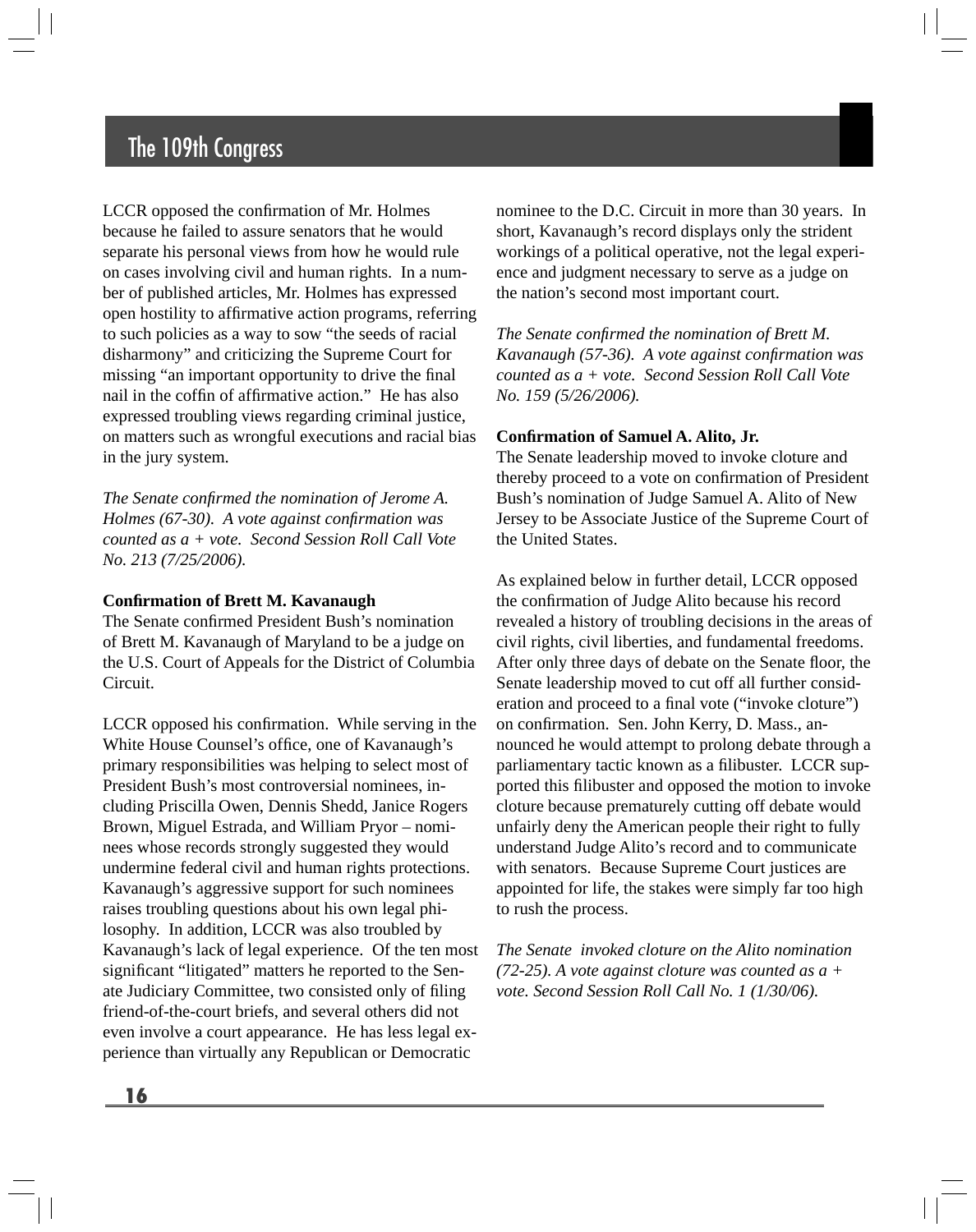LCCR opposed the confirmation of Mr. Holmes because he failed to assure senators that he would separate his personal views from how he would rule on cases involving civil and human rights. In a number of published articles, Mr. Holmes has expressed open hostility to affirmative action programs, referring to such policies as a way to sow "the seeds of racial disharmony" and criticizing the Supreme Court for missing "an important opportunity to drive the final nail in the coffin of affirmative action." He has also expressed troubling views regarding criminal justice, on matters such as wrongful executions and racial bias in the jury system.

*The Senate confirmed the nomination of Jerome A. Holmes (67-30). A vote against confirmation was counted as a + vote. Second Session Roll Call Vote No. 213 (7/25/2006).*

**Confirmation of Brett M. Kavanaugh**

The Senate confirmed President Bush's nomination of Brett M. Kavanaugh of Maryland to be a judge on the U.S. Court of Appeals for the District of Columbia Circuit.

LCCR opposed his confirmation. While serving in the White House Counsel's office, one of Kavanaugh's primary responsibilities was helping to select most of President Bush's most controversial nominees, including Priscilla Owen, Dennis Shedd, Janice Rogers Brown, Miguel Estrada, and William Pryor – nominees whose records strongly suggested they would undermine federal civil and human rights protections. Kavanaugh's aggressive support for such nominees raises troubling questions about his own legal philosophy. In addition, LCCR was also troubled by Kavanaugh's lack of legal experience. Of the ten most significant "litigated" matters he reported to the Senate Judiciary Committee, two consisted only of filing friend-of-the-court briefs, and several others did not even involve a court appearance. He has less legal experience than virtually any Republican or Democratic nominee to the D.C. Circuit in more than 30 years. In short, Kavanaugh's record displays only the strident workings of a political operative, not the legal experience and judgment necessary to serve as a judge on the nation's second most important court.

*The Senate confirmed the nomination of Brett M. Kavanaugh (57-36). A vote against confirmation was counted as a + vote. Second Session Roll Call Vote No. 159 (5/26/2006).*

**Confirmation of Samuel A. Alito, Jr.**

The Senate leadership moved to invoke cloture and thereby proceed to a vote on confirmation of President Bush's nomination of Judge Samuel A. Alito of New Jersey to be Associate Justice of the Supreme Court of the United States.

As explained below in further detail, LCCR opposed the confirmation of Judge Alito because his record revealed a history of troubling decisions in the areas of civil rights, civil liberties, and fundamental freedoms. After only three days of debate on the Senate floor, the Senate leadership moved to cut off all further consideration and proceed to a final vote ("invoke cloture") on confirmation. Sen. John Kerry, D. Mass., announced he would attempt to prolong debate through a parliamentary tactic known as a filibuster. LCCR supported this filibuster and opposed the motion to invoke cloture because prematurely cutting off debate would unfairly deny the American people their right to fully understand Judge Alito's record and to communicate with senators. Because Supreme Court justices are appointed for life, the stakes were simply far too high to rush the process.

*The Senate invoked cloture on the Alito nomination (72-25). A vote against cloture was counted as a + vote. Second Session Roll Call No. 1 (1/30/06).*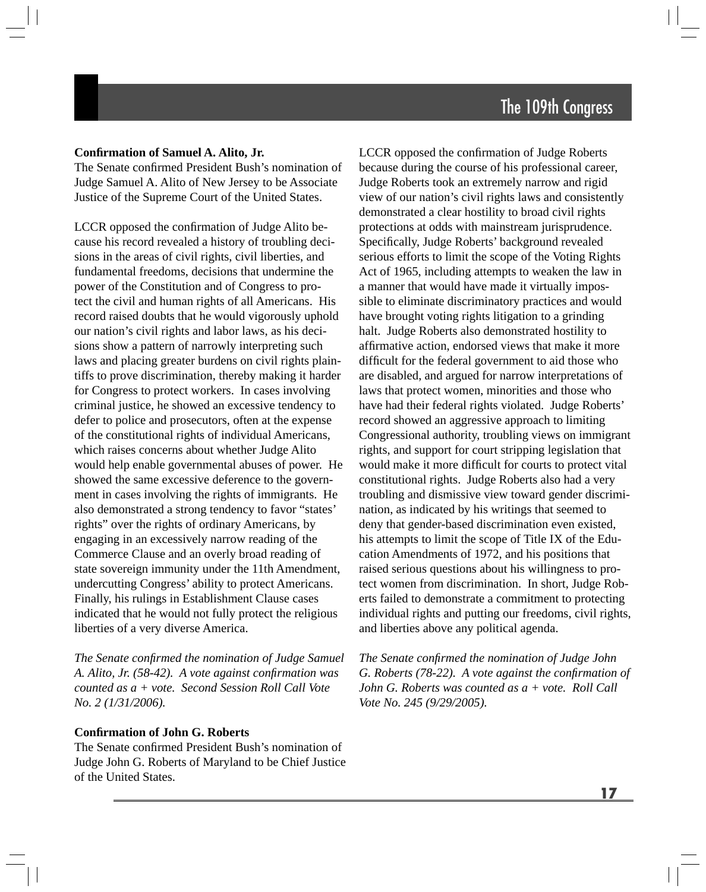### Confirmation of Samuel A. Alito, Jr.

The Senate confirmed President Bush's nomination of Judge Samuel A. Alito of New Jersey to be Associate Justice of the Supreme Court of the United States.

LCCR opposed the confirmation of Judge Alito because his record revealed a history of troubling decisions in the areas of civil rights, civil liberties, and fundamental freedoms, decisions that undermine the power of the Constitution and of Congress to protect the civil and human rights of all Americans. His record raised doubts that he would vigorously uphold our nation's civil rights and labor laws, as his decisions show a pattern of narrowly interpreting such laws and placing greater burdens on civil rights plaintiffs to prove discrimination, thereby making it harder for Congress to protect workers. In cases involving criminal justice, he showed an excessive tendency to defer to police and prosecutors, often at the expense of the constitutional rights of individual Americans, which raises concerns about whether Judge Alito would help enable governmental abuses of power. He showed the same excessive deference to the government in cases involving the rights of immigrants. He also demonstrated a strong tendency to favor "states' rights" over the rights of ordinary Americans, by engaging in an excessively narrow reading of the Commerce Clause and an overly broad reading of state sovereign immunity under the 11th Amendment, undercutting Congress' ability to protect Americans. Finally, his rulings in Establishment Clause cases indicated that he would not fully protect the religious liberties of a very diverse America.

*The Senate confirmed the nomination of Judge Samuel A. Alito, Jr. (58-42). A vote against confirmation was counted as a + vote. Second Session Roll Call Vote No. 2 (1/31/2006).*

### Confirmation of John G. Roberts

The Senate confirmed President Bush's nomination of Judge John G. Roberts of Maryland to be Chief Justice of the United States.

LCCR opposed the confirmation of Judge Roberts because during the course of his professional career, Judge Roberts took an extremely narrow and rigid view of our nation's civil rights laws and consistently demonstrated a clear hostility to broad civil rights protections at odds with mainstream jurisprudence. Specifically, Judge Roberts' background revealed serious efforts to limit the scope of the Voting Rights Act of 1965, including attempts to weaken the law in a manner that would have made it virtually impossible to eliminate discriminatory practices and would have brought voting rights litigation to a grinding halt. Judge Roberts also demonstrated hostility to affirmative action, endorsed views that make it more difficult for the federal government to aid those who are disabled, and argued for narrow interpretations of laws that protect women, minorities and those who have had their federal rights violated. Judge Roberts' record showed an aggressive approach to limiting Congressional authority, troubling views on immigrant rights, and support for court stripping legislation that would make it more difficult for courts to protect vital constitutional rights. Judge Roberts also had a very troubling and dismissive view toward gender discrimination, as indicated by his writings that seemed to deny that gender-based discrimination even existed, his attempts to limit the scope of Title IX of the Education Amendments of 1972, and his positions that raised serious questions about his willingness to protect women from discrimination. In short, Judge Roberts failed to demonstrate a commitment to protecting individual rights and putting our freedoms, civil rights, and liberties above any political agenda.

*The Senate confirmed the nomination of Judge John G. Roberts (78-22). A vote against the confirmation of John G. Roberts was counted as a + vote. Roll Call Vote No. 245 (9/29/2005).*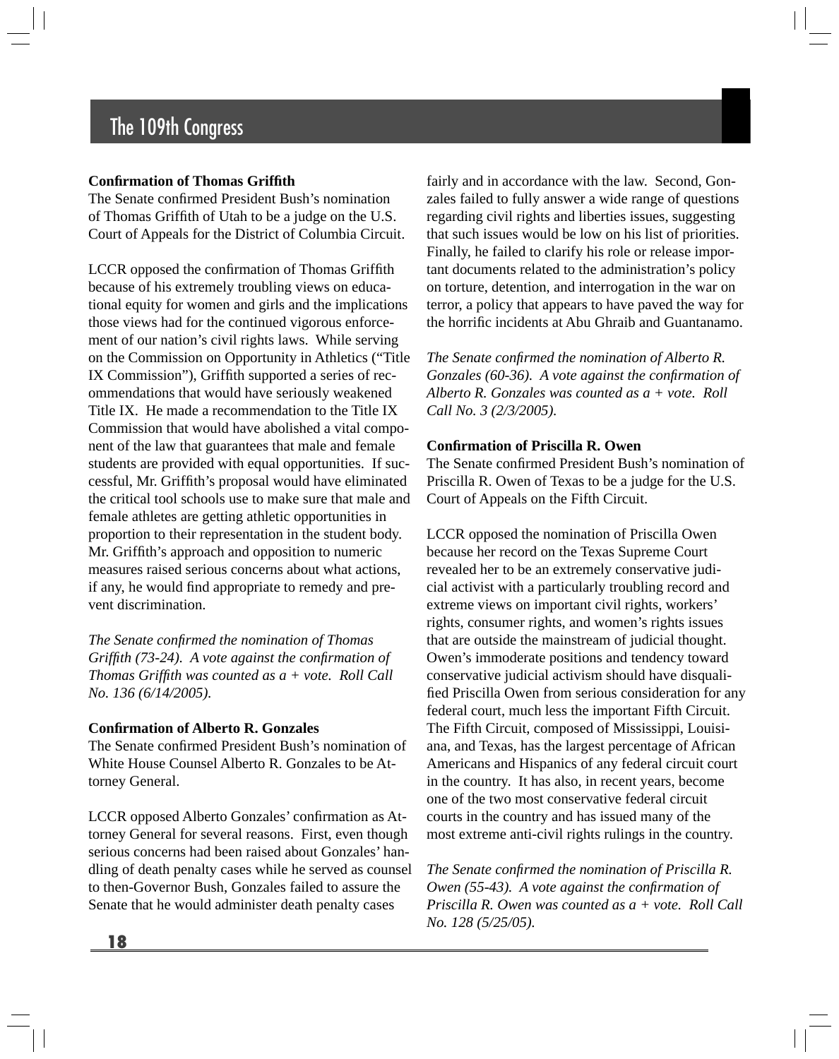## Confirmation of Thomas Griffith

The Senate confirmed President Bush's nomination of Thomas Griffith of Utah to be a judge on the U.S. Court of Appeals for the District of Columbia Circuit.

LCCR opposed the confirmation of Thomas Griffith because of his extremely troubling views on educational equity for women and girls and the implications those views had for the continued vigorous enforcement of our nation's civil rights laws. While serving on the Commission on Opportunity in Athletics ("Title IX Commission"), Griffith supported a series of recommendations that would have seriously weakened Title IX. He made a recommendation to the Title IX Commission that would have abolished a vital component of the law that guarantees that male and female students are provided with equal opportunities. If successful, Mr. Griffith's proposal would have eliminated the critical tool schools use to make sure that male and female athletes are getting athletic opportunities in proportion to their representation in the student body. Mr. Griffith's approach and opposition to numeric measures raised serious concerns about what actions, if any, he would find appropriate to remedy and prevent discrimination.

*The Senate confirmed the nomination of Thomas Griffith (73-24). A vote against the confirmation of Thomas Griffith was counted as a + vote. Roll Call No. 136 (6/14/2005).*

## Confirmation of Alberto R. Gonzales

The Senate confirmed President Bush's nomination of White House Counsel Alberto R. Gonzales to be Attorney General.

LCCR opposed Alberto Gonzales' confirmation as Attorney General for several reasons. First, even though serious concerns had been raised about Gonzales' handling of death penalty cases while he served as counsel to then-Governor Bush, Gonzales failed to assure the Senate that he would administer death penalty cases fairly and in accordance with the law. Second, Gonzales failed to fully answer a wide range of questions regarding civil rights and liberties issues, suggesting that such issues would be low on his list of priorities. Finally, he failed to clarify his role or release important documents related to the administration's policy on torture, detention, and interrogation in the war on terror, a policy that appears to have paved the way for the horrific incidents at Abu Ghraib and Guantanamo.

*The Senate confirmed the nomination of Alberto R. Gonzales (60-36). A vote against the confirmation of Alberto R. Gonzales was counted as a + vote. Roll Call No. 3 (2/3/2005).*

## Confirmation of Priscilla R. Owen

The Senate confirmed President Bush's nomination of Priscilla R. Owen of Texas to be a judge for the U.S. Court of Appeals on the Fifth Circuit.

LCCR opposed the nomination of Priscilla Owen because her record on the Texas Supreme Court revealed her to be an extremely conservative judicial activist with a particularly troubling record and extreme views on important civil rights, workers' rights, consumer rights, and women's rights issues that are outside the mainstream of judicial thought. Owen's immoderate positions and tendency toward conservative judicial activism should have disqualified Priscilla Owen from serious consideration for any federal court, much less the important Fifth Circuit. The Fifth Circuit, composed of Mississippi, Louisiana, and Texas, has the largest percentage of African Americans and Hispanics of any federal circuit court in the country. It has also, in recent years, become one of the two most conservative federal circuit courts in the country and has issued many of the most extreme anti-civil rights rulings in the country.

*The Senate confirmed the nomination of Priscilla R. Owen (55-43). A vote against the confirmation of Priscilla R. Owen was counted as a + vote. Roll Call No. 128 (5/25/05).*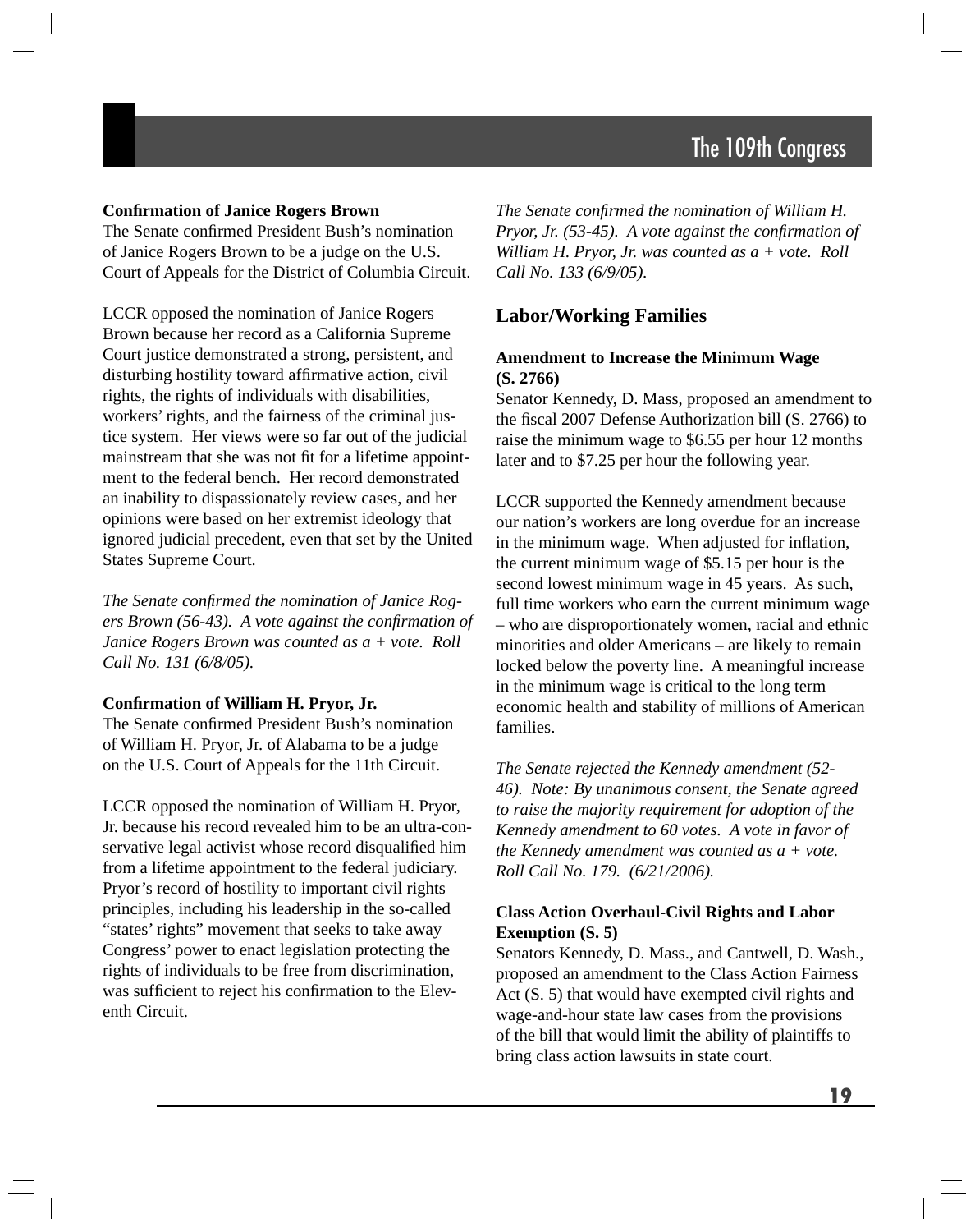**Confirmation of Janice Rogers Brown**
The Senate confirmed President Bush's nomination of Janice Rogers Brown to be a judge on the U.S. Court of Appeals for the District of Columbia Circuit.

LCCR opposed the nomination of Janice Rogers Brown because her record as a California Supreme Court justice demonstrated a strong, persistent, and disturbing hostility toward affirmative action, civil rights, the rights of individuals with disabilities, workers' rights, and the fairness of the criminal justice system. Her views were so far out of the judicial mainstream that she was not fit for a lifetime appointment to the federal bench. Her record demonstrated an inability to dispassionately review cases, and her opinions were based on her extremist ideology that ignored judicial precedent, even that set by the United States Supreme Court.

*The Senate confirmed the nomination of Janice Rogers Brown (56-43). A vote against the confirmation of Janice Rogers Brown was counted as a + vote. Roll Call No. 131 (6/8/05).*

**Confirmation of William H. Pryor, Jr.**
The Senate confirmed President Bush's nomination of William H. Pryor, Jr. of Alabama to be a judge on the U.S. Court of Appeals for the 11th Circuit.

LCCR opposed the nomination of William H. Pryor, Jr. because his record revealed him to be an ultra-conservative legal activist whose record disqualified him from a lifetime appointment to the federal judiciary. Pryor's record of hostility to important civil rights principles, including his leadership in the so-called "states' rights" movement that seeks to take away Congress' power to enact legislation protecting the rights of individuals to be free from discrimination, was sufficient to reject his confirmation to the Eleventh Circuit.

*The Senate confirmed the nomination of William H. Pryor, Jr. (53-45). A vote against the confirmation of William H. Pryor, Jr. was counted as a + vote. Roll Call No. 133 (6/9/05).*

## Labor/Working Families

**Amendment to Increase the Minimum Wage (S. 2766)**
Senator Kennedy, D. Mass, proposed an amendment to the fiscal 2007 Defense Authorization bill (S. 2766) to raise the minimum wage to $6.55 per hour 12 months later and to $7.25 per hour the following year.

LCCR supported the Kennedy amendment because our nation's workers are long overdue for an increase in the minimum wage. When adjusted for inflation, the current minimum wage of $5.15 per hour is the second lowest minimum wage in 45 years. As such, full time workers who earn the current minimum wage – who are disproportionately women, racial and ethnic minorities and older Americans – are likely to remain locked below the poverty line. A meaningful increase in the minimum wage is critical to the long term economic health and stability of millions of American families.

*The Senate rejected the Kennedy amendment (52-46). Note: By unanimous consent, the Senate agreed to raise the majority requirement for adoption of the Kennedy amendment to 60 votes. A vote in favor of the Kennedy amendment was counted as a + vote. Roll Call No. 179. (6/21/2006).*

**Class Action Overhaul-Civil Rights and Labor Exemption (S. 5)**
Senators Kennedy, D. Mass., and Cantwell, D. Wash., proposed an amendment to the Class Action Fairness Act (S. 5) that would have exempted civil rights and wage-and-hour state law cases from the provisions of the bill that would limit the ability of plaintiffs to bring class action lawsuits in state court.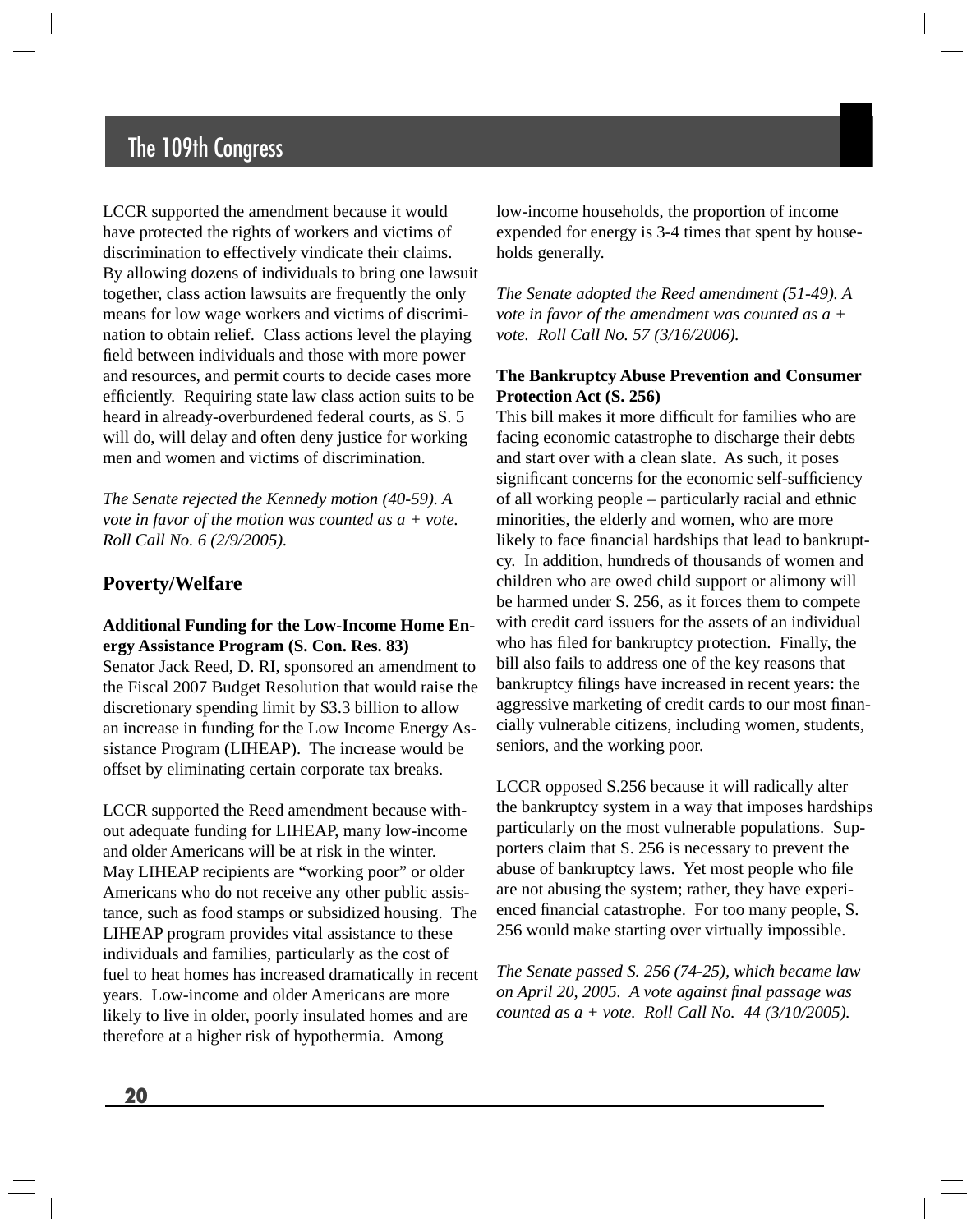LCCR supported the amendment because it would have protected the rights of workers and victims of discrimination to effectively vindicate their claims. By allowing dozens of individuals to bring one lawsuit together, class action lawsuits are frequently the only means for low wage workers and victims of discrimination to obtain relief. Class actions level the playing field between individuals and those with more power and resources, and permit courts to decide cases more efficiently. Requiring state law class action suits to be heard in already-overburdened federal courts, as S. 5 will do, will delay and often deny justice for working men and women and victims of discrimination.

*The Senate rejected the Kennedy motion (40-59). A vote in favor of the motion was counted as a + vote. Roll Call No. 6 (2/9/2005).*

## Poverty/Welfare

**Additional Funding for the Low-Income Home Energy Assistance Program (S. Con. Res. 83)**
Senator Jack Reed, D. RI, sponsored an amendment to the Fiscal 2007 Budget Resolution that would raise the discretionary spending limit by $3.3 billion to allow an increase in funding for the Low Income Energy Assistance Program (LIHEAP). The increase would be offset by eliminating certain corporate tax breaks.

LCCR supported the Reed amendment because without adequate funding for LIHEAP, many low-income and older Americans will be at risk in the winter. May LIHEAP recipients are "working poor" or older Americans who do not receive any other public assistance, such as food stamps or subsidized housing. The LIHEAP program provides vital assistance to these individuals and families, particularly as the cost of fuel to heat homes has increased dramatically in recent years. Low-income and older Americans are more likely to live in older, poorly insulated homes and are therefore at a higher risk of hypothermia. Among low-income households, the proportion of income expended for energy is 3-4 times that spent by households generally.

*The Senate adopted the Reed amendment (51-49). A vote in favor of the amendment was counted as a + vote. Roll Call No. 57 (3/16/2006).*

**The Bankruptcy Abuse Prevention and Consumer Protection Act (S. 256)**
This bill makes it more difficult for families who are facing economic catastrophe to discharge their debts and start over with a clean slate. As such, it poses significant concerns for the economic self-sufficiency of all working people – particularly racial and ethnic minorities, the elderly and women, who are more likely to face financial hardships that lead to bankruptcy. In addition, hundreds of thousands of women and children who are owed child support or alimony will be harmed under S. 256, as it forces them to compete with credit card issuers for the assets of an individual who has filed for bankruptcy protection. Finally, the bill also fails to address one of the key reasons that bankruptcy filings have increased in recent years: the aggressive marketing of credit cards to our most financially vulnerable citizens, including women, students, seniors, and the working poor.

LCCR opposed S.256 because it will radically alter the bankruptcy system in a way that imposes hardships particularly on the most vulnerable populations. Supporters claim that S. 256 is necessary to prevent the abuse of bankruptcy laws. Yet most people who file are not abusing the system; rather, they have experienced financial catastrophe. For too many people, S. 256 would make starting over virtually impossible.

*The Senate passed S. 256 (74-25), which became law on April 20, 2005. A vote against final passage was counted as a + vote. Roll Call No. 44 (3/10/2005).*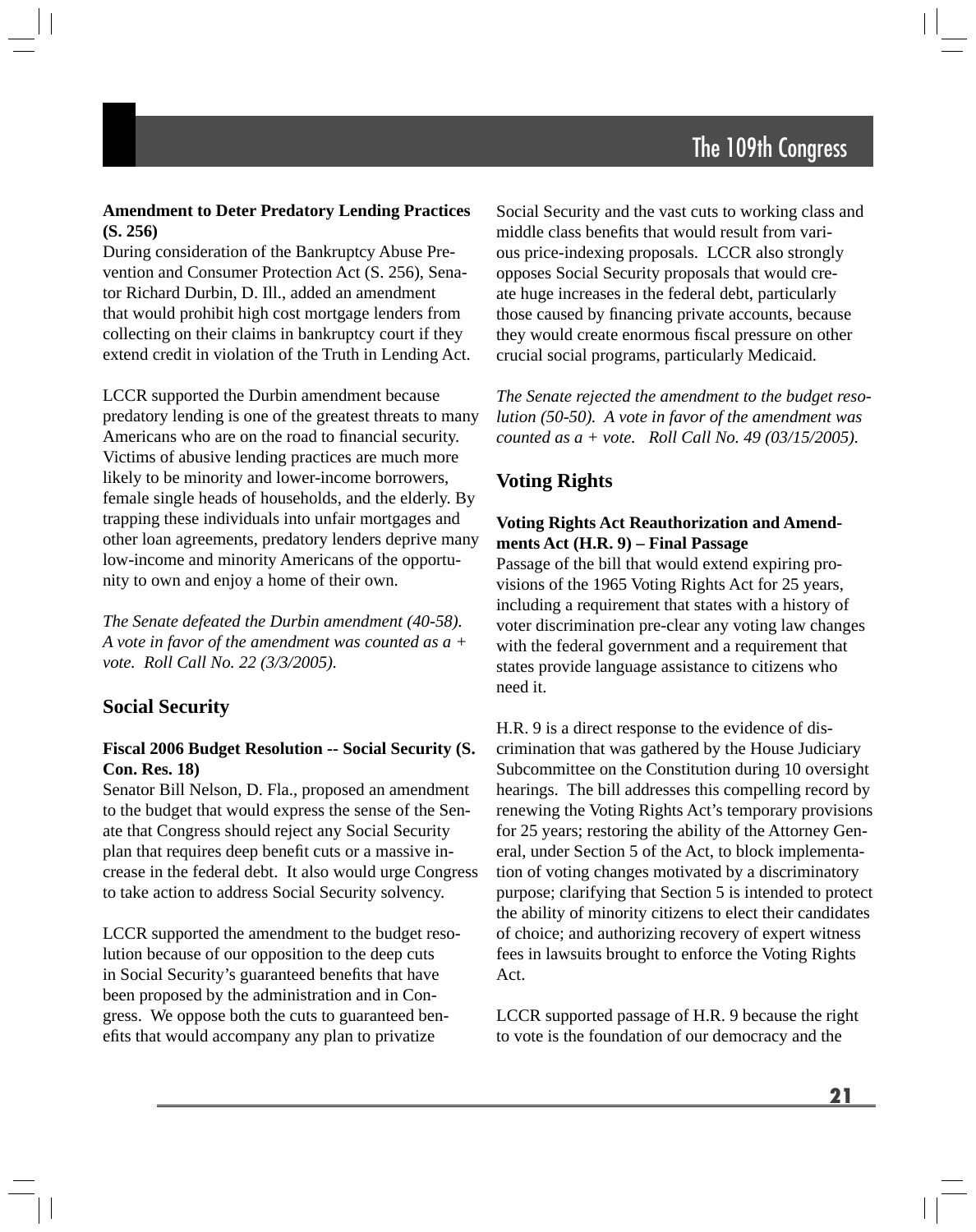**Amendment to Deter Predatory Lending Practices (S. 256)**
During consideration of the Bankruptcy Abuse Prevention and Consumer Protection Act (S. 256), Senator Richard Durbin, D. Ill., added an amendment that would prohibit high cost mortgage lenders from collecting on their claims in bankruptcy court if they extend credit in violation of the Truth in Lending Act.

LCCR supported the Durbin amendment because predatory lending is one of the greatest threats to many Americans who are on the road to financial security. Victims of abusive lending practices are much more likely to be minority and lower-income borrowers, female single heads of households, and the elderly. By trapping these individuals into unfair mortgages and other loan agreements, predatory lenders deprive many low-income and minority Americans of the opportunity to own and enjoy a home of their own.

*The Senate defeated the Durbin amendment (40-58). A vote in favor of the amendment was counted as a + vote. Roll Call No. 22 (3/3/2005).*

## Social Security

**Fiscal 2006 Budget Resolution -- Social Security (S. Con. Res. 18)**
Senator Bill Nelson, D. Fla., proposed an amendment to the budget that would express the sense of the Senate that Congress should reject any Social Security plan that requires deep benefit cuts or a massive increase in the federal debt. It also would urge Congress to take action to address Social Security solvency.

LCCR supported the amendment to the budget resolution because of our opposition to the deep cuts in Social Security's guaranteed benefits that have been proposed by the administration and in Congress. We oppose both the cuts to guaranteed benefits that would accompany any plan to privatize Social Security and the vast cuts to working class and middle class benefits that would result from various price-indexing proposals. LCCR also strongly opposes Social Security proposals that would create huge increases in the federal debt, particularly those caused by financing private accounts, because they would create enormous fiscal pressure on other crucial social programs, particularly Medicaid.

*The Senate rejected the amendment to the budget resolution (50-50). A vote in favor of the amendment was counted as a + vote. Roll Call No. 49 (03/15/2005).*

## Voting Rights

**Voting Rights Act Reauthorization and Amendments Act (H.R. 9) – Final Passage**
Passage of the bill that would extend expiring provisions of the 1965 Voting Rights Act for 25 years, including a requirement that states with a history of voter discrimination pre-clear any voting law changes with the federal government and a requirement that states provide language assistance to citizens who need it.

H.R. 9 is a direct response to the evidence of discrimination that was gathered by the House Judiciary Subcommittee on the Constitution during 10 oversight hearings. The bill addresses this compelling record by renewing the Voting Rights Act's temporary provisions for 25 years; restoring the ability of the Attorney General, under Section 5 of the Act, to block implementation of voting changes motivated by a discriminatory purpose; clarifying that Section 5 is intended to protect the ability of minority citizens to elect their candidates of choice; and authorizing recovery of expert witness fees in lawsuits brought to enforce the Voting Rights Act.

LCCR supported passage of H.R. 9 because the right to vote is the foundation of our democracy and the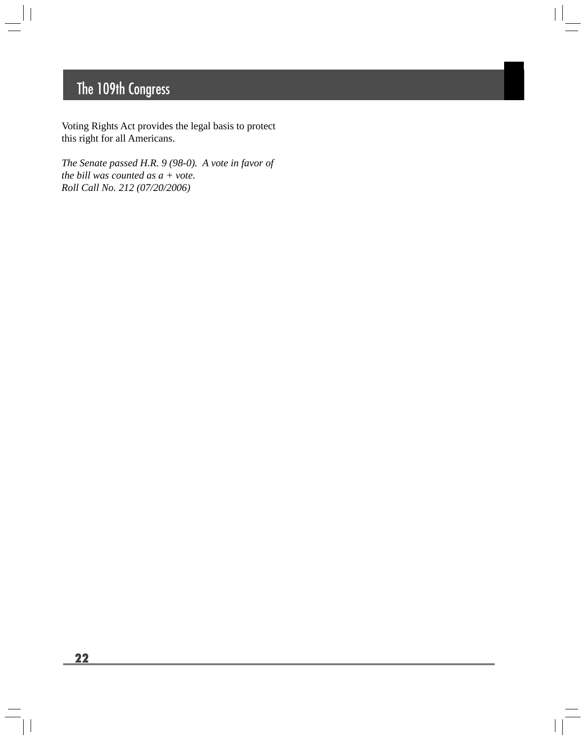Voting Rights Act provides the legal basis to protect this right for all Americans.

*The Senate passed H.R. 9 (98-0). A vote in favor of the bill was counted as a + vote.*
*Roll Call No. 212 (07/20/2006)*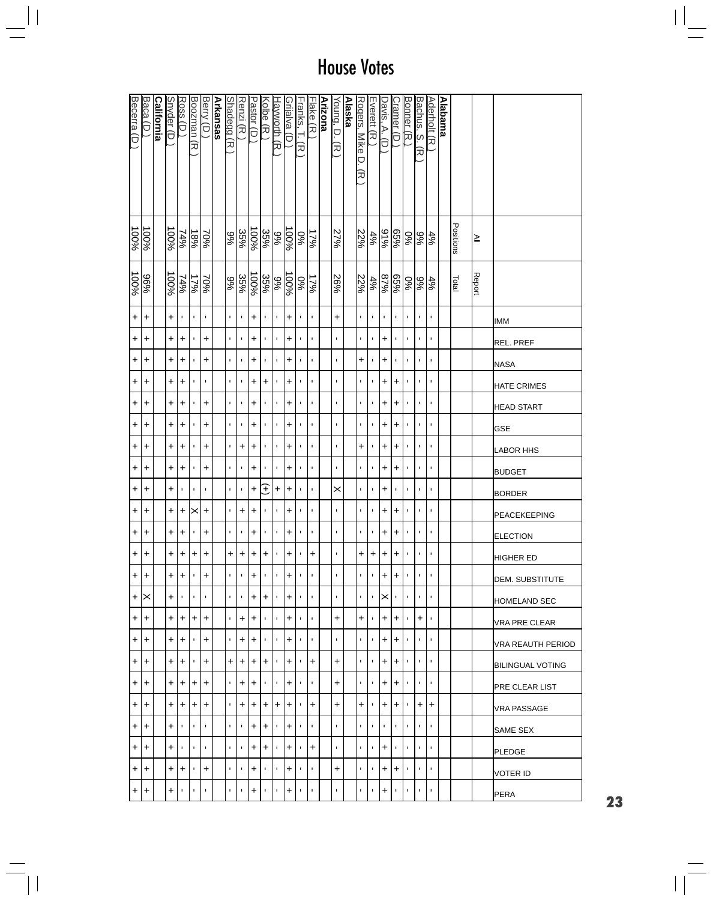# House Votes

| | All Positions | Report Total | IMM | REL. PREF | NASA | HATE CRIMES | HEAD START | GSE | LABOR HHS | BUDGET | BORDER | PEACEKEEPING | ELECTION | HIGHER ED | DEM. SUBSTITUTE | HOMELAND SEC | VRA PRE CLEAR | VRA REAUTH PERIOD | BILINGUAL VOTING | PRE CLEAR LIST | VRA PASSAGE | SAME SEX | PLEDGE | VOTER ID | PERA |
|---|---|---|---|---|---|---|---|---|---|---|---|---|---|---|---|---|---|---|---|---|---|---|---|---|---|
| **Alabama** | | | | | | | | | | | | | | | | | | | | | | | | | |
| Aderholt (R) | 4% | 4% | - | - | - | - | - | - | - | - | - | - | - | - | - | - | - | - | - | - | + | - | - | - | - |
| Bachus, S. (R) | 9% | 9% | - | - | - | - | - | - | - | - | - | - | - | - | - | - | + | - | - | - | + | - | - | - | - |
| Bonner (R) | 0% | 0% | - | - | - | - | - | - | - | - | - | - | - | - | - | - | - | - | - | - | - | - | - | - | - |
| Cramer (D) | 65% | 65% | - | - | - | + | + | + | + | + | - | + | + | + | + | - | + | + | + | + | + | - | - | + | - |
| Davis, A. (D) | 91% | 87% | - | + | + | + | + | + | + | + | + | + | + | + | + | X | + | + | + | + | + | - | + | + | + |
| Everett (R) | 4% | 4% | - | - | - | - | - | - | - | - | - | - | - | + | - | - | - | - | - | - | - | - | - | - | - |
| Rogers, Mike D. (R) | 22% | 22% | - | - | + | - | - | - | + | - | - | - | - | + | - | - | + | - | - | - | + | - | - | - | - |
| **Alaska** | | | | | | | | | | | | | | | | | | | | | | | | | |
| Young, D. (R) | 27% | 26% | + | - | - | - | - | - | - | - | X | - | - | - | - | - | + | - | + | + | + | - | - | + | - |
| **Arizona** | | | | | | | | | | | | | | | | | | | | | | | | | |
| Flake (R) | 17% | 17% | - | - | - | - | - | - | - | - | - | - | - | + | - | - | - | - | + | - | + | - | + | - | - |
| Franks, T. (R) | | 0% | - | - | - | - | - | - | - | - | - | - | - | - | - | - | - | - | - | - | - | - | - | - | - |
| Grijalva (D) | 100% | 100% | + | + | + | + | + | + | + | + | + | + | + | + | + | + | + | + | + | + | + | + | + | + | + |
| Hayworth (R) | 9% | 9% | - | - | - | - | - | - | - | - | + | - | - | - | - | - | - | - | - | - | + | - | - | - | - |
| Kolbe (R) | 35% | 35% | - | - | - | + | - | - | - | - | (+) | - | - | + | - | + | - | - | + | - | + | + | + | - | - |
| Pastor (D) | 100% | 100% | + | + | + | + | + | + | + | + | + | + | + | + | + | + | + | + | + | + | + | + | + | + | + |
| Renzi (R) | 35% | 35% | - | - | - | - | - | - | + | - | - | + | - | + | - | - | + | + | + | + | + | - | - | - | - |
| Shadegg (R) | 9% | 9% | - | - | - | - | - | - | - | - | - | - | - | + | - | - | - | - | + | - | - | - | - | - | - |
| **Arkansas** | | | | | | | | | | | | | | | | | | | | | | | | | |
| Berry (D) | 70% | 70% | - | + | + | - | + | + | + | + | - | + | + | + | + | - | + | + | + | + | + | - | - | + | - |
| Boozman (R) | 18% | 17% | - | - | - | - | - | - | - | - | - | X | - | + | - | - | + | - | - | + | + | - | - | - | - |
| Ross (D) | 74% | 74% | - | + | + | + | + | + | + | + | - | + | + | + | + | - | + | + | + | + | + | - | - | + | - |
| Snyder (D) | 100% | 100% | + | + | + | + | + | + | + | + | + | + | + | + | + | + | + | + | + | + | + | + | + | + | + |
| **California** | | | | | | | | | | | | | | | | | | | | | | | | | |
| Baca (D) | 100% | 96% | + | + | + | + | + | + | + | + | + | + | + | + | + | X | + | + | + | + | + | + | + | + | + |
| Becerra (D) | 100% | 100% | + | + | + | + | + | + | + | + | + | + | + | + | + | + | + | + | + | + | + | + | + | + | + |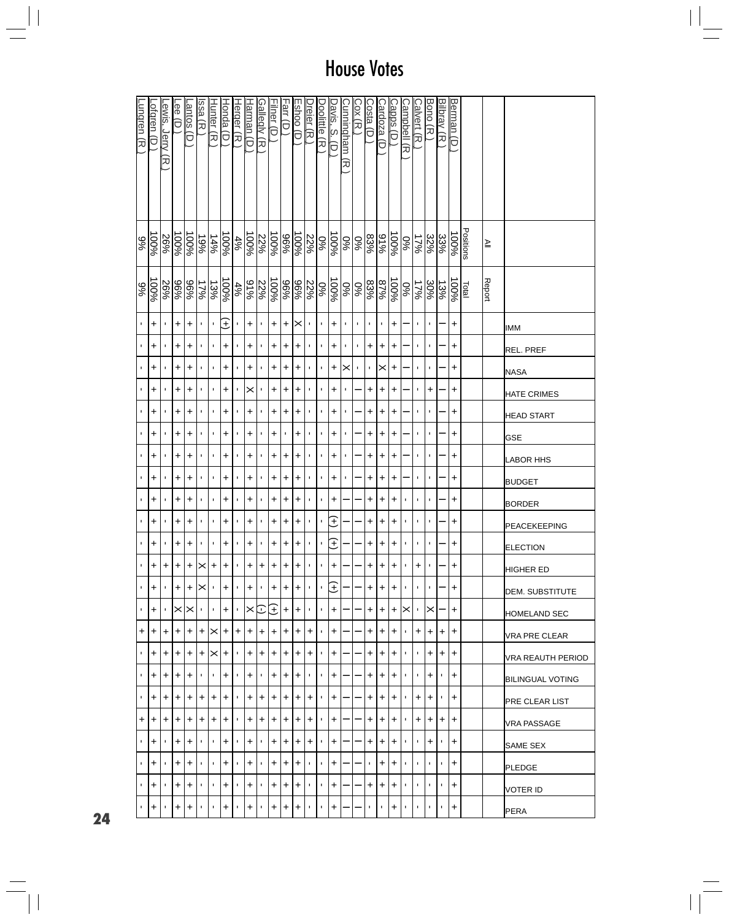# House Votes

| | All Positions | Report Total | IMM | REL. PREF | NASA | HATE CRIMES | HEAD START | GSE | LABOR HHS | BUDGET | BORDER | PEACEKEEPING | ELECTION | HIGHER ED | DEM. SUBSTITUTE | HOMELAND SEC | VRA PRE CLEAR | VRA REAUTH PERIOD | BILINGUAL VOTING | PRE CLEAR LIST | VRA PASSAGE | SAME SEX | PLEDGE | VOTER ID | PERA |
|---|---|---|---|---|---|---|---|---|---|---|---|---|---|---|---|---|---|---|---|---|---|---|---|---|---|
| Berman (D) | 100% | 100% | + | + | + | + | + | + | + | + | + | + | + | + | + | + | + | + | + | + | + | + | + | + | + |
| Bilbray (R) | 33% | 13% | — | — | — | — | — | — | — | — | — | — | — | — | — | — | + | + | - | - | + | - | - | - | - |
| Bono (R) | 32% | 30% | - | - | - | + | - | - | - | - | - | - | - | - | - | X | + | + | + | + | + | + | - | - | - |
| Calvert (R) | 17% | 17% | - | - | - | - | - | - | - | - | - | - | - | + | - | - | + | - | - | + | + | - | - | - | - |
| Campbell (R) | 0% | 0% | — | — | — | — | — | — | — | — | - | - | - | - | - | X | - | - | - | - | - | - | - | - | - |
| Capps (D) | 100% | 100% | + | + | + | + | + | + | + | + | + | + | + | + | + | + | + | + | + | + | + | + | + | + | + |
| Cardoza (D) | 91% | 87% | - | + | X | + | + | + | + | + | + | + | + | + | + | + | + | + | + | + | + | + | + | + | - |
| Costa (D) | 83% | 83% | - | + | - | + | + | + | + | + | + | + | + | + | + | + | + | + | + | + | + | + | - | + | - |
| Cox (R) | 0% | 0% | - | - | - | — | — | — | — | — | — | — | — | — | — | — | — | — | — | — | — | — | — | — | — |
| Cunningham (R) | 0% | 0% | - | - | X | - | - | - | - | - | — | — | — | — | — | — | — | — | — | — | — | — | — | — | — |
| Davis, S. (D) | 100% | 100% | + | + | + | + | + | + | + | + | + | (+) | (+) | + | (+) | + | + | + | + | + | + | + | + | + | + |
| Doolittle (R) | 0% | 0% | - | - | - | - | - | - | - | - | - | - | - | - | - | - | - | - | - | - | - | - | - | - | - |
| Dreier (R) | 22% | 22% | - | - | - | - | - | - | - | - | - | - | - | - | - | - | + | + | - | + | + | + | - | - | - |
| Eshoo (D) | 100% | 96% | X | + | + | + | + | + | + | + | + | + | + | + | + | + | + | + | + | + | + | + | + | + | + |
| Farr (D) | 96% | 96% | + | + | + | + | + | - | + | + | + | + | + | + | + | + | + | + | + | + | + | + | + | + | + |
| Filner (D) | 100% | 100% | + | + | + | + | + | + | + | + | + | + | + | + | + | (+) | + | + | + | + | + | + | + | + | + |
| Gallegly (R) | 22% | 22% | - | - | - | - | - | - | - | - | - | - | - | + | - | (-) | + | + | - | + | + | - | - | - | - |
| Harman (D) | 100% | 91% | + | + | + | X | + | + | + | + | + | + | + | + | + | X | + | + | + | + | + | + | + | + | + |
| Herger (R) | 4% | 4% | - | - | - | - | - | - | - | - | - | - | - | - | - | - | + | - | - | - | - | - | - | - | - |
| Honda (D) | 100% | 100% | (+) | + | + | + | + | + | + | + | + | + | + | + | + | + | + | + | + | + | + | + | + | + | + |
| Hunter (R) | 14% | 13% | - | - | - | - | - | - | - | - | - | - | - | + | - | - | X | X | - | + | + | - | - | - | - |
| Issa (R) | 19% | 17% | - | - | - | - | - | - | - | - | - | - | - | X | X | - | + | + | - | + | + | - | - | - | - |
| Lantos (D) | 100% | 96% | + | + | + | + | + | + | + | + | + | + | + | + | + | X | + | + | + | + | + | + | + | + | + |
| Lee (D) | 100% | 96% | + | + | + | + | + | + | + | + | + | + | + | + | + | X | + | + | + | + | + | + | + | + | + |
| Lewis, Jerry (R) | 26% | 26% | - | - | - | - | - | - | - | - | - | - | - | + | - | - | + | + | + | + | + | - | - | - | - |
| Lofgren (D) | 100% | 100% | + | + | + | + | + | + | + | + | + | + | + | + | + | + | + | + | + | + | + | + | + | + | + |
| Lungren (R) | 9% | 9% | - | - | - | - | - | - | - | - | - | - | - | - | - | - | + | - | - | - | + | - | - | - | - |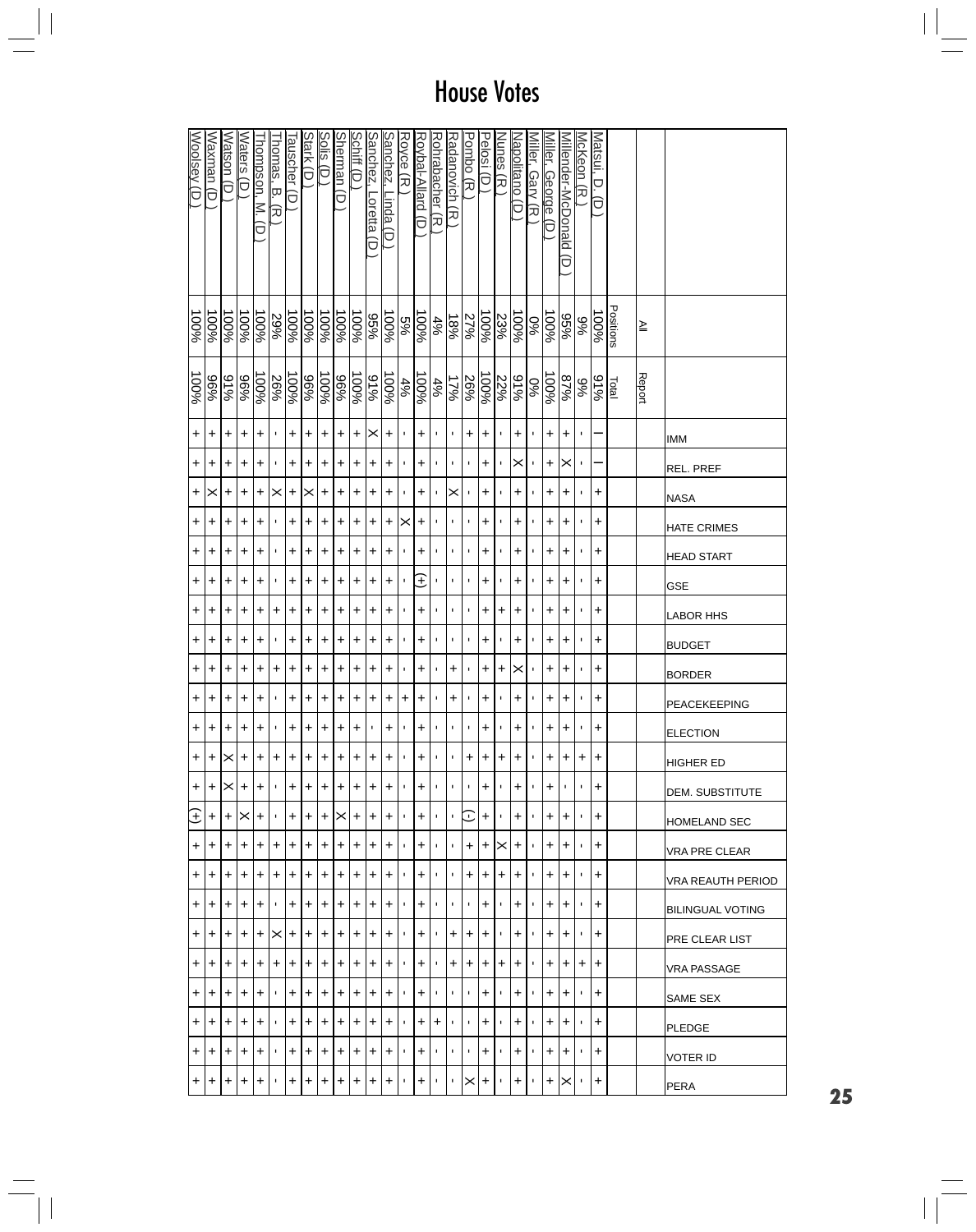# House Votes

| Member | All Positions | Report Total | IMM | REL. PREF | NASA | HATE CRIMES | HEAD START | GSE | LABOR HHS | BUDGET | BORDER | PEACEKEEPING | ELECTION | HIGHER ED | DEM. SUBSTITUTE | HOMELAND SEC | VRA PRE CLEAR | VRA REAUTH PERIOD | BILINGUAL VOTING | PRE CLEAR LIST | VRA PASSAGE | SAME SEX | PLEDGE | VOTER ID | PERA |
|---|---|---|---|---|---|---|---|---|---|---|---|---|---|---|---|---|---|---|---|---|---|---|---|---|---|
| Matsui, D. (D) | 100% | 91% | I | I | + | + | + | + | + | + | + | + | + | + | + | + | + | + | + | + | + | + | + | + | + |
| McKeon (R) | 9% | 9% | - | - | - | - | - | - | - | - | - | - | - | + | - | - | - | - | - | - | + | - | - | - | - |
| Millender-McDonald (D) | 95% | 87% | + | X | + | + | + | + | + | + | + | + | + | + | - | + | + | + | + | + | + | + | + | + | X |
| Miller, George (D) | 100% | 100% | + | + | + | + | + | + | + | + | + | + | + | + | + | + | + | + | + | + | + | + | + | + | + |
| Miller, Gary (R) | 0% | 0% | - | - | - | - | - | - | - | - | - | - | - | - | - | - | - | - | - | - | - | - | - | - | - |
| Napolitano (D) | 100% | 91% | + | X | + | + | + | + | + | + | X | + | + | + | + | + | + | + | + | + | + | + | + | + | + |
| Nunes (R) | 23% | 22% | - | - | - | - | - | - | + | - | + | - | - | + | - | - | X | + | - | - | + | - | - | - | - |
| Pelosi (D) | 100% | 100% | + | + | + | + | + | + | + | + | + | + | + | + | + | + | + | + | + | + | + | + | + | + | + |
| Pombo (R) | 27% | 26% | + | - | - | - | - | - | - | - | - | - | - | + | - | (-) | + | + | - | + | + | - | - | - | X |
| Radanovich (R) | 18% | 17% | - | - | X | - | - | - | - | - | + | + | - | - | - | - | - | - | - | + | + | - | - | - | - |
| Rohrabacher (R) | 4% | 4% | - | - | - | - | - | - | - | - | - | - | - | - | - | - | - | - | - | - | - | - | + | - | - |
| Roybal-Allard (D) | 100% | 100% | + | + | + | + | + | (+) | + | + | + | + | + | + | + | + | + | + | + | + | + | + | + | + | + |
| Royce (R) | 5% | 4% | - | - | - | X | - | - | - | - | - | + | - | - | - | - | - | - | - | - | - | - | - | - | - |
| Sanchez, Linda (D) | 100% | 100% | + | + | + | + | + | + | + | + | + | + | + | + | + | + | + | + | + | + | + | + | + | + | + |
| Sanchez, Loretta (D) | 95% | 91% | X | + | + | + | + | + | + | + | + | + | - | + | + | + | + | + | + | + | + | + | + | + | + |
| Schiff (D) | 100% | 100% | + | + | + | + | + | + | + | + | + | + | + | + | + | + | + | + | + | + | + | + | + | + | + |
| Sherman (D) | 100% | 96% | + | + | + | + | + | + | + | + | + | + | + | + | + | X | + | + | + | + | + | + | + | + | + |
| Solis (D) | 100% | 100% | + | + | + | + | + | + | + | + | + | + | + | + | + | + | + | + | + | + | + | + | + | + | + |
| Stark (D) | 100% | 96% | + | + | X | + | + | + | + | + | + | + | + | + | + | + | + | + | + | + | + | + | + | + | + |
| Tauscher (D) | 100% | 100% | + | + | + | + | + | + | + | + | + | + | + | + | + | + | + | + | + | + | + | + | + | + | + |
| Thomas, B. (R) | 29% | 26% | - | - | X | - | - | - | + | - | + | - | - | + | - | - | + | + | - | X | + | - | - | - | - |
| Thompson, M. (D) | 100% | 100% | + | + | + | + | + | + | + | + | + | + | + | + | + | + | + | + | + | + | + | + | + | + | + |
| Waters (D) | 100% | 96% | + | + | + | + | + | + | + | + | + | + | + | + | + | X | + | + | + | + | + | + | + | + | + |
| Watson (D) | 100% | 91% | + | + | + | + | + | + | + | + | + | + | + | X | X | + | + | + | + | + | + | + | + | + | + |
| Waxman (D) | 100% | 96% | + | + | X | + | + | + | + | + | + | + | + | + | + | + | + | + | + | + | + | + | + | + | + |
| Woolsey (D) | 100% | 100% | + | + | + | + | + | + | + | + | + | + | + | + | + | (+) | + | + | + | + | + | + | + | + | + |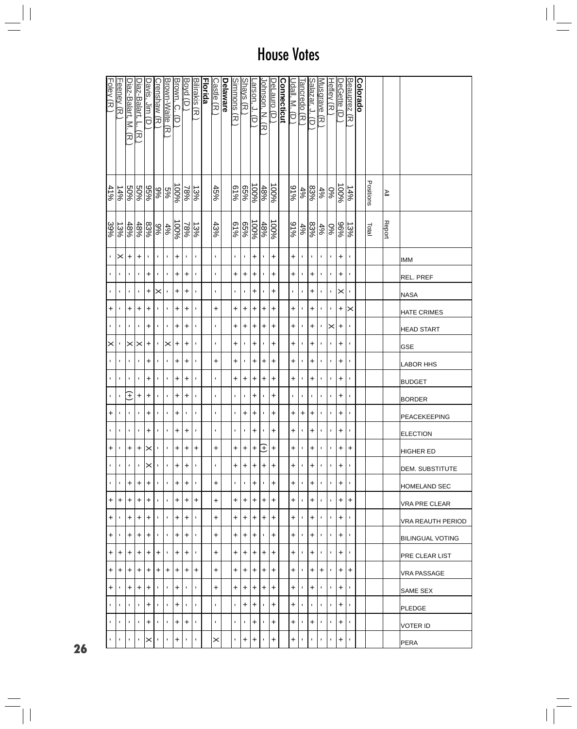# House Votes

| | All Positions | Report Total | IMM | REL. PREF | NASA | HATE CRIMES | HEAD START | GSE | LABOR HHS | BUDGET | BORDER | PEACEKEEPING | ELECTION | HIGHER ED | DEM. SUBSTITUTE | HOMELAND SEC | VRA PRE CLEAR | VRA REAUTH PERIOD | BILINGUAL VOTING | PRE CLEAR LIST | VRA PASSAGE | SAME SEX | PLEDGE | VOTER ID | PERA |
|---|---|---|---|---|---|---|---|---|---|---|---|---|---|---|---|---|---|---|---|---|---|---|---|---|---|
| **Colorado** | | | | | | | | | | | | | | | | | | | | | | | | | |
| Beauprez (R ) | 14% | 13% | - | - | - | X | - | - | - | - | - | - | - | + | - | - | + | - | - | - | + | - | - | - | - |
| DeGette (D ) | 100% | 96% | + | + | X | + | + | + | + | + | + | + | + | + | + | + | + | + | + | + | + | + | + | + | + |
| Hefley (R ) | 0% | 0% | - | - | - | - | X | - | - | - | - | - | - | - | - | - | - | - | - | - | - | - | - | - | - |
| Musgrave (R ) | 4% | 4% | - | - | - | - | - | - | - | - | - | - | - | - | - | - | - | - | - | - | + | - | - | - | - |
| Salazar, J. (D ) | 83% | 83% | - | + | + | + | + | + | + | + | - | + | + | + | + | + | + | + | + | + | + | + | - | + | - |
| Tancredo (R ) | 4% | 4% | - | - | - | - | - | - | - | - | - | + | - | - | - | - | - | - | - | - | - | - | - | - | - |
| Udall, M. (D ) | 91% | 91% | + | + | - | + | + | + | + | + | - | + | + | + | + | + | + | + | + | + | + | + | + | + | + |
| **Connecticut** | | | | | | | | | | | | | | | | | | | | | | | | | |
| DeLauro (D ) | 100% | 100% | + | + | + | + | + | + | + | + | + | + | + | + | + | + | + | + | + | + | + | + | + | + | + |
| Johnson, N. (R ) | 48% | 48% | - | - | - | + | + | - | + | + | - | - | - | (+) | + | - | + | + | - | + | + | + | - | - | - |
| Larson, J. (D ) | 100% | 100% | + | + | + | + | + | + | + | + | + | + | + | + | + | + | + | + | + | + | + | + | + | + | + |
| Shays (R ) | 65% | 65% | - | + | - | + | + | - | - | + | - | + | - | + | + | - | + | + | + | + | + | + | + | - | + |
| Simmons (R ) | 61% | 61% | - | + | - | + | + | + | + | + | - | - | - | + | + | - | + | + | + | + | + | + | - | - | - |
| **Delaware** | | | | | | | | | | | | | | | | | | | | | | | | | |
| Castle (R ) | 45% | 43% | - | - | - | + | - | - | + | - | - | - | - | + | - | + | + | + | + | + | + | + | - | - | X |
| **Florida** | | | | | | | | | | | | | | | | | | | | | | | | | |
| Bilirakis (R ) | 13% | 13% | - | - | - | - | - | - | - | - | - | - | - | + | - | - | + | - | - | - | + | - | - | - | - |
| Boyd (D ) | 78% | 78% | - | + | + | + | + | + | + | + | + | - | + | + | + | + | + | + | + | + | + | - | + | + | - |
| Brown, C. (D ) | 100% | 100% | + | + | + | + | + | + | + | + | + | + | + | + | + | + | + | + | + | + | + | + | + | + | + |
| Brown-Waite (R ) | 5% | 4% | - | - | - | - | - | X | - | - | - | - | - | - | - | - | - | - | - | - | + | - | - | - | - |
| Crenshaw (R ) | 9% | 9% | - | - | X | - | - | - | - | - | - | - | - | - | - | - | - | - | - | + | + | - | - | - | - |
| Davis, Jim (D ) | 95% | 83% | - | + | + | + | + | + | + | + | + | + | + | X | X | + | + | + | + | + | + | + | + | + | X |
| Diaz-Balart, L. (R ) | 50% | 48% | + | - | - | + | - | X | - | - | + | - | - | + | - | + | + | + | + | + | + | + | - | - | - |
| Diaz-Balart, M. (R ) | 50% | 48% | + | - | - | + | - | X | - | - | (+) | - | - | + | - | + | + | + | + | + | + | + | - | - | - |
| Feeney (R ) | 14% | 13% | X | - | - | - | - | - | - | - | - | - | - | - | - | - | + | - | - | + | + | - | - | - | - |
| Foley (R ) | 41% | 39% | - | - | - | + | - | X | - | - | - | + | - | + | - | - | + | + | + | + | + | + | - | - | - |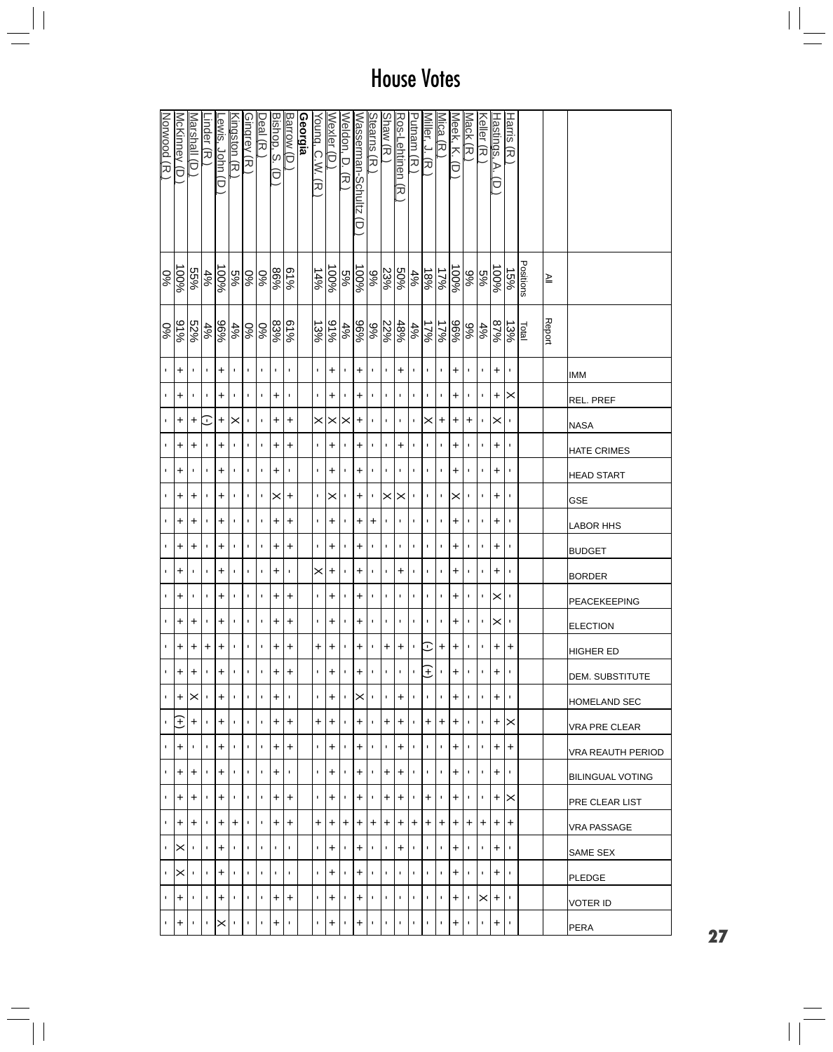# House Votes

| | All Positions | Report Total | IMM | REL. PREF | NASA | HATE CRIMES | HEAD START | GSE | LABOR HHS | BUDGET | BORDER | PEACEKEEPING | ELECTION | HIGHER ED | DEM. SUBSTITUTE | HOMELAND SEC | VRA PRE CLEAR | VRA REAUTH PERIOD | BILINGUAL VOTING | PRE CLEAR LIST | VRA PASSAGE | SAME SEX | PLEDGE | VOTER ID | PERA |
|---|---|---|---|---|---|---|---|---|---|---|---|---|---|---|---|---|---|---|---|---|---|---|---|---|---|
| Harris (R.) | 15% | 13% | ' | X | ' | ' | ' | ' | ' | ' | ' | ' | ' | + | ' | ' | X | + | ' | X | + | ' | ' | ' | ' |
| Hastings, A. (D.) | 100% | 87% | + | + | X | + | + | + | + | + | + | X | X | + | + | + | + | + | + | + | + | + | + | + | + |
| Keller (R.) | 5% | 4% | ' | ' | ' | ' | ' | ' | ' | ' | ' | ' | ' | ' | ' | ' | ' | ' | ' | ' | + | ' | ' | X | ' |
| Mack (R.) | 9% | 9% | ' | ' | + | ' | ' | ' | ' | ' | ' | ' | ' | ' | ' | ' | ' | ' | ' | ' | + | ' | ' | ' | ' |
| Meek, K. (D.) | 100% | 96% | + | + | + | + | + | X | + | + | + | + | + | + | + | + | + | + | + | + | + | + | + | + | + |
| Mica (R.) | 17% | 17% | ' | ' | + | ' | ' | ' | ' | ' | ' | ' | ' | + | ' | ' | + | ' | ' | ' | + | ' | ' | ' | ' |
| Miller, J. (R.) | 18% | 17% | ' | ' | X | ' | ' | ' | ' | ' | ' | ' | ' | (-) | (+) | ' | + | ' | ' | + | + | ' | ' | ' | ' |
| Putnam (R.) | 4% | 4% | ' | ' | ' | ' | ' | ' | ' | ' | ' | ' | ' | ' | ' | ' | ' | ' | ' | ' | + | ' | ' | ' | ' |
| Ros-Lehtinen (R.) | 50% | 48% | + | ' | ' | + | ' | X | ' | ' | + | ' | ' | + | ' | + | + | + | + | + | + | + | ' | ' | ' |
| Shaw (R.) | 23% | 22% | ' | ' | ' | ' | ' | X | ' | ' | ' | ' | ' | + | ' | ' | + | ' | + | + | + | ' | ' | ' | ' |
| Stearns (R.) | 9% | 9% | ' | ' | ' | ' | ' | ' | + | ' | ' | ' | ' | ' | ' | ' | ' | ' | ' | ' | + | ' | ' | ' | ' |
| Wasserman-Schultz (D.) | 100% | 96% | + | + | + | + | + | + | + | + | + | + | + | + | + | X | + | + | + | + | + | + | + | + | + |
| Weldon, D. (R.) | 5% | 4% | ' | ' | X | ' | ' | ' | ' | ' | ' | ' | ' | ' | ' | ' | ' | ' | ' | ' | + | ' | ' | ' | ' |
| Wexler (D.) | 100% | 91% | + | + | X | + | + | X | + | + | + | + | + | + | + | + | + | + | + | + | + | + | + | + | + |
| Young, C.W. (R.) | 14% | 13% | ' | ' | X | ' | ' | ' | ' | ' | X | ' | ' | + | ' | ' | + | ' | ' | ' | + | ' | ' | ' | ' |
| **Georgia** | | | | | | | | | | | | | | | | | | | | | | | | | |
| Barrow (D.) | 61% | 61% | ' | ' | + | + | ' | + | + | + | ' | + | + | + | + | ' | + | + | ' | + | + | ' | ' | + | ' |
| Bishop, S. (D.) | 86% | 83% | ' | + | + | + | + | X | + | + | + | + | + | + | + | + | + | + | + | + | + | ' | ' | + | + |
| Deal (R.) | 0% | 0% | ' | ' | ' | ' | ' | ' | ' | ' | ' | ' | ' | ' | ' | ' | ' | ' | ' | ' | ' | ' | ' | ' | ' |
| Gingrey (R.) | 0% | 0% | ' | ' | ' | ' | ' | ' | ' | ' | ' | ' | ' | ' | ' | ' | ' | ' | ' | ' | ' | ' | ' | ' | ' |
| Kingston (R.) | 5% | 4% | ' | ' | X | ' | ' | ' | ' | ' | ' | ' | ' | ' | ' | ' | ' | ' | ' | ' | + | ' | ' | ' | ' |
| Lewis, John (D.) | 100% | 96% | + | + | + | + | + | + | + | + | + | + | + | + | + | + | + | + | + | + | + | + | + | + | X |
| Linder (R.) | 4% | 4% | ' | ' | (-) | ' | ' | ' | ' | ' | ' | ' | ' | + | ' | ' | ' | ' | ' | ' | ' | ' | ' | ' | ' |
| Marshall (D.) | 55% | 52% | ' | ' | + | + | ' | + | + | + | ' | ' | + | + | + | X | + | ' | + | + | + | ' | ' | ' | ' |
| McKinney (D.) | 100% | 91% | + | + | + | + | + | + | + | + | + | + | + | + | + | + | (+) | + | + | + | + | X | X | + | + |
| Norwood (R.) | 0% | 0% | ' | ' | ' | ' | ' | ' | ' | ' | ' | ' | ' | ' | ' | ' | ' | ' | ' | ' | ' | ' | ' | ' | ' |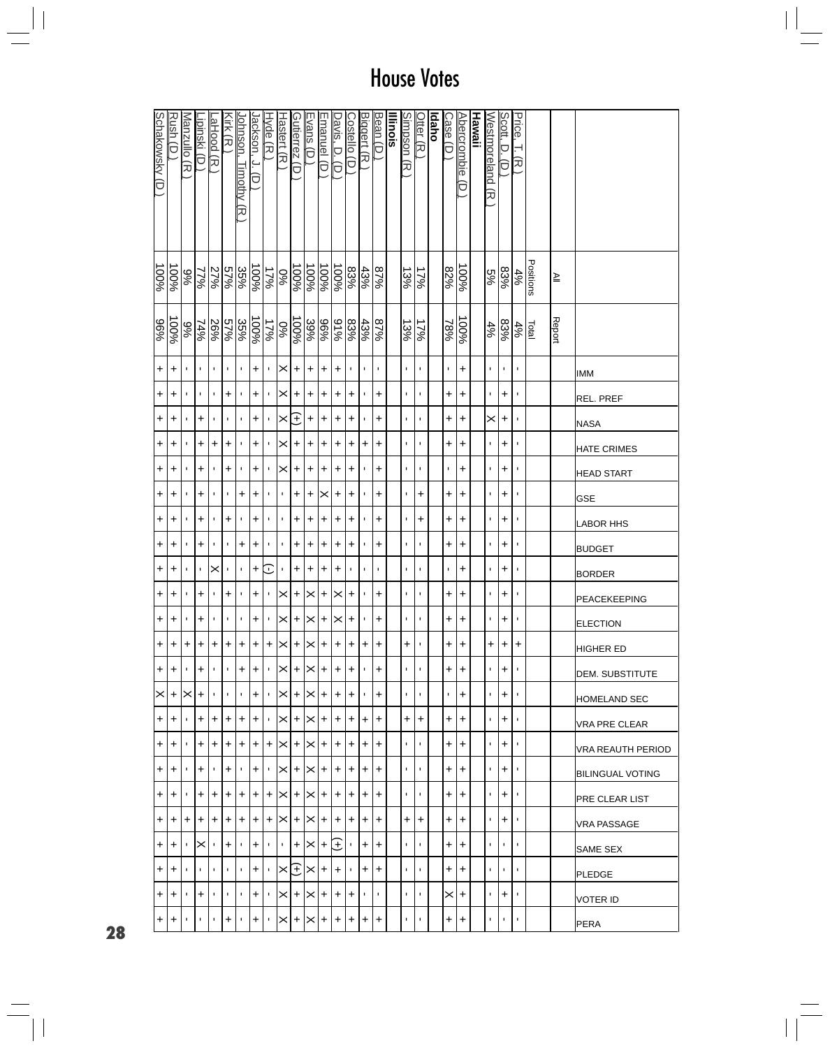# House Votes

| | All Positions | Report Total | IMM | REL. PREF | NASA | HATE CRIMES | HEAD START | GSE | LABOR HHS | BUDGET | BORDER | PEACEKEEPING | ELECTION | HIGHER ED | DEM. SUBSTITUTE | HOMELAND SEC | VRA PRE CLEAR | VRA REAUTH PERIOD | BILINGUAL VOTING | PRE CLEAR LIST | VRA PASSAGE | SAME SEX | PLEDGE | VOTER ID | PERA |
|---|---|---|---|---|---|---|---|---|---|---|---|---|---|---|---|---|---|---|---|---|---|---|---|---|---|
| Price, T. (R.) | 4% | 4% | - | - | - | - | - | - | - | - | - | - | - | + | - | - | - | - | - | - | - | - | - | - | - |
| Scott, D. (D.) | 83% | 83% | - | + | + | + | + | + | + | + | + | + | + | + | + | + | + | + | + | + | + | - | - | + | - |
| Westmoreland (R.) | 5% | 4% | - | - | X | - | - | - | - | - | - | - | - | + | - | - | - | - | - | - | - | - | - | - | - |
| **Hawaii** | | | | | | | | | | | | | | | | | | | | | | | | | |
| Abercrombie (D.) | 100% | 100% | + | + | + | + | + | + | + | + | + | + | + | + | + | + | + | + | + | + | + | + | + | + | + |
| Case (D.) | 82% | 78% | - | + | + | + | - | + | + | + | - | + | + | + | + | - | + | + | + | + | + | + | + | X | + |
| **Idaho** | | | | | | | | | | | | | | | | | | | | | | | | | |
| Otter (R.) | 17% | 17% | - | - | - | - | - | + | + | - | - | - | - | - | - | - | + | - | - | - | + | - | - | - | - |
| Simpson (R.) | 13% | 13% | - | - | - | - | - | - | - | - | - | - | - | + | - | - | + | - | - | - | + | - | - | - | - |
| **Illinois** | | | | | | | | | | | | | | | | | | | | | | | | | |
| Bean (D.) | 87% | 87% | - | + | + | + | + | + | + | + | - | + | + | + | + | + | + | + | + | + | + | + | + | - | + |
| Biggert (R.) | 43% | 43% | - | - | - | + | - | - | - | - | - | - | - | + | - | - | + | + | + | + | + | + | + | - | + |
| Costello (D.) | 83% | 83% | - | + | + | + | + | + | + | + | - | + | + | + | + | + | + | + | + | + | + | - | - | + | + |
| Davis, D. (D.) | 100% | 91% | + | + | + | + | + | + | + | + | + | X | X | + | + | + | + | + | + | + | + | (+) | + | + | + |
| Emanuel (D.) | 100% | 96% | + | + | + | + | + | X | + | + | + | + | + | + | + | + | + | + | + | + | + | + | + | + | + |
| Evans (D.) | 100% | 39% | + | + | + | + | + | + | + | + | + | X | X | X | X | X | X | X | X | X | X | X | X | X | X |
| Gutierrez (D.) | 100% | 100% | + | + | (+) | + | + | + | + | + | + | + | + | + | + | + | + | + | + | + | + | + | (+) | + | + |
| Hastert (R.) | 0% | 0% | X | X | X | X | X | - | - | - | - | X | X | X | X | X | X | X | X | X | X | - | X | X | X |
| Hyde (R.) | 17% | 17% | - | - | - | - | - | - | - | - | (-) | - | - | + | - | - | - | + | - | + | + | - | - | - | - |
| Jackson, J. (D.) | 100% | 100% | + | + | + | + | + | + | + | + | + | + | + | + | + | + | + | + | + | + | + | + | + | + | + |
| Johnson, Timothy (R.) | 35% | 35% | - | - | - | - | - | + | - | + | - | - | - | + | + | - | + | + | - | + | + | - | - | - | - |
| Kirk (R.) | 57% | 57% | - | + | - | + | + | - | + | - | - | + | - | + | - | - | + | + | + | + | + | + | - | - | + |
| LaHood (R.) | 27% | 26% | - | - | - | + | - | - | - | - | X | - | - | + | - | - | + | + | - | + | + | - | - | - | - |
| Lipinski (D.) | 77% | 74% | - | - | + | + | + | + | + | + | - | + | + | + | + | + | + | + | + | + | + | X | - | + | - |
| Manzullo (R.) | 9% | 9% | - | - | - | - | - | - | - | - | - | - | - | + | - | X | - | - | - | - | + | - | - | - | - |
| Rush (D.) | 100% | 100% | + | + | + | + | + | + | + | + | + | + | + | + | + | + | + | + | + | + | + | + | + | + | + |
| Schakowsky (D.) | 100% | 96% | + | + | + | + | + | + | + | + | + | + | + | + | + | X | + | + | + | + | + | + | + | + | + |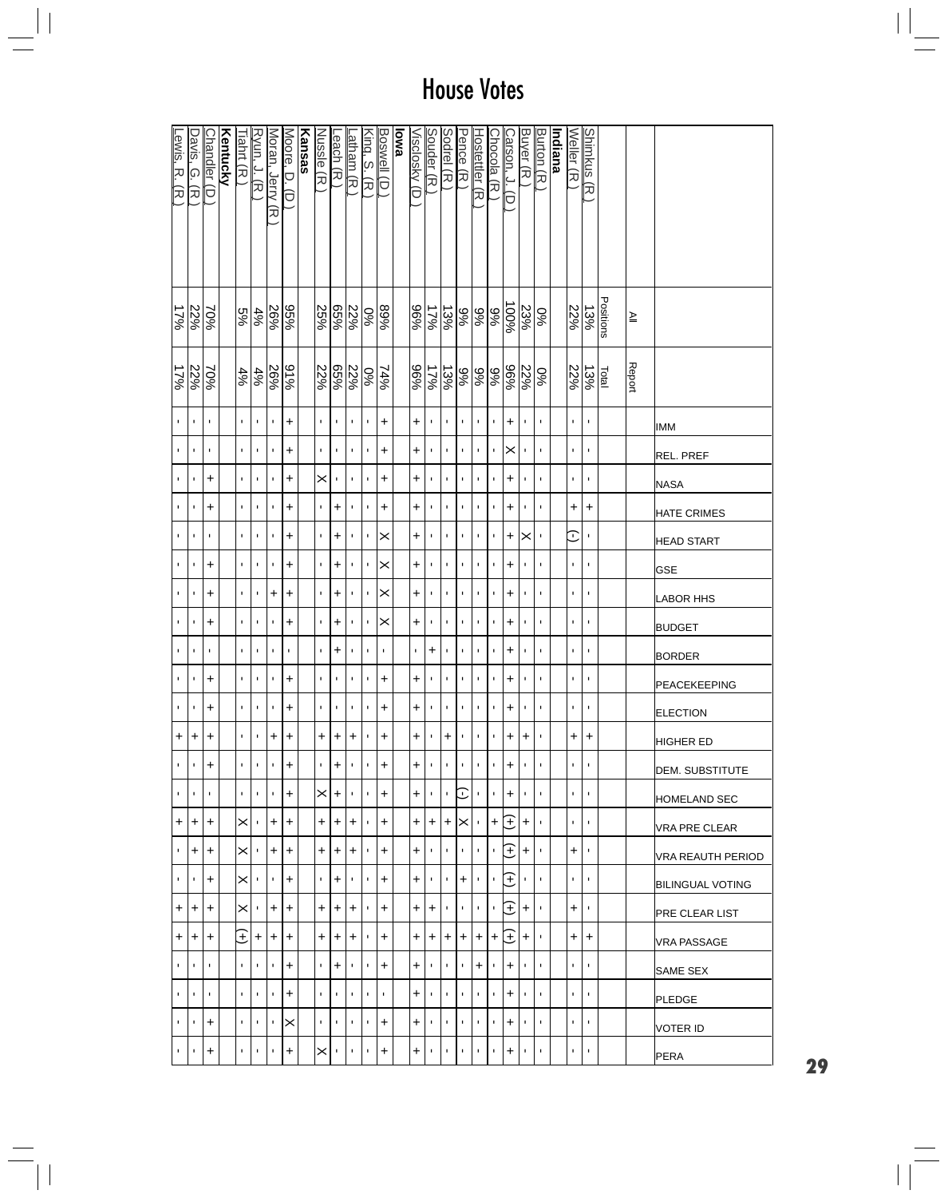# House Votes

| | All Positions | Report Total | IMM | REL. PREF | NASA | HATE CRIMES | HEAD START | GSE | LABOR HHS | BUDGET | BORDER | PEACEKEEPING | ELECTION | HIGHER ED | DEM. SUBSTITUTE | HOMELAND SEC | VRA PRE CLEAR | VRA REAUTH PERIOD | BILINGUAL VOTING | PRE CLEAR LIST | VRA PASSAGE | SAME SEX | PLEDGE | VOTER ID | PERA |
|---|---|---|---|---|---|---|---|---|---|---|---|---|---|---|---|---|---|---|---|---|---|---|---|---|---|
| Shimkus (R) | 13% | 13% | - | - | - | + | - | - | - | - | - | - | - | + | - | - | - | - | - | - | + | - | - | - | - |
| Weller (R) | 22% | 22% | - | - | - | + | (-) | - | - | - | - | - | - | + | - | - | - | + | - | + | + | - | - | - | - |
| **Indiana** | | | | | | | | | | | | | | | | | | | | | | | | | |
| Burton (R) | 0% | 0% | - | - | - | - | - | - | - | - | - | - | - | - | - | - | - | - | - | - | - | - | - | - | - |
| Buyer (R) | 23% | 22% | - | - | - | - | X | - | - | - | - | - | - | + | - | - | + | + | - | + | + | - | - | - | - |
| Carson, J. (D) | 100% | 96% | + | X | + | + | + | + | + | + | + | + | + | + | + | + | (+) | (+) | (+) | (+) | (+) | + | + | + | + |
| Chocola (R) | 9% | 9% | - | - | - | - | - | - | - | - | - | - | - | - | - | - | + | - | - | - | + | - | - | - | - |
| Hostettler (R) | 9% | 9% | - | - | - | - | - | - | - | - | - | - | - | - | - | - | - | - | - | - | + | + | - | - | - |
| Pence (R) | 9% | 9% | - | - | - | - | - | - | - | - | - | - | - | - | - | (-) | X | - | + | - | + | - | - | - | - |
| Sodrel (R) | 13% | 13% | - | - | - | - | - | - | - | - | - | - | - | + | - | - | + | - | - | - | + | - | - | - | - |
| Souder (R) | 17% | 17% | - | - | - | - | - | - | - | - | + | - | - | - | - | - | + | - | - | + | + | - | - | - | - |
| Visclosky (D) | 96% | 96% | + | + | + | + | + | + | + | + | - | + | + | + | + | + | + | + | + | + | + | + | + | + | + |
| **Iowa** | | | | | | | | | | | | | | | | | | | | | | | | | |
| Boswell (D) | 89% | 74% | + | + | + | + | X | X | X | X | - | + | + | + | + | + | + | + | + | + | + | + | - | + | + |
| King, S. (R) | 0% | 0% | - | - | - | - | - | - | - | - | - | - | - | - | - | - | - | - | - | - | - | - | - | - | - |
| Latham (R) | 22% | 22% | - | - | - | - | - | - | - | - | - | - | - | + | - | - | + | + | - | + | + | - | - | - | - |
| Leach (R) | 65% | 65% | - | - | - | + | + | + | + | + | + | - | - | + | + | + | + | + | + | + | + | + | - | - | - |
| Nussle (R) | 25% | 22% | - | - | X | - | - | - | - | - | - | - | - | + | - | X | + | + | - | + | + | - | - | - | X |
| **Kansas** | | | | | | | | | | | | | | | | | | | | | | | | | |
| Moore, D. (D) | 95% | 91% | + | + | + | + | + | + | + | + | - | + | + | + | + | + | + | + | + | + | + | + | + | X | + |
| Moran, Jerry (R) | 26% | 26% | - | - | - | - | - | - | + | - | - | - | - | + | - | - | + | + | - | + | + | - | - | - | - |
| Ryun, J. (R) | 4% | 4% | - | - | - | - | - | - | - | - | - | - | - | - | - | - | - | - | - | - | + | - | - | - | - |
| Tiahrt (R) | 5% | 4% | - | - | - | - | - | - | - | - | - | - | - | - | - | - | X | X | X | X | (+) | - | - | - | - |
| **Kentucky** | | | | | | | | | | | | | | | | | | | | | | | | | |
| Chandler (D) | 70% | 70% | - | - | + | + | - | + | + | + | - | + | + | + | + | - | + | + | + | + | + | - | - | + | + |
| Davis, G. (R) | 22% | 22% | - | - | - | - | - | - | - | - | - | - | - | + | - | - | + | + | - | + | + | - | - | - | - |
| Lewis, R. (R) | 17% | 17% | - | - | - | - | - | - | - | - | - | - | - | + | - | - | + | - | - | + | + | - | - | - | - |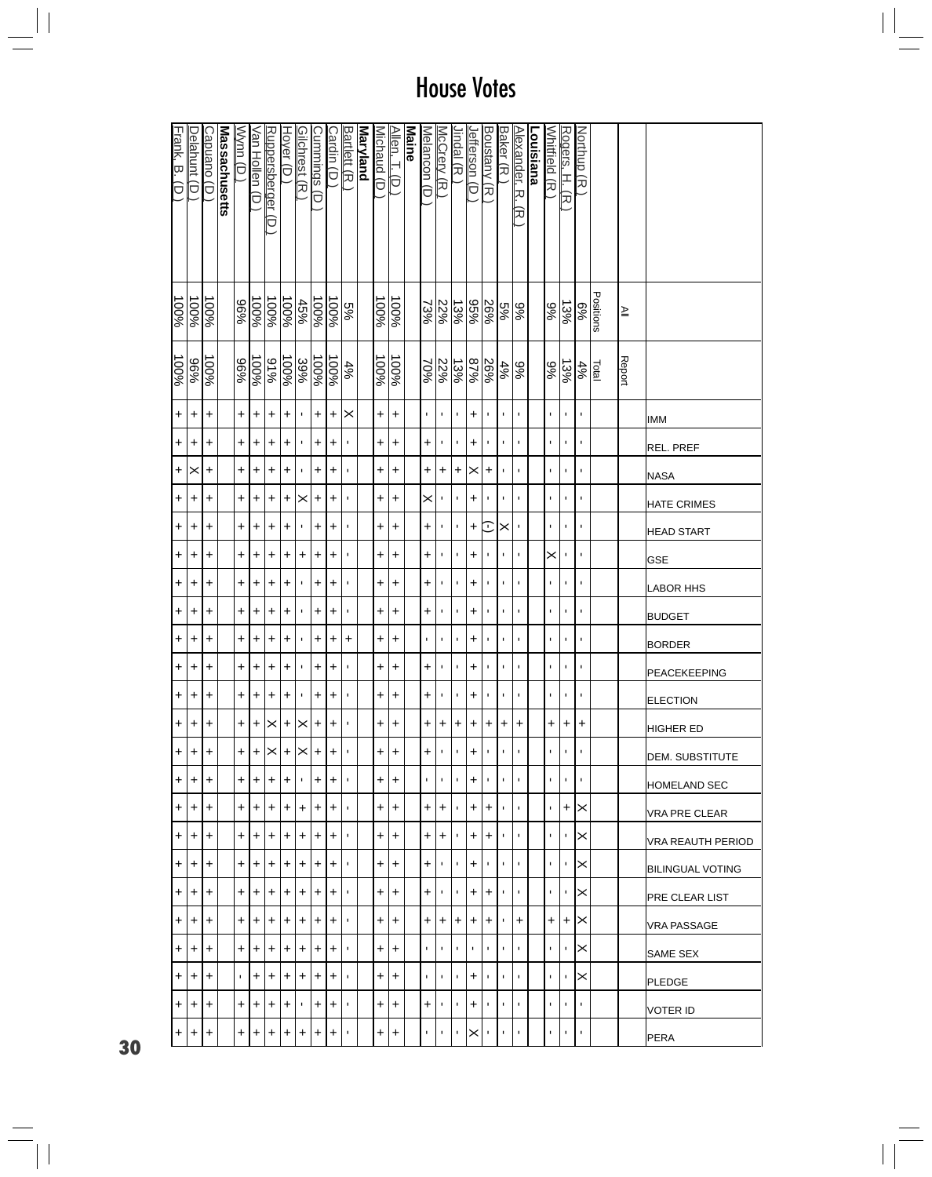# House Votes

| | All Positions | Report Total | IMM | REL. PREF | NASA | HATE CRIMES | HEAD START | GSE | LABOR HHS | BUDGET | BORDER | PEACEKEEPING | ELECTION | HIGHER ED | DEM. SUBSTITUTE | HOMELAND SEC | VRA PRE CLEAR | VRA REAUTH PERIOD | BILINGUAL VOTING | PRE CLEAR LIST | VRA PASSAGE | SAME SEX | PLEDGE | VOTER ID | PERA |
|---|---|---|---|---|---|---|---|---|---|---|---|---|---|---|---|---|---|---|---|---|---|---|---|---|---|
| Northup (R) | 6% | 4% | - | - | - | - | - | - | - | - | - | - | - | + | - | - | X | X | X | X | X | X | X | - | - |
| Rogers, H. (R) | 13% | 13% | - | - | - | - | - | - | - | - | - | - | - | + | - | - | + | - | - | - | + | - | - | - | - |
| Whitfield (R) | 9% | 9% | - | - | - | - | - | X | - | - | - | - | - | + | - | - | - | - | - | - | + | - | - | - | - |
| **Louisiana** | | | | | | | | | | | | | | | | | | | | | | | | | |
| Alexander, R. (R) | 9% | 9% | - | - | - | - | - | - | - | - | - | - | - | + | - | - | - | - | - | - | + | - | - | - | - |
| Baker (R) | 5% | 4% | - | - | - | - | X | - | - | - | - | - | - | + | - | - | - | - | - | - | - | - | - | - | - |
| Boustany (R) | 26% | 26% | - | - | + | - | (-) | - | - | - | - | - | - | + | - | - | + | + | - | + | + | - | - | - | - |
| Jefferson (D) | 95% | 87% | + | + | X | + | + | + | + | + | + | + | + | + | + | + | + | + | + | + | + | - | + | + | X |
| Jindal (R) | 13% | 13% | - | - | + | - | - | - | - | - | - | - | - | + | - | - | - | - | - | - | + | - | - | - | - |
| McCrery (R) | 22% | 22% | - | - | + | - | - | - | - | - | - | - | - | + | - | - | + | + | - | - | + | - | - | - | - |
| Melancon (D) | 73% | 70% | - | + | + | X | + | + | + | + | - | + | + | + | + | - | + | + | + | + | + | - | - | + | - |
| **Maine** | | | | | | | | | | | | | | | | | | | | | | | | | |
| Allen, T. (D) | 100% | 100% | + | + | + | + | + | + | + | + | + | + | + | + | + | + | + | + | + | + | + | + | + | + | + |
| Michaud (D) | 100% | 100% | + | + | + | + | + | + | + | + | + | + | + | + | + | + | + | + | + | + | + | + | + | + | + |
| **Maryland** | | | | | | | | | | | | | | | | | | | | | | | | | |
| Bartlett (R) | 5% | 4% | X | - | - | - | - | - | - | - | + | - | - | - | - | - | - | - | - | - | - | - | - | - | - |
| Cardin (D) | 100% | 100% | + | + | + | + | + | + | + | + | + | + | + | + | + | + | + | + | + | + | + | + | + | + | + |
| Cummings (D) | 100% | 100% | + | + | + | + | + | + | + | + | + | + | + | + | + | + | + | + | + | + | + | + | + | + | + |
| Gilchrest (R) | 45% | 39% | - | - | - | X | - | + | - | - | - | - | - | X | X | - | + | + | + | + | + | + | + | - | + |
| Hoyer (D) | 100% | 100% | + | + | + | + | + | + | + | + | + | + | + | + | + | + | + | + | + | + | + | + | + | + | + |
| Ruppersberger (D) | 100% | 91% | + | + | + | + | + | + | + | + | + | + | + | X | X | + | + | + | + | + | + | + | + | + | + |
| Van Hollen (D) | 100% | 100% | + | + | + | + | + | + | + | + | + | + | + | + | + | + | + | + | + | + | + | + | + | + | + |
| Wynn (D) | 96% | 96% | + | + | + | + | + | + | + | + | + | + | + | + | + | + | + | + | + | + | + | + | - | + | + |
| **Massachusetts** | | | | | | | | | | | | | | | | | | | | | | | | | |
| Capuano (D) | 100% | 100% | + | + | + | + | + | + | + | + | + | + | + | + | + | + | + | + | + | + | + | + | + | + | + |
| Delahunt (D) | 100% | 96% | + | + | X | + | + | + | + | + | + | + | + | + | + | + | + | + | + | + | + | + | + | + | + |
| Frank, B. (D) | 100% | 100% | + | + | + | + | + | + | + | + | + | + | + | + | + | + | + | + | + | + | + | + | + | + | + |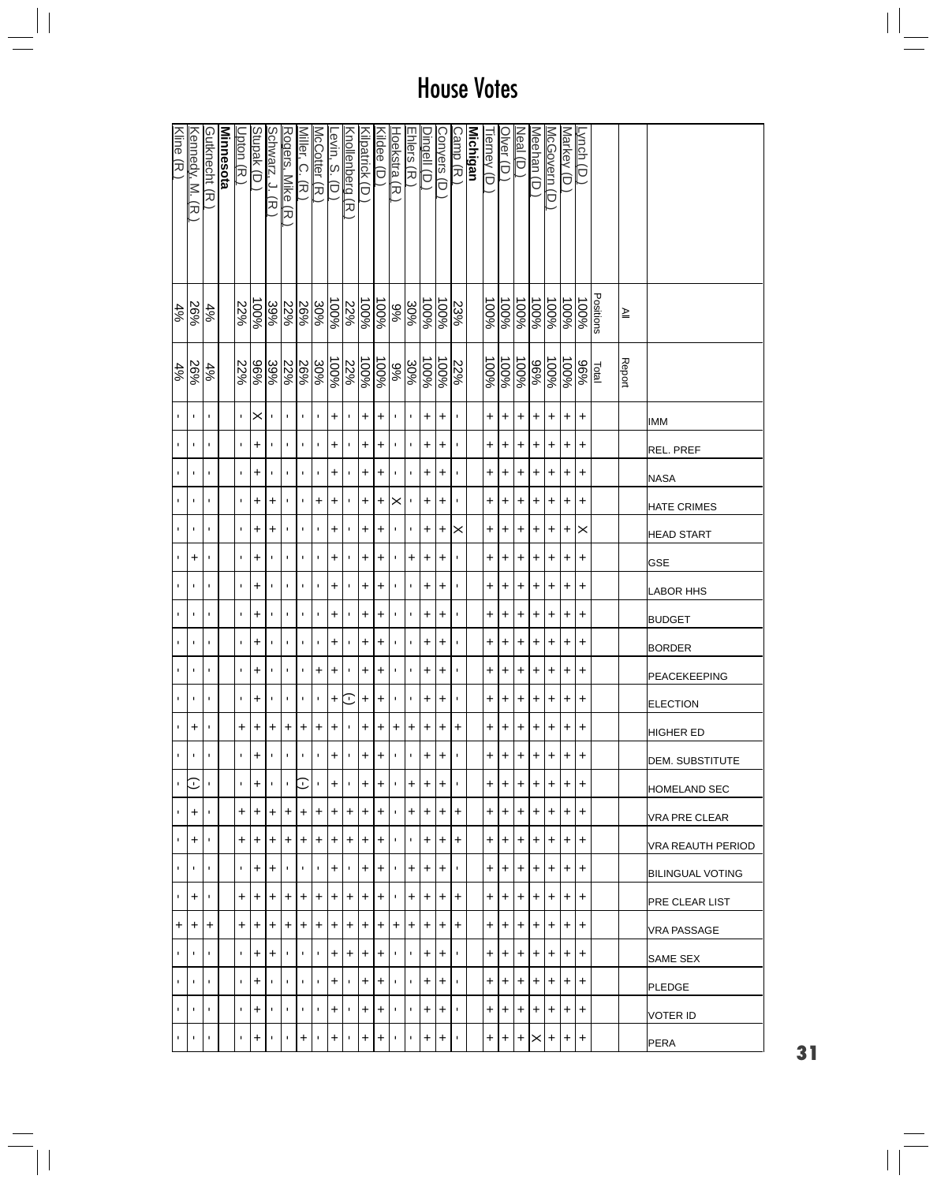# House Votes

| | All Positions | Total Report | IMM | REL. PREF | NASA | HATE CRIMES | HEAD START | GSE | LABOR HHS | BUDGET | BORDER | PEACEKEEPING | ELECTION | HIGHER ED | DEM. SUBSTITUTE | HOMELAND SEC | VRA PRE CLEAR | VRA REAUTH PERIOD | BILINGUAL VOTING | PRE CLEAR LIST | VRA PASSAGE | SAME SEX | PLEDGE | VOTER ID | PERA |
|---|---|---|---|---|---|---|---|---|---|---|---|---|---|---|---|---|---|---|---|---|---|---|---|---|---|
| Lynch (D) | 100% | 96% | + | + | + | + | X | + | + | + | + | + | + | + | + | + | + | + | + | + | + | + | + | + | + |
| Markey (D) | 100% | 100% | + | + | + | + | + | + | + | + | + | + | + | + | + | + | + | + | + | + | + | + | + | + | + |
| McGovern (D) | 100% | 100% | + | + | + | + | + | + | + | + | + | + | + | + | + | + | + | + | + | + | + | + | + | + | + |
| Meehan (D) | 100% | 96% | + | + | + | + | + | + | + | + | + | + | + | + | + | + | + | + | + | + | + | + | + | + | X |
| Neal (D) | 100% | 100% | + | + | + | + | + | + | + | + | + | + | + | + | + | + | + | + | + | + | + | + | + | + | + |
| Olver (D) | 100% | 100% | + | + | + | + | + | + | + | + | + | + | + | + | + | + | + | + | + | + | + | + | + | + | + |
| Tierney (D) | 100% | 100% | + | + | + | + | + | + | + | + | + | + | + | + | + | + | + | + | + | + | + | + | + | + | + |
| **Michigan** | | | | | | | | | | | | | | | | | | | | | | | | | |
| Camp (R) | 23% | 22% | - | - | - | - | X | - | - | - | - | - | - | + | - | - | + | + | - | + | + | - | - | - | - |
| Conyers (D) | 100% | 100% | + | + | + | + | + | + | + | + | + | + | + | + | + | + | + | + | + | + | + | + | + | + | + |
| Dingell (D) | 100% | 100% | + | + | + | + | + | + | + | + | + | + | + | + | + | + | + | + | + | + | + | + | + | + | + |
| Ehlers (R) | 30% | 30% | - | - | - | - | - | + | - | - | - | - | - | + | - | + | + | - | + | + | + | - | - | - | - |
| Hoekstra (R) | 9% | 9% | - | - | - | X | - | - | - | - | - | - | - | + | - | - | - | - | - | - | + | - | - | - | - |
| Kildee (D) | 100% | 100% | + | + | + | + | + | + | + | + | + | + | + | + | + | + | + | + | + | + | + | + | + | + | + |
| Kilpatrick (D) | 100% | 100% | + | + | + | + | + | + | + | + | + | + | + | + | + | + | + | + | + | + | + | + | + | + | + |
| Knollenberg (R) | 22% | 22% | - | - | - | - | - | - | - | - | - | - | (-) | - | - | - | + | + | - | + | + | + | - | - | - |
| Levin, S. (D) | 100% | 100% | + | + | + | + | + | + | + | + | + | + | + | + | + | + | + | + | + | + | + | + | + | + | + |
| McCotter (R) | 30% | 30% | - | - | - | + | - | - | - | - | - | + | - | + | - | - | + | + | - | + | + | - | - | - | - |
| Miller, C. (R) | 26% | 26% | - | - | - | - | - | - | - | - | - | - | - | + | - | (-) | + | + | - | + | + | - | - | - | + |
| Rogers, Mike (R) | 22% | 22% | - | - | - | - | - | - | - | - | - | - | - | + | - | - | + | + | - | + | + | - | - | - | - |
| Schwarz, J. (R) | 39% | 39% | - | - | - | + | + | - | - | - | - | - | - | + | - | - | + | + | + | + | + | + | - | - | - |
| Stupak (D) | 100% | 96% | X | + | + | + | + | + | + | + | + | + | + | + | + | + | + | + | + | + | + | + | + | + | + |
| Upton (R) | 22% | 22% | - | - | - | - | - | - | - | - | - | - | - | + | - | - | + | + | - | + | + | - | - | - | - |
| **Minnesota** | | | | | | | | | | | | | | | | | | | | | | | | | |
| Gutknecht (R) | 4% | 4% | - | - | - | - | - | - | - | - | - | - | - | - | - | - | - | - | - | - | + | - | - | - | - |
| Kennedy, M. (R) | 26% | 26% | - | - | - | - | - | + | - | - | - | - | - | + | - | (-) | + | + | - | + | + | - | - | - | - |
| Kline (R) | 4% | 4% | - | - | - | - | - | - | - | - | - | - | - | - | - | - | - | - | - | - | + | - | - | - | - |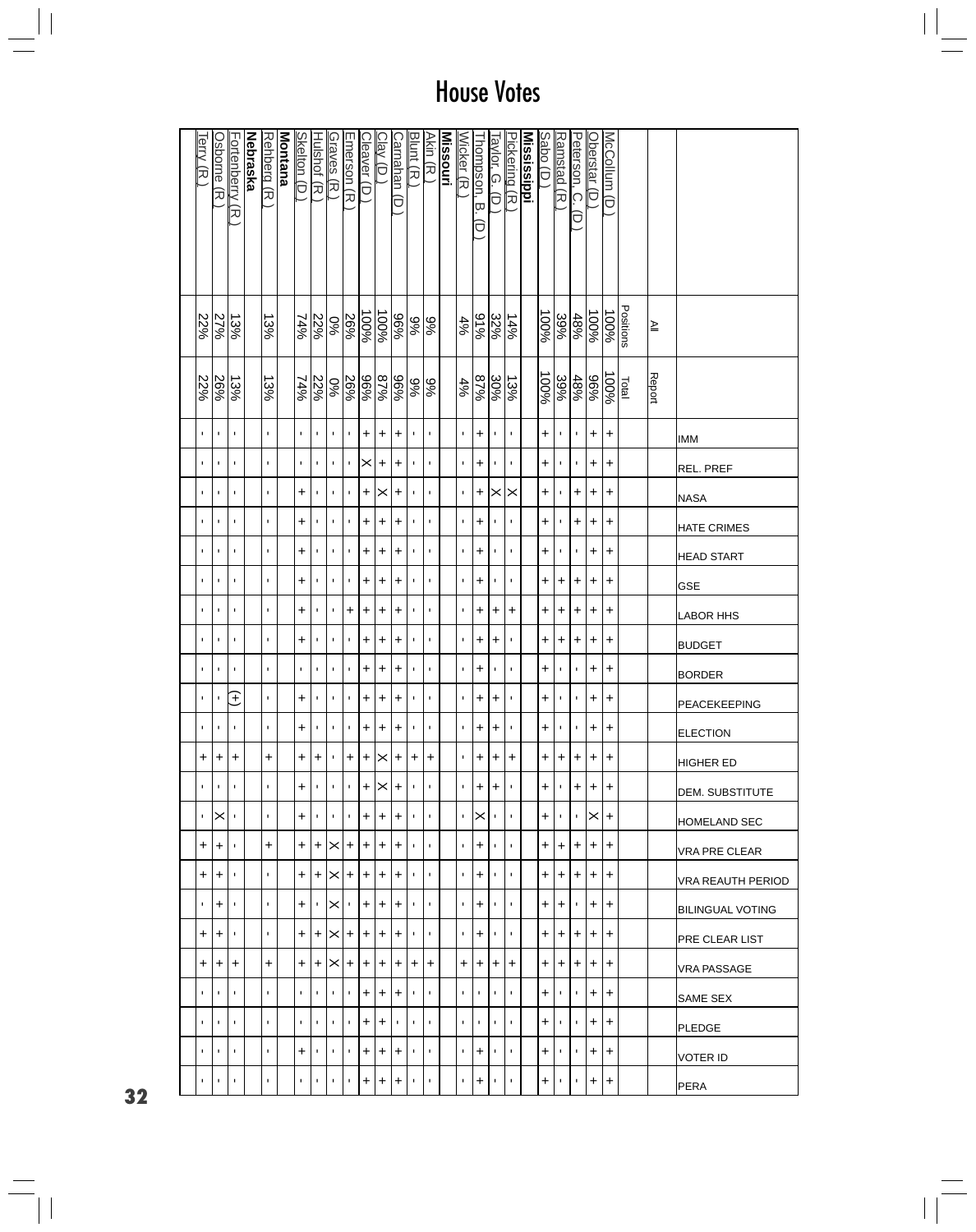# House Votes

| | All Positions | Report Total | IMM | REL. PREF | NASA | HATE CRIMES | HEAD START | GSE | LABOR HHS | BUDGET | BORDER | PEACEKEEPING | ELECTION | HIGHER ED | DEM. SUBSTITUTE | HOMELAND SEC | VRA PRE CLEAR | VRA REAUTH PERIOD | BILINGUAL VOTING | PRE CLEAR LIST | VRA PASSAGE | SAME SEX | PLEDGE | VOTER ID | PERA |
|---|---|---|---|---|---|---|---|---|---|---|---|---|---|---|---|---|---|---|---|---|---|---|---|---|---|
| McCollum (D) | 100% | 100% | + | + | + | + | + | + | + | + | + | + | + | + | + | + | + | + | + | + | + | + | + | + | + |
| Oberstar (D) | 100% | 96% | + | + | + | + | + | + | + | + | + | + | + | + | + | X | + | + | + | + | + | + | + | + | + |
| Peterson, C. (D) | 48% | 48% | - | - | + | + | - | + | + | + | - | - | - | + | + | - | + | + | - | + | + | - | - | - | - |
| Ramstad (R) | 39% | 39% | - | - | - | - | - | + | + | + | - | - | - | + | - | - | + | + | + | + | + | - | - | - | - |
| Sabo (D) | 100% | 100% | + | + | + | + | + | + | + | + | + | + | + | + | + | + | + | + | + | + | + | + | + | + | + |
| **Mississippi** | | | | | | | | | | | | | | | | | | | | | | | | | |
| Pickering (R) | 14% | 13% | - | - | X | - | - | - | + | - | - | - | - | + | - | - | - | - | - | - | + | - | - | - | - |
| Taylor, G. (D) | 32% | 30% | - | - | X | - | - | - | + | + | - | + | + | + | + | - | - | - | - | - | + | - | - | - | - |
| Thompson, B. (D) | 91% | 87% | + | + | + | + | + | + | + | + | + | + | + | + | + | X | + | + | + | + | + | - | - | + | + |
| Wicker (R) | 4% | 4% | - | - | - | - | - | - | - | - | - | - | - | - | - | - | - | - | - | - | + | - | - | - | - |
| **Missouri** | | | | | | | | | | | | | | | | | | | | | | | | | |
| Akin (R) | 9% | 9% | - | - | - | - | - | - | - | - | - | - | - | + | - | - | - | - | - | - | + | - | - | - | - |
| Blunt (R) | 9% | 9% | - | - | - | - | - | - | - | - | - | - | - | + | - | - | - | - | - | - | + | - | - | - | - |
| Carnahan (D) | 96% | 96% | + | + | + | + | + | + | + | + | + | + | + | + | + | + | + | + | + | + | + | + | - | + | + |
| Clay (D) | 100% | 87% | + | + | X | + | + | + | + | + | + | + | + | X | X | + | + | + | + | + | + | + | + | + | + |
| Cleaver (D) | 100% | 96% | + | X | + | + | + | + | + | + | + | + | + | + | + | + | + | + | + | + | + | + | + | + | + |
| Emerson (R) | 26% | 26% | - | - | - | - | - | - | + | - | - | - | - | + | - | - | + | + | - | + | + | - | - | - | - |
| Graves (R) | 0% | 0% | - | - | - | - | - | - | - | - | - | - | - | - | - | - | X | X | X | X | X | - | - | - | - |
| Hulshof (R) | 22% | 22% | - | - | - | - | - | - | - | - | - | - | - | + | - | - | + | + | - | + | + | - | - | - | - |
| Skelton (D) | 74% | 74% | - | - | + | + | + | + | + | + | - | + | + | + | + | + | + | + | + | + | + | - | - | + | - |
| **Montana** | | | | | | | | | | | | | | | | | | | | | | | | | |
| Rehberg (R) | 13% | 13% | - | - | - | - | - | - | - | - | - | - | - | + | - | - | + | - | - | - | + | - | - | - | - |
| **Nebraska** | | | | | | | | | | | | | | | | | | | | | | | | | |
| Fortenberry (R) | 13% | 13% | - | - | - | - | - | - | - | - | - | (+) | - | + | - | - | - | - | - | - | + | - | - | - | - |
| Osborne (R) | 27% | 26% | - | - | - | - | - | - | - | - | - | - | - | + | - | X | + | + | + | + | + | - | - | - | - |
| Terry (R) | 22% | 22% | - | - | - | - | - | - | - | - | - | - | - | + | - | - | + | + | - | + | + | - | - | - | - |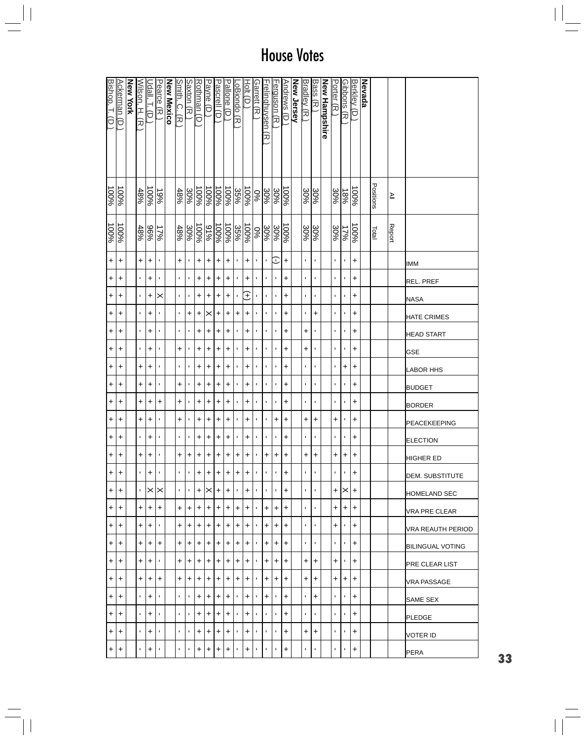# House Votes

| | All Positions | Report Total | IMM | REL. PREF | NASA | HATE CRIMES | HEAD START | GSE | LABOR HHS | BUDGET | BORDER | PEACEKEEPING | ELECTION | HIGHER ED | DEM. SUBSTITUTE | HOMELAND SEC | VRA PRE CLEAR | VRA REAUTH PERIOD | BILINGUAL VOTING | PRE CLEAR LIST | VRA PASSAGE | SAME SEX | PLEDGE | VOTER ID | PERA |
|---|---|---|---|---|---|---|---|---|---|---|---|---|---|---|---|---|---|---|---|---|---|---|---|---|---|
| **Nevada** | | | | | | | | | | | | | | | | | | | | | | | | | |
| Berkley (D.) | 100% | 100% | + | + | + | + | + | + | + | + | + | + | + | + | + | + | + | + | + | + | + | + | + | + | + |
| Gibbons (R.) | 18% | 17% | - | - | - | - | - | - | + | - | - | - | - | + | - | X | + | - | - | - | + | - | - | - | - |
| Porter (R.) | 30% | 30% | - | - | - | - | - | - | - | - | - | + | - | + | - | + | + | + | - | + | + | - | - | - | - |
| **New Hampshire** | | | | | | | | | | | | | | | | | | | | | | | | | |
| Bass (R.) | 30% | 30% | - | - | - | + | - | - | - | - | - | + | - | + | - | - | - | - | - | + | + | + | - | + | - |
| Bradley (R.) | 30% | 30% | - | - | - | - | + | + | - | - | - | + | - | + | - | - | - | - | - | + | + | - | - | + | - |
| **New Jersey** | | | | | | | | | | | | | | | | | | | | | | | | | |
| Andrews (D.) | 100% | 100% | + | + | + | + | + | + | + | + | + | + | + | + | + | + | + | + | + | + | + | + | + | + | + |
| Ferguson (R.) | 30% | 30% | (-) | - | - | - | - | - | - | - | - | + | - | + | - | - | + | + | + | + | + | - | - | - | - |
| Frelinghuysen (R.) | 30% | 30% | - | - | - | - | - | - | - | - | - | - | - | + | - | - | + | + | + | + | + | + | - | - | - |
| Garrett (R.) | 0% | 0% | - | - | - | - | - | - | - | - | - | - | - | - | - | - | - | - | - | - | - | - | - | - | - |
| Holt (D.) | 100% | 100% | + | + | (+) | + | + | + | + | + | + | + | + | + | + | + | + | + | + | + | + | + | + | + | + |
| LoBiondo (R.) | 35% | 35% | - | - | - | + | - | - | - | - | - | - | - | + | + | - | + | + | + | + | + | - | - | - | - |
| Pallone (D.) | 100% | 100% | + | + | + | + | + | + | + | + | + | + | + | + | + | + | + | + | + | + | + | + | + | + | + |
| Pascrell (D.) | 100% | 100% | + | + | + | + | + | + | + | + | + | + | + | + | + | + | + | + | + | + | + | + | + | + | + |
| Payne (D.) | 100% | 91% | + | + | + | X | + | + | + | + | + | + | + | + | + | X | + | + | + | + | + | + | + | + | + |
| Rothman (D.) | 100% | 100% | + | + | + | + | + | + | + | + | + | + | + | + | + | + | + | + | + | + | + | + | + | + | + |
| Saxton (R.) | 30% | 30% | - | - | - | + | - | - | - | - | - | - | - | + | - | - | + | + | + | + | + | - | - | - | - |
| Smith, C. (R.) | 48% | 48% | + | - | - | - | - | + | - | + | + | + | - | + | - | - | + | + | + | + | + | - | - | - | - |
| **New Mexico** | | | | | | | | | | | | | | | | | | | | | | | | | |
| Pearce (R.) | 19% | 17% | - | - | X | - | - | - | - | - | + | - | - | - | - | X | + | - | + | - | + | - | - | - | - |
| Udall, T. (D.) | 100% | 96% | + | + | + | + | + | + | + | + | + | + | + | + | + | X | + | + | + | + | + | + | + | + | + |
| Wilson, H. (R.) | 48% | 48% | + | - | - | - | - | - | + | + | + | + | - | + | - | - | + | + | + | + | + | - | - | - | - |
| **New York** | | | | | | | | | | | | | | | | | | | | | | | | | |
| Ackerman (D.) | 100% | 100% | + | + | + | + | + | + | + | + | + | + | + | + | + | + | + | + | + | + | + | + | + | + | + |
| Bishop, T. (D.) | 100% | 100% | + | + | + | + | + | + | + | + | + | + | + | + | + | + | + | + | + | + | + | + | + | + | + |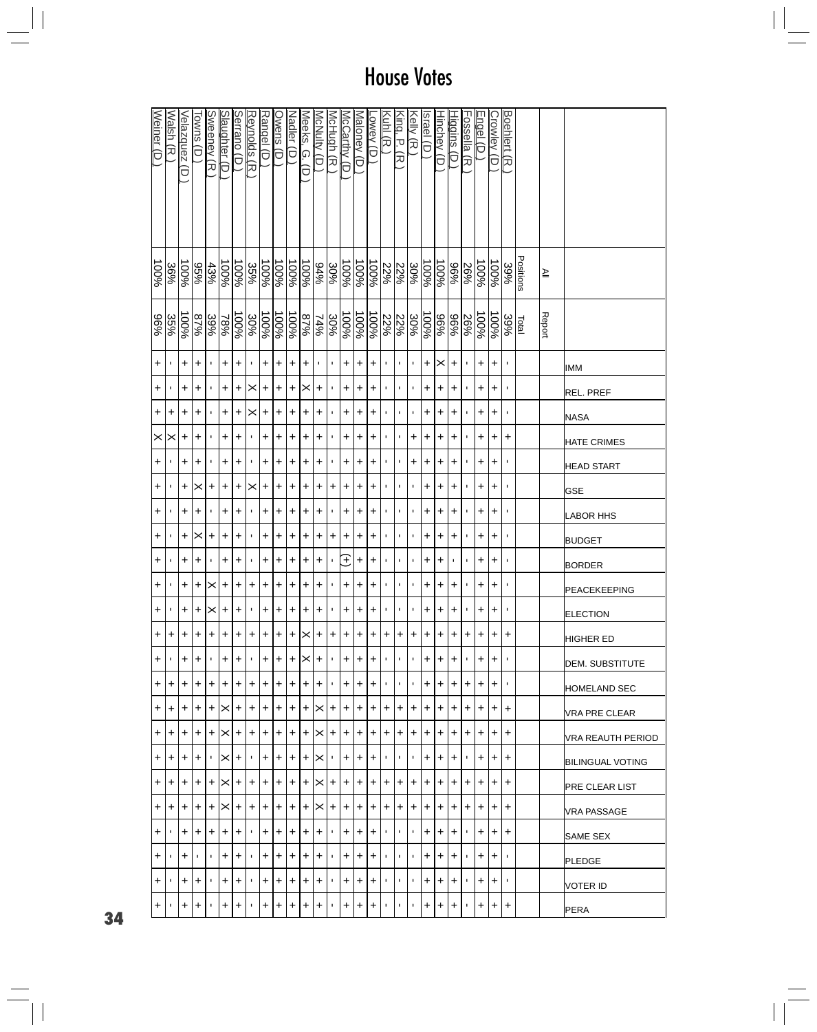# House Votes

| | All Positions | Report Total | IMM | REL. PREF | NASA | HATE CRIMES | HEAD START | GSE | LABOR HHS | BUDGET | BORDER | PEACEKEEPING | ELECTION | HIGHER ED | DEM. SUBSTITUTE | HOMELAND SEC | VRA PRE CLEAR | VRA REAUTH PERIOD | BILINGUAL VOTING | PRE CLEAR LIST | VRA PASSAGE | SAME SEX | PLEDGE | VOTER ID | PERA |
|---|---|---|---|---|---|---|---|---|---|---|---|---|---|---|---|---|---|---|---|---|---|---|---|---|---|
| Boehlert (R.) | 39% | 39% | - | - | - | + | - | - | - | - | - | - | - | + | - | - | + | + | + | + | + | + | - | - | + |
| Crowley (D.) | 100% | 100% | + | + | + | + | + | + | + | + | + | + | + | + | + | + | + | + | + | + | + | + | + | + | + |
| Engel (D.) | 100% | 100% | + | + | + | + | + | + | + | + | + | + | + | + | + | + | + | + | + | + | + | + | + | + | + |
| Fossella (R.) | 26% | 26% | - | - | - | - | - | - | - | - | - | - | - | + | - | + | + | + | - | + | + | - | - | - | - |
| Higgins (D.) | 96% | 96% | + | + | + | + | + | + | + | + | - | + | + | + | + | + | + | + | + | + | + | + | + | + | + |
| Hinchey (D.) | 100% | 100% | X | + | + | + | + | + | + | + | + | + | + | + | + | + | + | + | + | + | + | + | + | + | + |
| Israel (D.) | 100% | 100% | + | + | + | + | + | + | + | + | + | + | + | + | + | + | + | + | + | + | + | + | + | + | + |
| Kelly (R.) | 30% | 30% | - | - | - | + | + | - | - | - | - | - | - | + | - | - | + | + | - | + | + | - | - | - | - |
| King, P. (R.) | 22% | 22% | - | - | - | - | - | - | - | - | - | - | - | + | - | - | + | + | - | + | + | - | - | - | - |
| Kuhl (R.) | 22% | 22% | - | - | - | - | - | - | - | - | - | - | - | + | - | - | + | + | - | + | + | - | - | - | - |
| Lowey (D.) | 100% | 100% | + | + | + | + | + | + | + | + | + | + | + | + | + | + | + | + | + | + | + | + | + | + | + |
| Maloney (D.) | 100% | 100% | + | + | + | + | + | + | + | + | + | + | + | + | + | + | + | + | + | + | + | + | + | + | + |
| McCarthy (D.) | 100% | 100% | + | + | + | + | + | + | + | + | (+) | + | + | + | + | + | + | + | + | + | + | + | + | + | + |
| McHugh (R.) | 30% | 30% | - | - | - | - | - | + | - | + | - | - | - | + | - | - | + | + | - | + | + | - | - | - | - |
| McNulty (D.) | 94% | 74% | - | + | + | + | + | + | + | + | + | + | + | + | + | + | X | X | X | X | X | + | + | + | + |
| Meeks, G. (D.) | 100% | 87% | + | X | + | + | + | + | + | + | + | + | + | X | X | + | + | + | + | + | + | + | + | + | + |
| Nadler (D.) | 100% | 100% | + | + | + | + | + | + | + | + | + | + | + | + | + | + | + | + | + | + | + | + | + | + | + |
| Owens (D.) | 100% | 100% | + | + | + | + | + | + | + | + | + | + | + | + | + | + | + | + | + | + | + | + | + | + | + |
| Rangel (D.) | 100% | 100% | + | + | + | + | + | + | + | + | + | + | + | + | + | + | + | + | + | + | + | + | + | + | + |
| Reynolds (R.) | 35% | 30% | - | X | X | - | - | X | - | - | - | + | - | + | - | + | + | + | - | + | + | - | - | - | - |
| Serrano (D.) | 100% | 100% | + | + | + | + | + | + | + | + | + | + | + | + | + | + | + | + | + | + | + | + | + | + | + |
| Slaughter (D.) | 100% | 78% | + | + | + | + | + | + | + | + | + | + | + | + | + | + | X | X | X | X | X | + | + | + | + |
| Sweeney (R.) | 43% | 39% | - | - | - | - | - | + | - | + | - | X | X | + | - | + | + | + | - | + | + | + | - | - | - |
| Towns (D.) | 95% | 87% | + | + | + | + | + | X | + | X | + | + | + | + | + | + | + | + | + | + | + | + | - | + | + |
| Velazquez (D.) | 100% | 100% | + | + | + | + | + | + | + | + | + | + | + | + | + | + | + | + | + | + | + | + | + | + | + |
| Walsh (R.) | 36% | 35% | - | - | + | X | - | - | - | - | - | - | - | + | - | + | + | + | + | + | + | - | - | - | - |
| Weiner (D.) | 100% | 96% | + | + | + | X | + | + | + | + | + | + | + | + | + | + | + | + | + | + | + | + | + | + | + |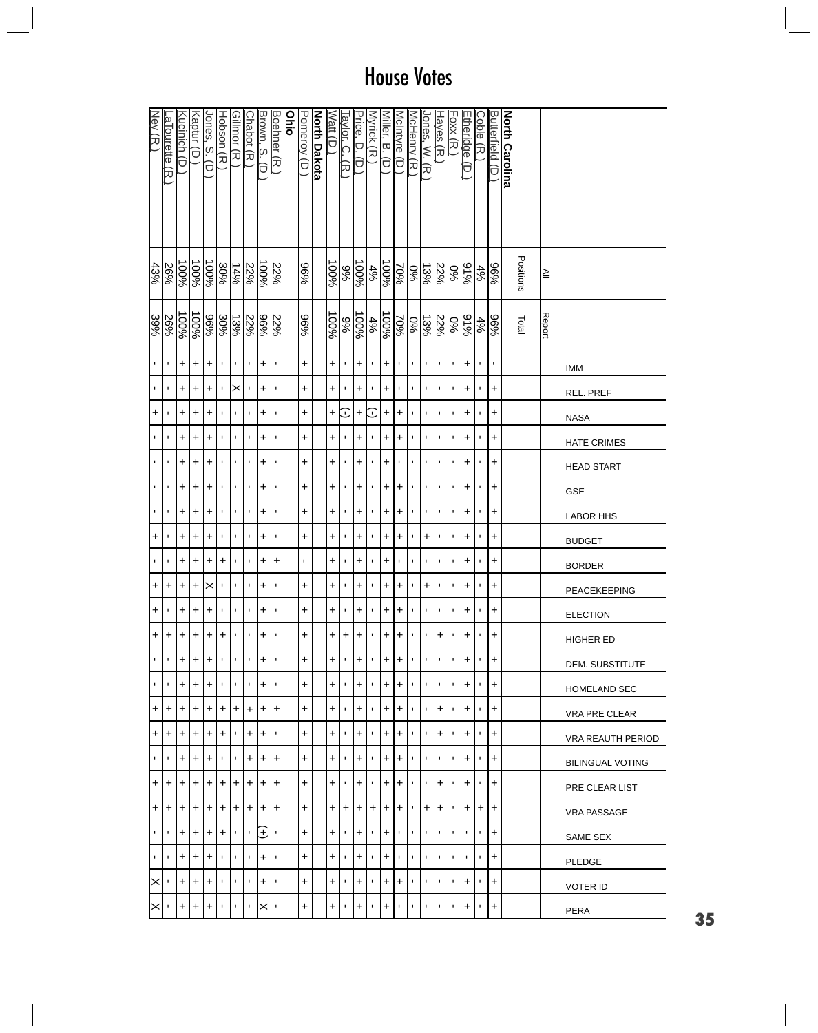# House Votes

| | All Positions | Report Total | IMM | REL. PREF | NASA | HATE CRIMES | HEAD START | GSE | LABOR HHS | BUDGET | BORDER | PEACEKEEPING | ELECTION | HIGHER ED | DEM. SUBSTITUTE | HOMELAND SEC | VRA PRE CLEAR | VRA REAUTH PERIOD | BILINGUAL VOTING | PRE CLEAR LIST | VRA PASSAGE | SAME SEX | PLEDGE | VOTER ID | PERA |
|---|---|---|---|---|---|---|---|---|---|---|---|---|---|---|---|---|---|---|---|---|---|---|---|---|---|
| **North Carolina** | | | | | | | | | | | | | | | | | | | | | | | | | |
| Butterfield (D) | 96% | 96% | - | + | + | + | + | + | + | + | + | + | + | + | + | + | + | + | + | + | + | + | + | + | + |
| Coble (R) | 4% | 4% | - | - | - | - | - | - | - | - | - | - | - | - | - | - | - | - | - | - | + | - | - | - | - |
| Etheridge (D) | 91% | 91% | + | + | + | + | + | + | + | + | + | + | + | + | + | + | + | + | + | + | + | - | - | + | + |
| Foxx (R) | 0% | 0% | - | - | - | - | - | - | - | - | - | - | - | - | - | - | - | - | - | - | - | - | - | - | - |
| Hayes (R) | 22% | 22% | - | - | - | - | - | - | - | - | - | - | - | + | - | - | + | + | - | + | + | - | - | - | - |
| Jones, W. (R) | 13% | 13% | - | - | - | - | - | - | - | + | - | + | - | - | - | - | - | - | - | - | + | - | - | - | - |
| McHenry (R) | 0% | 0% | - | - | - | - | - | - | - | - | - | - | - | - | - | - | - | - | - | - | - | - | - | - | - |
| McIntyre (D) | 70% | 70% | - | - | + | + | - | + | + | + | - | + | + | + | + | + | + | + | + | + | + | - | - | + | - |
| Miller, B. (D) | 100% | 100% | + | + | + | + | + | + | + | + | + | + | + | + | + | + | + | + | + | + | + | + | + | + | + |
| Myrick (R) | 4% | 4% | - | - | (-) | - | - | - | - | - | - | - | - | - | - | - | - | - | - | - | + | - | - | - | - |
| Price, D. (D) | 100% | 100% | + | + | + | + | + | + | + | + | + | + | + | + | + | + | + | + | + | + | + | + | + | + | + |
| Taylor, C. (R) | 9% | 9% | - | - | (-) | - | - | - | - | - | - | - | - | + | - | - | - | - | - | - | + | - | - | - | - |
| Watt (D) | 100% | 100% | + | + | + | + | + | + | + | + | + | + | + | + | + | + | + | + | + | + | + | + | + | + | + |
| **North Dakota** | | | | | | | | | | | | | | | | | | | | | | | | | |
| Pomeroy (D) | 96% | 96% | + | + | + | + | + | + | + | + | - | + | + | + | + | + | + | + | + | + | + | + | + | + | + |
| **Ohio** | | | | | | | | | | | | | | | | | | | | | | | | | |
| Boehner (R) | 22% | 22% | - | - | - | - | - | - | - | - | + | - | - | - | - | - | + | - | + | + | + | - | - | - | - |
| Brown, S. (D) | 100% | 96% | + | + | + | + | + | + | + | + | + | + | + | + | + | + | + | + | + | + | + | (+) | + | + | X |
| Chabot (R) | 22% | 22% | - | - | - | - | - | - | - | - | - | - | - | - | - | - | + | + | + | + | + | - | - | - | - |
| Gillmor (R) | 14% | 13% | - | X | - | - | - | - | - | - | - | - | - | - | - | - | + | - | - | + | + | - | - | - | - |
| Hobson (R) | 30% | 30% | - | - | - | - | - | - | - | - | + | - | - | + | - | - | + | + | - | + | + | + | - | - | - |
| Jones, S. (D) | 100% | 96% | + | + | + | + | + | + | + | + | + | X | + | + | + | + | + | + | + | + | + | + | + | + | + |
| Kaptur (D) | 100% | 100% | + | + | + | + | + | + | + | + | + | + | + | + | + | + | + | + | + | + | + | + | + | + | + |
| Kucinich (D) | 100% | 100% | + | + | + | + | + | + | + | + | + | + | + | + | + | + | + | + | + | + | + | + | + | + | + |
| LaTourette (R) | 26% | 26% | - | - | - | - | - | - | - | - | - | + | - | + | - | - | + | + | - | + | + | - | - | - | - |
| Ney (R) | 43% | 39% | - | - | + | - | - | - | - | + | - | + | + | + | - | - | + | + | - | + | + | - | - | X | X |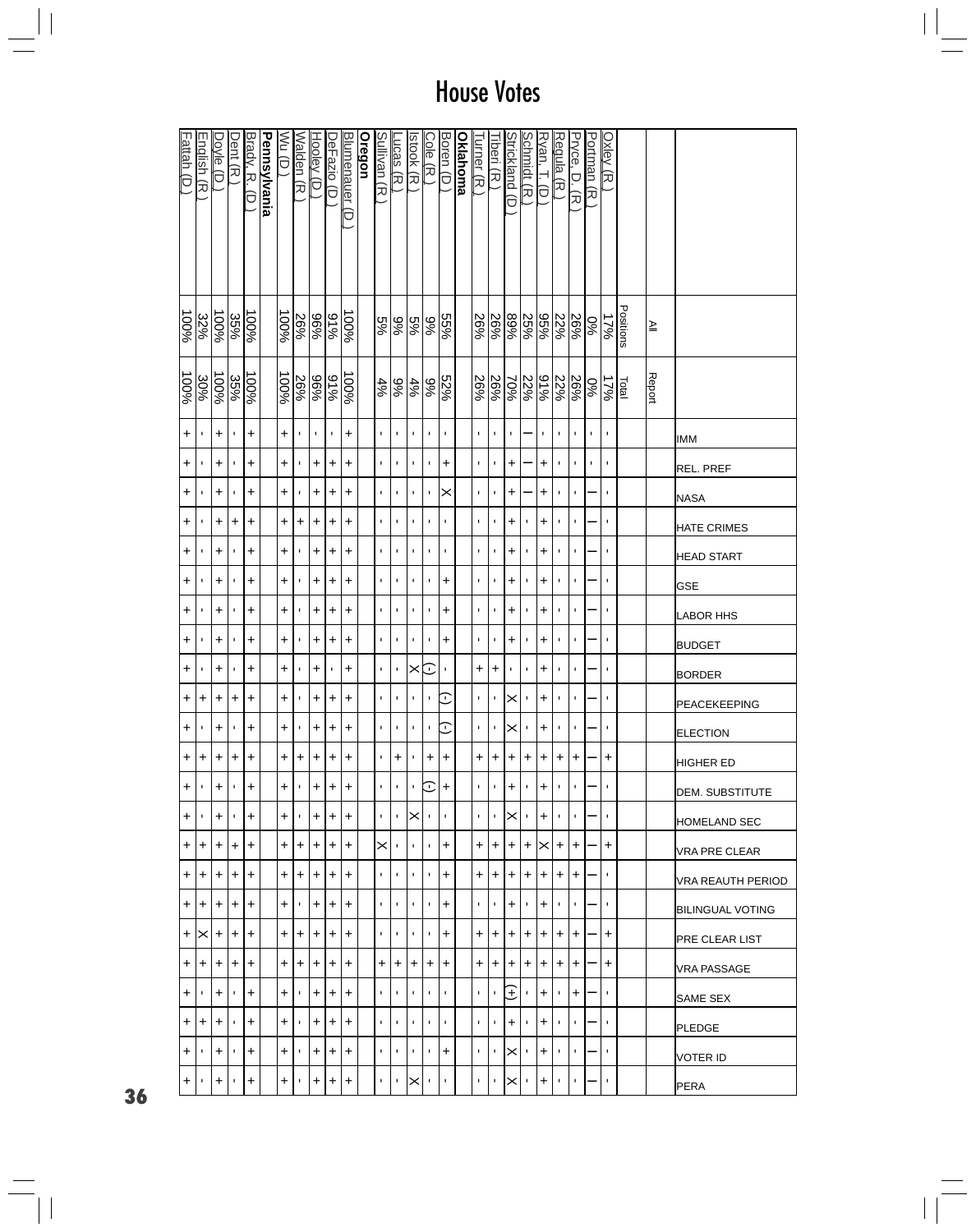# House Votes

| | All Positions | Report Total | IMM | REL. PREF | NASA | HATE CRIMES | HEAD START | GSE | LABOR HHS | BUDGET | BORDER | PEACEKEEPING | ELECTION | HIGHER ED | DEM. SUBSTITUTE | HOMELAND SEC | VRA PRE CLEAR | VRA REAUTH PERIOD | BILINGUAL VOTING | PRE CLEAR LIST | VRA PASSAGE | SAME SEX | PLEDGE | VOTER ID | PERA |
|---|---|---|---|---|---|---|---|---|---|---|---|---|---|---|---|---|---|---|---|---|---|---|---|---|---|
| Oxley (R.) | 17% | 17% | - | - | - | - | - | - | - | - | - | - | - | + | - | - | + | - | - | + | + | - | - | - | - |
| Portman (R.) | 0% | 0% | - | - | — | — | — | — | — | — | — | — | — | — | — | — | — | — | — | — | — | — | — | — | — |
| Pryce, D. (R.) | 26% | 26% | - | - | - | - | - | - | - | - | - | - | - | + | - | - | + | + | - | + | + | + | - | - | - |
| Regula (R.) | 22% | 22% | - | - | - | - | - | - | - | - | - | - | - | + | - | - | + | + | - | + | + | - | - | - | - |
| Ryan, T. (D.) | 95% | 91% | - | + | + | + | + | + | + | + | + | + | + | + | + | + | X | + | + | + | + | + | + | + | + |
| Schmidt (R.) | 25% | 22% | — | — | — | - | - | - | - | - | - | - | - | + | - | - | + | + | - | + | + | - | - | - | - |
| Strickland (D.) | 89% | 70% | - | + | + | + | + | + | + | + | - | X | X | + | + | X | + | + | + | + | + | (+) | + | X | X |
| Tiberi (R.) | 26% | 26% | - | - | - | - | - | - | - | - | + | - | - | + | - | - | + | + | - | + | + | - | - | - | - |
| Turner (R.) | 26% | 26% | - | - | - | - | - | - | - | - | + | - | - | + | - | - | + | + | - | + | + | - | - | - | - |
| **Oklahoma** | | | | | | | | | | | | | | | | | | | | | | | | | |
| Boren (D.) | 55% | 52% | - | + | X | - | - | + | + | + | - | (-) | (-) | + | + | - | + | + | + | + | + | - | - | + | - |
| Cole (R.) | 9% | 9% | - | - | - | - | - | - | - | - | (-) | - | - | + | (-) | - | - | - | - | - | + | - | - | - | - |
| Istook (R.) | 5% | 4% | - | - | - | - | - | - | - | - | X | - | - | - | - | X | - | - | - | - | + | - | - | - | X |
| Lucas (R.) | 9% | 9% | - | - | - | - | - | - | - | - | - | - | - | + | - | - | - | - | - | - | + | - | - | - | - |
| Sullivan (R.) | 5% | 4% | - | - | - | - | - | - | - | - | - | - | - | - | - | - | X | - | - | - | + | - | - | - | - |
| **Oregon** | | | | | | | | | | | | | | | | | | | | | | | | | |
| Blumenauer (D.) | 100% | 100% | + | + | + | + | + | + | + | + | + | + | + | + | + | + | + | + | + | + | + | + | + | + | + |
| DeFazio (D.) | 91% | 91% | - | + | + | + | + | + | + | + | - | + | + | + | + | + | + | + | + | + | + | + | + | + | + |
| Hooley (D.) | 96% | 96% | - | + | + | + | + | + | + | + | + | + | + | + | + | + | + | + | + | + | + | + | + | + | + |
| Walden (R.) | 26% | 26% | - | - | - | + | - | - | - | - | - | - | - | + | - | - | + | + | - | + | + | - | - | - | - |
| Wu (D.) | 100% | 100% | + | + | + | + | + | + | + | + | + | + | + | + | + | + | + | + | + | + | + | + | + | + | + |
| **Pennsylvania** | | | | | | | | | | | | | | | | | | | | | | | | | |
| Brady, R. (D.) | 100% | 100% | + | + | + | + | + | + | + | + | + | + | + | + | + | + | + | + | + | + | + | + | + | + | + |
| Dent (R.) | 35% | 35% | - | - | - | + | - | - | - | - | - | + | - | + | - | - | + | + | + | + | + | - | - | - | - |
| Doyle (D.) | 100% | 100% | + | + | + | + | + | + | + | + | + | + | + | + | + | + | + | + | + | + | + | + | + | + | + |
| English (R.) | 32% | 30% | - | - | - | - | - | - | - | - | - | + | - | + | - | - | + | + | + | X | + | - | + | - | - |
| Fattah (D.) | 100% | 100% | + | + | + | + | + | + | + | + | + | + | + | + | + | + | + | + | + | + | + | + | + | + | + |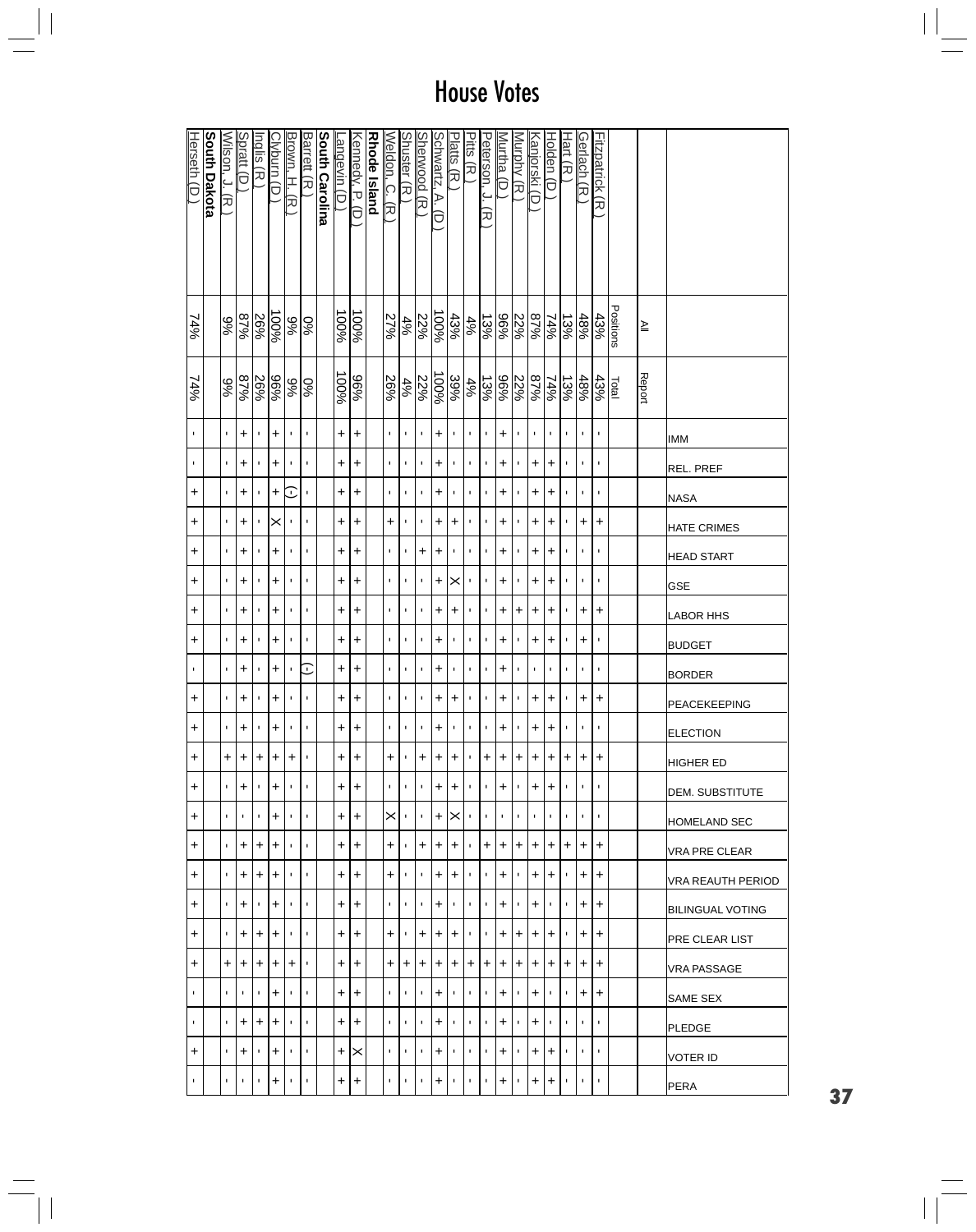# House Votes

| | All Positions | Report Total | IMM | REL. PREF | NASA | HATE CRIMES | HEAD START | GSE | LABOR HHS | BUDGET | BORDER | PEACEKEEPING | ELECTION | HIGHER ED | DEM. SUBSTITUTE | HOMELAND SEC | VRA PRE CLEAR | VRA REAUTH PERIOD | BILINGUAL VOTING | PRE CLEAR LIST | VRA PASSAGE | SAME SEX | PLEDGE | VOTER ID | PERA |
|---|---|---|---|---|---|---|---|---|---|---|---|---|---|---|---|---|---|---|---|---|---|---|---|---|---|
| Fitzpatrick (R) | 43% | 43% | - | - | - | + | - | - | + | - | - | + | - | + | - | - | + | + | + | + | + | + | - | - | - |
| Gerlach (R) | 48% | 48% | - | - | - | + | - | - | + | + | - | + | - | + | - | - | + | + | + | + | + | + | - | - | - |
| Hart (R) | 13% | 13% | - | - | - | - | - | - | - | - | - | - | - | + | - | - | + | - | - | - | + | - | - | - | - |
| Holden (D) | 74% | 74% | - | + | + | + | + | + | + | + | - | + | + | + | + | - | + | + | - | + | + | - | - | + | + |
| Kanjorski (D) | 87% | 87% | - | + | + | + | + | + | + | + | - | + | + | + | + | - | + | + | + | + | + | + | + | + | + |
| Murphy (R) | 22% | 22% | - | - | - | - | - | - | + | - | - | - | - | + | - | - | + | - | - | + | + | - | - | - | - |
| Murtha (D) | 96% | 96% | + | + | + | + | + | + | + | + | + | + | + | + | + | - | + | + | + | + | + | + | + | + | + |
| Peterson, J. (R) | 13% | 13% | - | - | - | - | - | - | - | - | - | - | - | + | - | - | + | - | - | - | + | - | - | - | - |
| Pitts (R) | 4% | 4% | - | - | - | - | - | - | - | - | - | - | - | - | - | - | - | - | - | - | + | - | - | - | - |
| Platts (R) | 43% | 39% | - | - | - | + | - | X | + | - | - | + | - | + | + | X | + | + | - | + | + | - | - | - | - |
| Schwartz, A. (D) | 100% | 100% | + | + | + | + | + | + | + | + | + | + | + | + | + | + | + | + | + | + | + | + | + | + | + |
| Sherwood (R) | 22% | 22% | - | - | - | - | + | - | - | - | - | - | - | + | - | - | + | - | - | + | + | - | - | - | - |
| Shuster (R) | 4% | 4% | - | - | - | - | - | - | - | - | - | - | - | - | - | - | - | - | - | - | + | - | - | - | - |
| Weldon, C. (R) | 27% | 26% | - | - | - | + | - | - | - | - | - | - | - | + | - | X | + | + | - | + | + | - | - | - | - |
| **Rhode Island** | | | | | | | | | | | | | | | | | | | | | | | | | |
| Kennedy, P. (D) | 100% | 96% | + | + | + | + | + | + | + | + | + | + | + | + | + | + | + | + | + | + | + | + | + | X | + |
| Langevin (D) | 100% | 100% | + | + | + | + | + | + | + | + | + | + | + | + | + | + | + | + | + | + | + | + | + | + | + |
| **South Carolina** | | | | | | | | | | | | | | | | | | | | | | | | | |
| Barrett (R) | 0% | 0% | - | - | - | - | - | - | - | - | (-) | - | - | - | - | - | - | - | - | - | - | - | - | - | - |
| Brown, H. (R) | 9% | 9% | - | - | (-) | - | - | - | - | - | - | - | - | + | - | - | - | - | - | - | + | - | - | - | - |
| Clyburn (D) | 100% | 96% | + | + | + | X | + | + | + | + | + | + | + | + | + | + | + | + | + | + | + | + | + | + | + |
| Inglis (R) | 26% | 26% | - | - | - | - | - | - | - | - | - | - | - | + | - | - | + | + | - | + | + | - | + | - | - |
| Spratt (D) | 87% | 87% | + | + | + | + | + | + | + | + | + | + | + | + | + | - | + | + | + | + | + | - | + | + | - |
| Wilson, J. (R) | 9% | 9% | - | - | - | - | - | - | - | - | - | - | - | + | - | - | - | - | - | - | + | - | - | - | - |
| **South Dakota** | | | | | | | | | | | | | | | | | | | | | | | | | |
| Herseth (D) | 74% | 74% | - | - | + | + | + | + | + | + | - | + | + | + | + | + | + | + | + | + | + | - | - | + | - |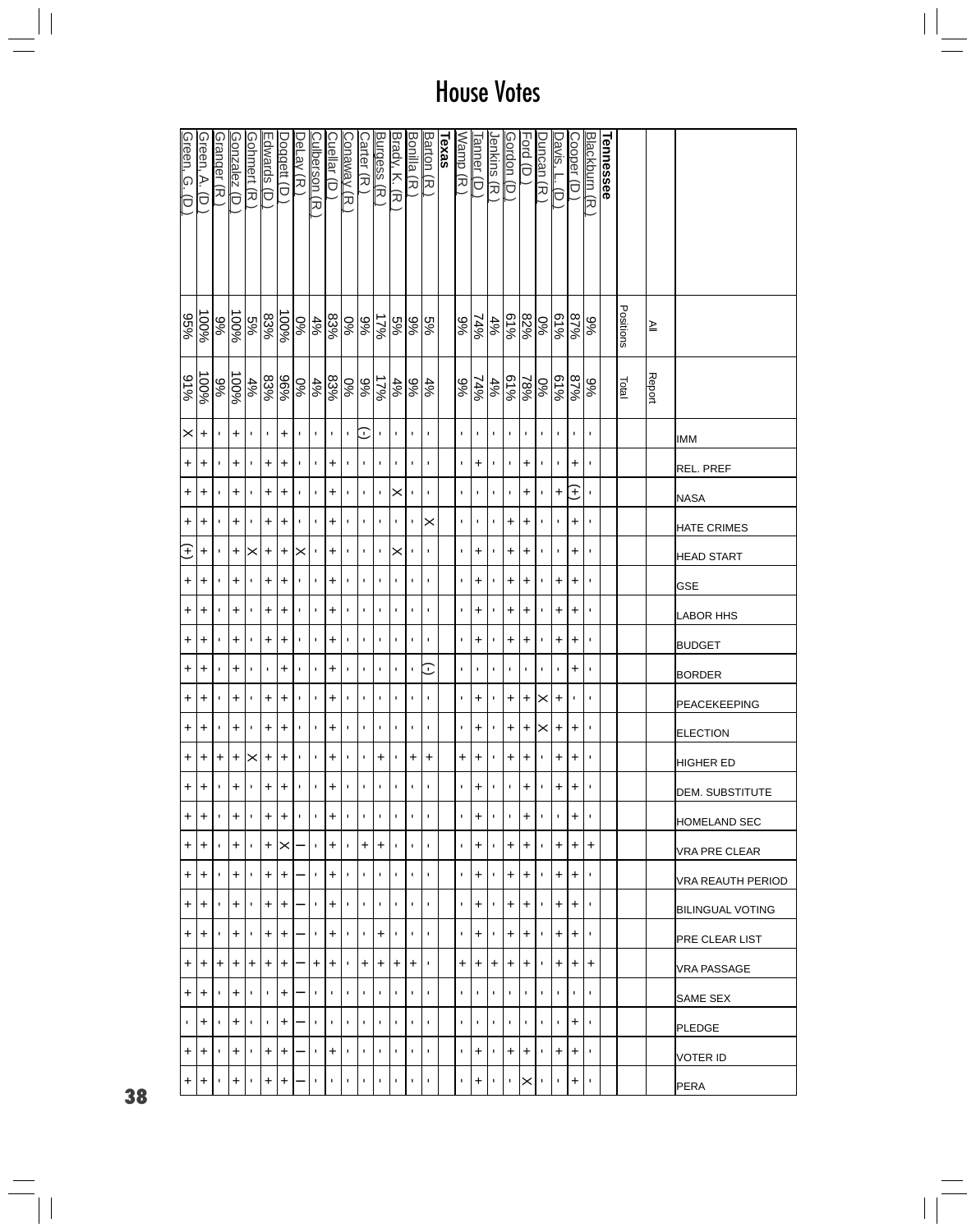# House Votes

| | All Positions | Report Total | IMM | REL. PREF | NASA | HATE CRIMES | HEAD START | GSE | LABOR HHS | BUDGET | BORDER | PEACEKEEPING | ELECTION | HIGHER ED | DEM. SUBSTITUTE | HOMELAND SEC | VRA PRE CLEAR | VRA REAUTH PERIOD | BILINGUAL VOTING | PRE CLEAR LIST | VRA PASSAGE | SAME SEX | PLEDGE | VOTER ID | PERA |
|---|---|---|---|---|---|---|---|---|---|---|---|---|---|---|---|---|---|---|---|---|---|---|---|---|---|
| **Tennessee** | | | | | | | | | | | | | | | | | | | | | | | | | |
| Blackburn (R) | 9% | 9% | - | - | - | - | - | - | - | - | - | - | - | - | - | - | + | - | - | - | + | - | - | - | - |
| Cooper (D) | 87% | 87% | - | + | (+) | + | + | + | + | + | + | - | + | + | + | + | + | + | + | + | + | - | + | + | + |
| Davis, L. (D) | 61% | 61% | - | - | + | - | - | + | + | + | - | + | + | + | + | - | + | + | + | + | + | - | - | + | - |
| Duncan (R) | 0% | 0% | - | - | - | - | - | - | - | - | - | X | X | - | - | - | - | - | - | - | - | - | - | - | - |
| Ford (D) | 82% | 78% | - | + | + | + | + | + | + | + | - | + | + | + | + | + | + | + | + | + | + | - | - | + | X |
| Gordon (D) | 61% | 61% | - | - | - | + | + | + | + | + | - | + | + | + | - | - | + | + | + | + | + | - | - | + | - |
| Jenkins (R) | 4% | 4% | - | - | - | - | - | - | - | - | - | - | - | - | - | - | - | - | - | - | + | - | - | - | - |
| Tanner (D) | 74% | 74% | - | + | - | - | + | + | + | + | - | + | + | + | + | + | + | + | + | + | + | + | + | + | + |
| Wamp (R) | 9% | 9% | - | - | - | - | - | - | - | - | - | - | - | + | - | - | - | - | - | - | + | - | - | - | - |
| **Texas** | | | | | | | | | | | | | | | | | | | | | | | | | |
| Barton (R) | 5% | 4% | - | - | - | X | - | - | - | - | (-) | - | - | + | - | - | - | - | - | - | - | - | - | - | - |
| Bonilla (R) | 9% | 9% | - | - | - | - | - | - | - | - | - | - | - | + | - | - | - | - | - | - | + | - | - | - | - |
| Brady, K. (R) | 5% | 4% | - | - | X | - | X | - | - | - | - | - | - | - | - | - | - | - | - | - | + | - | - | - | - |
| Burgess (R) | 17% | 17% | - | - | - | - | - | - | - | - | - | - | - | + | - | - | + | - | - | + | + | - | - | - | - |
| Carter (R) | 9% | 9% | (-) | - | - | - | - | - | - | - | - | - | - | - | - | - | + | - | - | - | + | - | - | - | - |
| Conaway (R) | 0% | 0% | - | - | - | - | - | - | - | - | - | - | - | - | - | - | - | - | - | - | - | - | - | - | - |
| Cuellar (D) | 83% | 83% | - | + | + | + | + | + | + | + | + | + | + | + | + | + | + | + | + | + | + | - | - | + | - |
| Culberson (R) | 4% | 4% | - | - | - | - | - | - | - | - | - | - | - | - | - | - | - | - | - | - | + | - | - | - | - |
| DeLay (R) | 0% | 0% | - | - | - | - | X | - | - | - | - | - | - | - | - | - | — | — | — | — | — | — | — | — | — |
| Doggett (D) | 100% | 96% | + | + | + | + | + | + | + | + | + | + | + | + | + | + | X | + | + | + | + | + | + | + | + |
| Edwards (D) | 83% | 83% | - | + | + | + | + | + | + | + | - | + | + | + | + | + | + | + | + | + | + | - | - | + | + |
| Gohmert (R) | 5% | 4% | - | - | - | - | X | - | - | - | - | - | - | X | - | - | - | - | - | - | + | - | - | - | - |
| Gonzalez (D) | 100% | 100% | + | + | + | + | + | + | + | + | + | + | + | + | + | + | + | + | + | + | + | + | + | + | + |
| Granger (R) | 9% | 9% | - | - | - | - | - | - | - | - | - | - | - | + | - | - | - | - | - | - | + | - | - | - | - |
| Green, A. (D) | 100% | 100% | + | + | + | + | + | + | + | + | + | + | + | + | + | + | + | + | + | + | + | + | + | + | + |
| Green, G. (D) | 95% | 91% | X | + | + | + | (+) | + | + | + | + | + | + | + | + | + | + | + | + | + | + | + | - | + | + |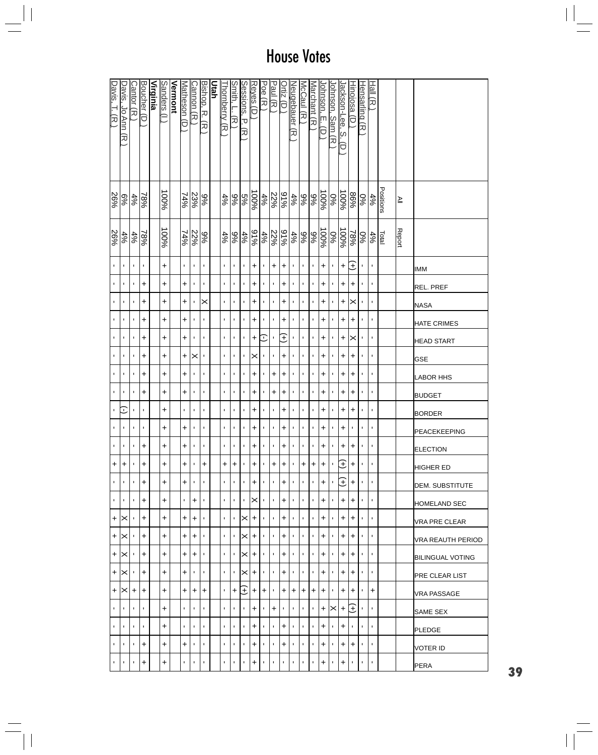# House Votes

| | All Positions | Report Total | IMM | REL. PREF | NASA | HATE CRIMES | HEAD START | GSE | LABOR HHS | BUDGET | BORDER | PEACEKEEPING | ELECTION | HIGHER ED | DEM. SUBSTITUTE | HOMELAND SEC | VRA PRE CLEAR | VRA REAUTH PERIOD | BILINGUAL VOTING | PRE CLEAR LIST | VRA PASSAGE | SAME SEX | PLEDGE | VOTER ID | PERA |
|---|---|---|---|---|---|---|---|---|---|---|---|---|---|---|---|---|---|---|---|---|---|---|---|---|---|
| Hall (R.) | 4% | 4% | - | - | - | - | - | - | - | - | - | - | - | - | - | - | - | - | - | - | + | - | - | - | - |
| Hensarling (R.) | 0% | 0% | - | - | - | - | - | - | - | - | - | - | - | - | - | - | - | - | - | - | - | - | - | - | - |
| Hinojosa (D.) | 86% | 78% | (+) | + | X | + | X | + | + | + | + | - | + | + | + | + | + | + | + | + | + | (+) | - | + | - |
| Jackson-Lee, S. (D.) | 100% | 100% | + | + | + | + | + | + | + | + | + | + | + | (+) | (+) | + | + | + | + | + | + | + | + | + | + |
| Johnson, Sam (R.) | 0% | 0% | - | - | - | - | - | - | - | - | - | - | - | - | - | - | - | - | - | - | - | X | - | - | - |
| Johnson, E. (D.) | 100% | 100% | + | + | + | + | + | + | + | + | + | + | + | + | + | + | + | + | + | + | + | + | + | + | + |
| Marchant (R.) | 9% | 9% | - | - | - | - | - | - | - | - | - | - | - | + | - | - | - | - | - | - | + | - | - | - | - |
| McCaul (R.) | 9% | 9% | - | - | - | - | - | - | - | - | - | - | - | + | - | - | - | - | - | - | + | - | - | - | - |
| Neugebauer (R.) | 4% | 4% | - | - | - | - | - | - | - | - | - | - | - | - | - | - | - | - | - | - | + | - | - | - | - |
| Ortiz (D.) | 91% | 91% | + | + | + | + | (+) | + | + | + | + | + | + | + | + | + | + | + | + | + | + | - | + | + | - |
| Paul (R.) | 22% | 22% | + | - | - | - | - | - | + | + | - | - | - | + | - | - | - | - | - | - | - | + | - | - | - |
| Poe (R.) | 4% | 4% | - | - | - | - | (-) | - | - | - | - | - | - | - | - | - | - | - | - | - | + | - | - | - | - |
| Reyes (D.) | 100% | 91% | + | + | + | + | + | X | + | + | + | + | + | + | + | X | + | + | + | + | + | + | + | + | + |
| Sessions, P. (R.) | 5% | 4% | - | - | - | - | - | - | - | - | - | - | - | - | - | - | X | X | X | X | (+) | - | - | - | - |
| Smith, L. (R.) | 9% | 9% | - | - | - | - | - | - | - | - | - | - | - | + | - | - | - | - | - | - | + | - | - | - | - |
| Thornberry (R.) | 4% | 4% | - | - | - | - | - | - | - | - | - | - | - | + | - | - | - | - | - | - | - | - | - | - | - |
| **Utah** | | | | | | | | | | | | | | | | | | | | | | | | | |
| Bishop, R. (R.) | 9% | 9% | - | - | X | - | - | - | - | - | - | - | - | + | - | - | - | - | - | - | + | - | - | - | - |
| Cannon (R.) | 23% | 22% | - | - | - | - | - | X | - | - | - | - | - | - | - | + | + | + | + | - | + | - | - | - | - |
| Matheson (D.) | 74% | 74% | - | + | + | + | + | + | + | + | - | + | + | + | + | - | + | + | + | + | + | - | - | + | - |
| **Vermont** | | | | | | | | | | | | | | | | | | | | | | | | | |
| Sanders (I.) | 100% | 100% | + | + | + | + | + | + | + | + | + | + | + | + | + | + | + | + | + | + | + | + | + | + | + |
| **Virginia** | | | | | | | | | | | | | | | | | | | | | | | | | |
| Boucher (D.) | 78% | 78% | - | + | + | + | + | + | + | + | - | - | + | + | + | + | + | + | + | + | + | - | - | + | + |
| Cantor (R.) | 4% | 4% | - | - | - | - | - | - | - | - | - | - | - | - | - | - | - | - | - | - | + | - | - | - | - |
| Davis, Jo Ann (R.) | 6% | 4% | - | - | - | - | - | - | - | - | (-) | - | - | + | - | - | X | X | X | X | X | - | - | - | - |
| Davis, T. (R.) | 26% | 26% | - | - | - | - | - | - | - | - | - | - | - | + | - | - | + | + | + | + | + | - | - | - | - |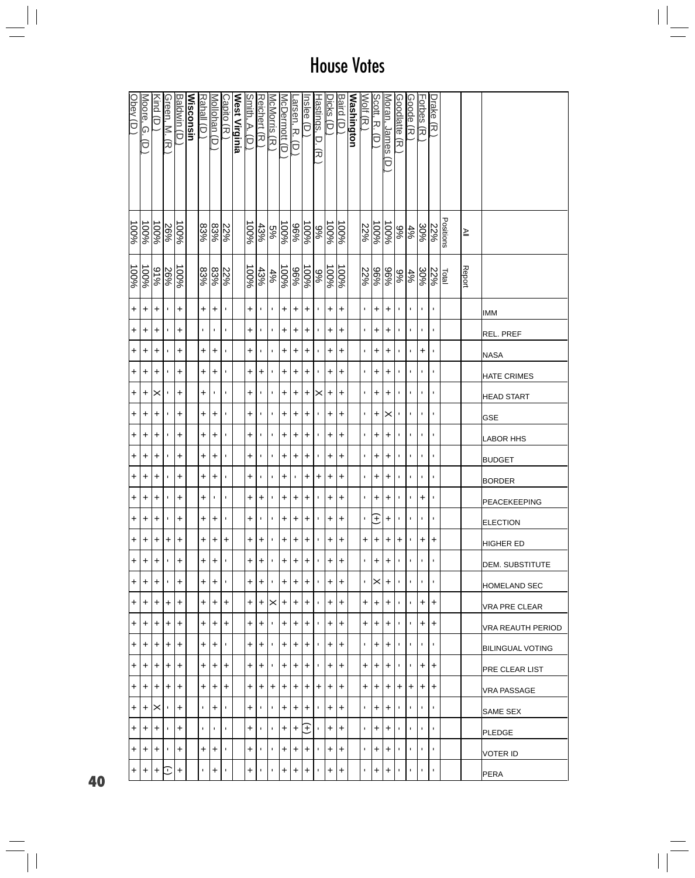# House Votes

|  | All Positions | Report Total | IMM | REL. PREF | NASA | HATE CRIMES | HEAD START | GSE | LABOR HHS | BUDGET | BORDER | PEACEKEEPING | ELECTION | HIGHER ED | DEM. SUBSTITUTE | HOMELAND SEC | VRA PRE CLEAR | VRA REAUTH PERIOD | BILINGUAL VOTING | PRE CLEAR LIST | VRA PASSAGE | SAME SEX | PLEDGE | VOTER ID | PERA |
|---|---|---|---|---|---|---|---|---|---|---|---|---|---|---|---|---|---|---|---|---|---|---|---|---|---|
| Drake (R) | 22% | 22% | - | - | - | - | - | - | - | - | - | - | - | + | - | - | + | + | - | + | + | - | - | - | - |
| Forbes (R) | 30% | 30% | - | - | + | - | - | - | - | - | - | + | - | + | - | - | + | + | - | + | + | - | - | - | - |
| Goode (R) | 4% | 4% | - | - | - | - | - | - | - | - | - | - | - | - | - | - | - | - | - | - | + | - | - | - | - |
| Goodlatte (R) | 9% | 9% | - | - | - | - | - | - | - | - | - | - | - | + | - | - | - | - | - | - | + | - | - | - | - |
| Moran, James (D) | 100% | 96% | + | + | + | + | + | X | + | + | + | + | + | + | + | + | + | + | + | + | + | + | + | + | + |
| Scott, R. (D) | 100% | 96% | + | + | + | + | + | + | + | + | + | + | (+) | + | + | X | + | + | + | + | + | + | + | + | + |
| Wolf (R) | 22% | 22% | - | - | - | - | - | - | - | - | - | - | - | + | - | - | + | + | - | + | + | - | - | - | - |
| **Washington** | | | | | | | | | | | | | | | | | | | | | | | | | |
| Baird (D) | 100% | 100% | + | + | + | + | + | + | + | + | + | + | + | + | + | + | + | + | + | + | + | + | + | + | + |
| Dicks (D) | 100% | 100% | + | + | + | + | + | + | + | + | + | + | + | + | + | + | + | + | + | + | + | + | + | + | + |
| Hastings, D. (R) | 9% | 9% | - | - | - | - | X | - | - | - | + | - | - | - | - | - | - | - | - | - | + | - | - | - | - |
| Inslee (D) | 100% | 100% | + | + | + | + | + | + | + | + | + | + | + | + | + | + | + | + | + | + | + | + | (+) | + | + |
| Larsen, R. (D) | 96% | 96% | + | + | + | + | + | + | + | + | - | + | + | + | + | + | + | + | + | + | + | + | + | + | + |
| McDermott (D) | 100% | 100% | + | + | + | + | + | + | + | + | + | + | + | + | + | + | + | + | + | + | + | + | + | + | + |
| McMorris (R) | 5% | 4% | - | - | - | - | - | - | - | - | - | - | - | - | - | - | X | - | - | - | + | - | - | - | - |
| Reichert (R) | 43% | 43% | - | - | - | + | - | - | - | - | - | + | - | + | + | + | + | + | + | + | + | - | - | - | - |
| Smith, A. (D) | 100% | 100% | + | + | + | + | + | + | + | + | + | + | + | + | + | + | + | + | + | + | + | + | + | + | + |
| **West Virginia** | | | | | | | | | | | | | | | | | | | | | | | | | |
| Capito (R) | 22% | 22% | - | - | - | - | - | - | - | - | - | - | - | + | - | - | + | + | - | + | + | - | - | - | - |
| Mollohan (D) | 83% | 83% | + | - | + | + | - | + | + | + | + | - | + | + | + | + | + | + | + | + | + | + | - | + | + |
| Rahall (D) | 83% | 83% | + | - | + | + | + | + | + | + | + | + | + | + | + | + | + | + | + | + | + | - | - | + | - |
| **Wisconsin** | | | | | | | | | | | | | | | | | | | | | | | | | |
| Baldwin (D) | 100% | 100% | + | + | + | + | + | + | + | + | + | + | + | + | + | + | + | + | + | + | + | + | + | + | + |
| Green, M. (R) | 26% | 26% | - | - | - | - | - | - | - | - | - | - | - | + | - | - | + | + | + | + | + | - | - | - | (-) |
| Kind (D) | 100% | 91% | + | + | + | + | X | + | + | + | + | + | + | + | + | + | + | + | + | + | + | X | + | + | + |
| Moore, G. (D) | 100% | 100% | + | + | + | + | + | + | + | + | + | + | + | + | + | + | + | + | + | + | + | + | + | + | + |
| Obey (D) | 100% | 100% | + | + | + | + | + | + | + | + | + | + | + | + | + | + | + | + | + | + | + | + | + | + | + |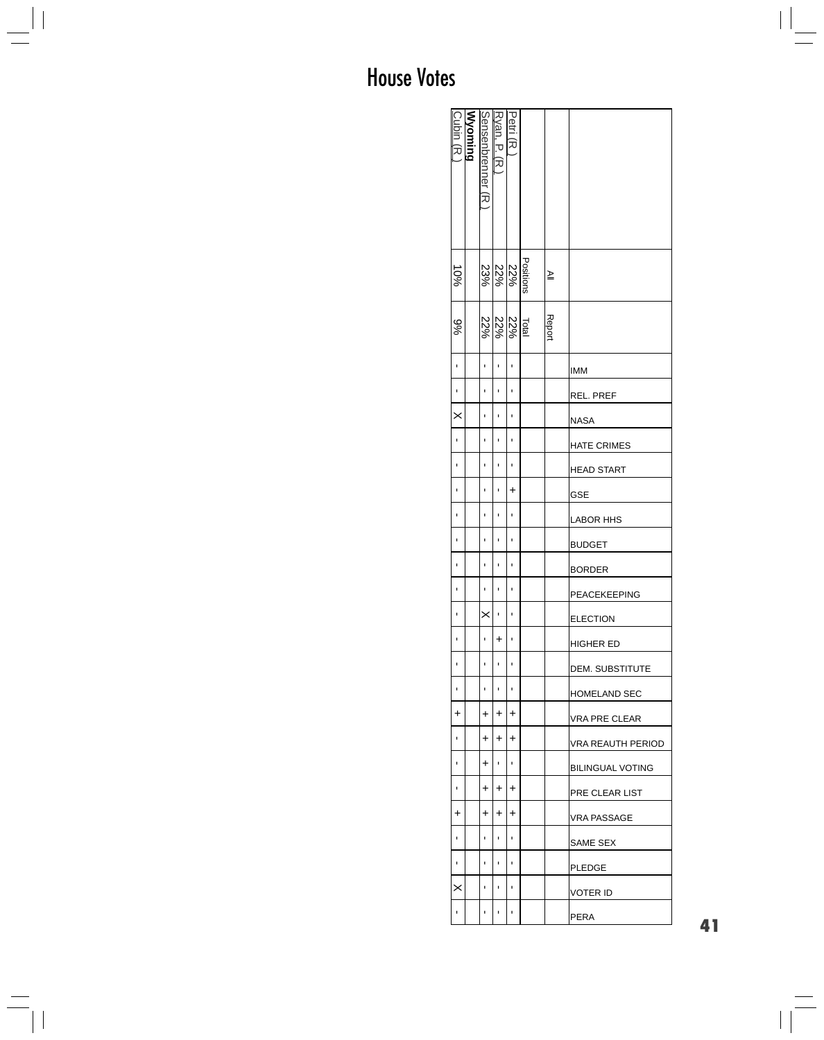# House Votes

| | All Positions | Report Total | IMM | REL. PREF | NASA | HATE CRIMES | HEAD START | GSE | LABOR HHS | BUDGET | BORDER | PEACEKEEPING | ELECTION | HIGHER ED | DEM. SUBSTITUTE | HOMELAND SEC | VRA PRE CLEAR | VRA REAUTH PERIOD | BILINGUAL VOTING | PRE CLEAR LIST | VRA PASSAGE | SAME SEX | PLEDGE | VOTER ID | PERA |
|---|---|---|---|---|---|---|---|---|---|---|---|---|---|---|---|---|---|---|---|---|---|---|---|---|---|
| Petri (R.) | 22% | 22% | - | - | - | - | - | + | - | - | - | - | - | - | - | - | + | + | - | + | + | - | - | - | - |
| Ryan, P. (R.) | 22% | 22% | - | - | - | - | - | - | - | - | - | - | - | + | - | - | + | + | - | + | + | - | - | - | - |
| Sensenbrenner (R.) | 23% | 22% | - | - | - | - | - | - | - | - | - | - | X | - | - | - | + | + | + | + | + | - | - | - | - |
| **Wyoming** | | | | | | | | | | | | | | | | | | | | | | | | | |
| Cubin (R.) | 10% | 9% | - | - | X | - | - | - | - | - | - | - | - | - | - | - | + | - | - | - | + | - | - | X | - |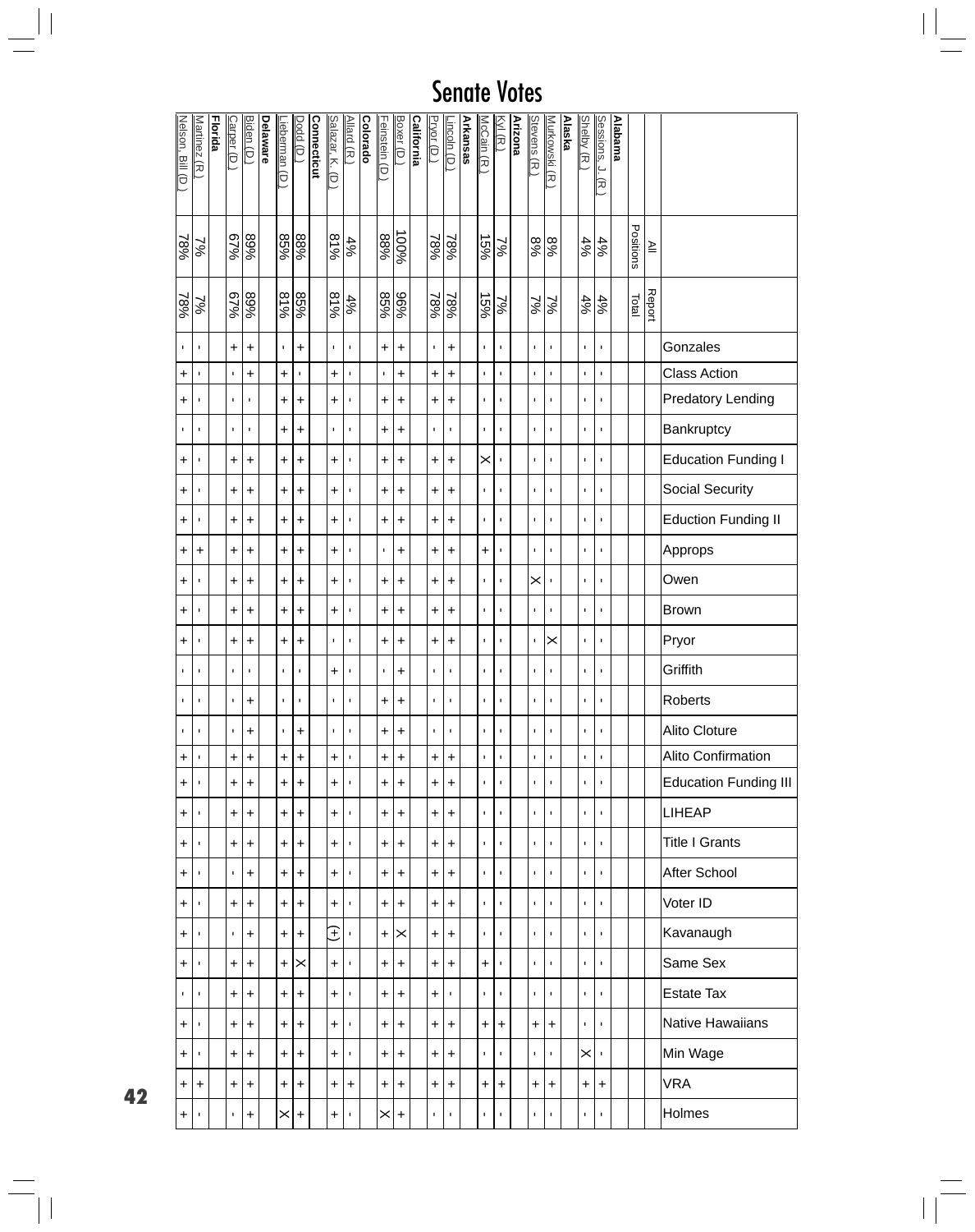# Senate Votes

| | All Positions | Report Total | Gonzales | Class Action | Predatory Lending | Bankruptcy | Education Funding I | Social Security | Eduction Funding II | Approps | Owen | Brown | Pryor | Griffith | Roberts | Alito Cloture | Alito Confirmation | Education Funding III | LIHEAP | Title I Grants | After School | Voter ID | Kavanaugh | Same Sex | Estate Tax | Native Hawaiians | Min Wage | VRA | Holmes |
|---|---|---|---|---|---|---|---|---|---|---|---|---|---|---|---|---|---|---|---|---|---|---|---|---|---|---|---|---|---|
| **Alabama** | | | | | | | | | | | | | | | | | | | | | | | | | | | | | |
| Sessions, J. (R.) | 4% | 4% | - | - | - | - | - | - | - | - | - | - | - | - | - | - | - | - | - | - | - | - | - | - | - | - | - | + | - |
| Shelby (R.) | 4% | 4% | - | - | - | - | - | - | - | - | - | - | - | - | - | - | - | - | - | - | - | - | - | - | - | - | X | + | - |
| **Alaska** | | | | | | | | | | | | | | | | | | | | | | | | | | | | | |
| Murkowski (R.) | 8% | 7% | - | - | - | - | - | - | - | - | - | - | X | - | - | - | - | - | - | - | - | - | - | - | - | + | - | + | - |
| Stevens (R.) | 8% | 7% | - | - | - | - | - | - | - | - | X | - | - | - | - | - | - | - | - | - | - | - | - | - | - | + | - | + | - |
| **Arizona** | | | | | | | | | | | | | | | | | | | | | | | | | | | | | |
| Kyl (R.) | 7% | 7% | - | - | - | - | - | - | - | - | - | - | - | - | - | - | - | - | - | - | - | - | - | - | - | + | - | + | - |
| McCain (R.) | 15% | 15% | - | - | - | - | X | - | - | + | - | - | - | - | - | - | - | - | - | - | - | - | - | + | - | + | - | + | - |
| **Arkansas** | | | | | | | | | | | | | | | | | | | | | | | | | | | | | |
| Lincoln (D.) | 78% | 78% | + | + | + | - | + | + | + | + | + | + | + | - | - | - | + | + | + | + | + | + | + | + | - | + | + | + | - |
| Pryor (D.) | 78% | 78% | - | + | + | - | + | + | + | + | + | + | + | - | - | - | + | + | + | + | + | + | + | + | + | + | + | + | - |
| **California** | | | | | | | | | | | | | | | | | | | | | | | | | | | | | |
| Boxer (D.) | 100% | 96% | + | + | + | + | + | + | + | + | + | + | + | + | + | + | + | + | + | + | + | + | X | + | + | + | + | + | + |
| Feinstein (D.) | 88% | 85% | + | - | + | + | + | + | + | - | + | + | + | - | + | + | + | + | + | + | + | + | + | + | + | + | + | + | X |
| **Colorado** | | | | | | | | | | | | | | | | | | | | | | | | | | | | | |
| Allard (R.) | 4% | 4% | - | - | - | - | - | - | - | - | - | - | - | - | - | - | - | - | - | - | - | - | - | - | - | - | - | + | - |
| Salazar, K. (D.) | 81% | 81% | - | + | + | - | + | + | + | + | + | + | - | + | - | - | + | + | + | + | + | + | (+) | + | + | + | + | + | + |
| **Connecticut** | | | | | | | | | | | | | | | | | | | | | | | | | | | | | |
| Dodd (D.) | 88% | 85% | + | - | + | + | + | + | + | + | + | + | + | - | - | + | + | + | + | + | + | + | + | X | + | + | + | + | + |
| Lieberman (D.) | 85% | 81% | - | + | + | + | + | + | + | + | + | + | + | - | - | - | + | + | + | + | + | + | + | + | + | + | + | + | X |
| **Delaware** | | | | | | | | | | | | | | | | | | | | | | | | | | | | | |
| Biden (D.) | 89% | 89% | + | + | - | - | + | + | + | + | + | + | + | - | + | + | + | + | + | + | + | + | + | + | + | + | + | + | + |
| Carper (D.) | 67% | 67% | + | - | - | - | + | + | + | + | + | + | + | - | - | - | + | + | + | + | - | + | - | + | + | + | + | + | - |
| **Florida** | | | | | | | | | | | | | | | | | | | | | | | | | | | | | |
| Martinez (R.) | 7% | 7% | - | - | - | - | - | - | - | + | - | - | - | - | - | - | - | - | - | - | - | - | - | - | - | - | - | + | - |
| Nelson, Bill (D.) | 78% | 78% | - | + | + | - | + | + | + | + | + | + | + | - | - | - | + | + | + | + | + | + | + | + | - | + | + | + | + |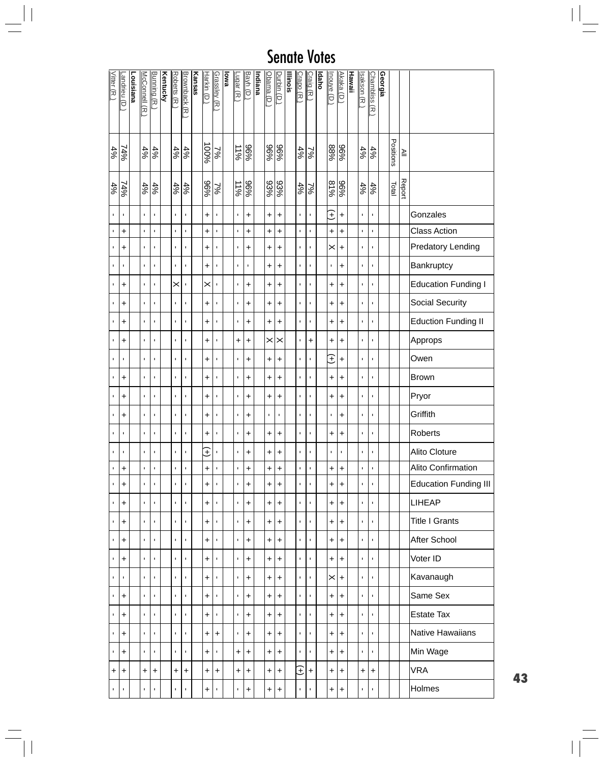# Senate Votes

| | All Positions | Report Total | Gonzales | Class Action | Predatory Lending | Bankruptcy | Education Funding I | Social Security | Eduction Funding II | Approps | Owen | Brown | Pryor | Griffith | Roberts | Alito Cloture | Alito Confirmation | Education Funding III | LIHEAP | Title I Grants | After School | Voter ID | Kavanaugh | Same Sex | Estate Tax | Native Hawaiians | Min Wage | VRA | Holmes |
|---|---|---|---|---|---|---|---|---|---|---|---|---|---|---|---|---|---|---|---|---|---|---|---|---|---|---|---|---|---|
| **Georgia** | | | | | | | | | | | | | | | | | | | | | | | | | | | | | |
| Chambliss (R.) | 4% | 4% | - | - | - | - | - | - | - | - | - | - | - | - | - | - | - | - | - | - | - | - | - | - | - | - | - | + | - |
| Isakson (R.) | 4% | 4% | - | - | - | - | - | - | - | - | - | - | - | - | - | - | - | - | - | - | - | - | - | - | - | - | - | + | - |
| **Hawaii** | | | | | | | | | | | | | | | | | | | | | | | | | | | | | |
| Akaka (D.) | 96% | 96% | + | + | + | + | + | + | + | + | + | + | + | + | + | - | + | + | + | + | + | + | + | + | + | + | + | + | + |
| Inouye (D.) | 88% | 81% | (+) | + | X | - | + | + | + | + | (+) | + | + | - | + | - | + | + | + | + | + | + | X | + | + | + | + | + | + |
| **Idaho** | | | | | | | | | | | | | | | | | | | | | | | | | | | | | |
| Craig (R.) | 7% | 7% | - | - | - | - | - | - | - | + | - | - | - | - | - | - | - | - | - | - | - | - | - | - | - | - | - | + | - |
| Crapo (R.) | 4% | 4% | - | - | - | - | - | - | - | - | - | - | - | - | - | - | - | - | - | - | - | - | - | - | - | - | - | (+) | - |
| **Illinois** | | | | | | | | | | | | | | | | | | | | | | | | | | | | | |
| Durbin (D.) | 96% | 93% | + | + | + | + | + | + | + | X | + | + | + | - | + | + | + | + | + | + | + | + | + | + | + | + | + | + | + |
| Obama (D.) | 96% | 93% | + | + | + | + | + | + | + | X | + | + | + | - | + | + | + | + | + | + | + | + | + | + | + | + | + | + | + |
| **Indiana** | | | | | | | | | | | | | | | | | | | | | | | | | | | | | |
| Bayh (D.) | 96% | 96% | + | + | + | - | + | + | + | + | + | + | + | + | + | + | + | + | + | + | + | + | + | + | + | + | + | + | + |
| Lugar (R.) | 11% | 11% | - | - | - | - | - | - | - | + | - | - | - | - | - | - | - | - | - | - | - | - | - | - | - | - | + | + | - |
| **Iowa** | | | | | | | | | | | | | | | | | | | | | | | | | | | | | |
| Grassley (R.) | 7% | 7% | - | - | - | - | - | - | - | - | - | - | - | - | - | - | - | - | - | - | - | - | - | - | - | + | - | + | - |
| Harkin (D.) | 100% | 96% | + | + | + | + | X | + | + | + | + | + | + | + | + | (+) | + | + | + | + | + | + | + | + | + | + | + | + | + |
| **Kansas** | | | | | | | | | | | | | | | | | | | | | | | | | | | | | |
| Brownback (R.) | 4% | 4% | - | - | - | - | - | - | - | - | - | - | - | - | - | - | - | - | - | - | - | - | - | - | - | - | - | + | - |
| Roberts (R.) | 4% | 4% | - | - | - | - | X | - | - | - | - | - | - | - | - | - | - | - | - | - | - | - | - | - | - | - | - | + | - |
| **Kentucky** | | | | | | | | | | | | | | | | | | | | | | | | | | | | | |
| Bunning (R.) | 4% | 4% | - | - | - | - | - | - | - | - | - | - | - | - | - | - | - | - | - | - | - | - | - | - | - | - | - | + | - |
| McConnell (R.) | 4% | 4% | - | - | - | - | - | - | - | - | - | - | - | - | - | - | - | - | - | - | - | - | - | - | - | - | - | + | - |
| **Louisiana** | | | | | | | | | | | | | | | | | | | | | | | | | | | | | |
| Landrieu (D.) | 74% | 74% | - | + | + | - | + | + | + | + | - | + | + | + | - | - | + | + | + | + | + | + | - | + | + | + | + | + | - |
| Vitter (R.) | 4% | 4% | - | - | - | - | - | - | - | - | - | - | - | - | - | - | - | - | - | - | - | - | - | - | - | - | - | + | - |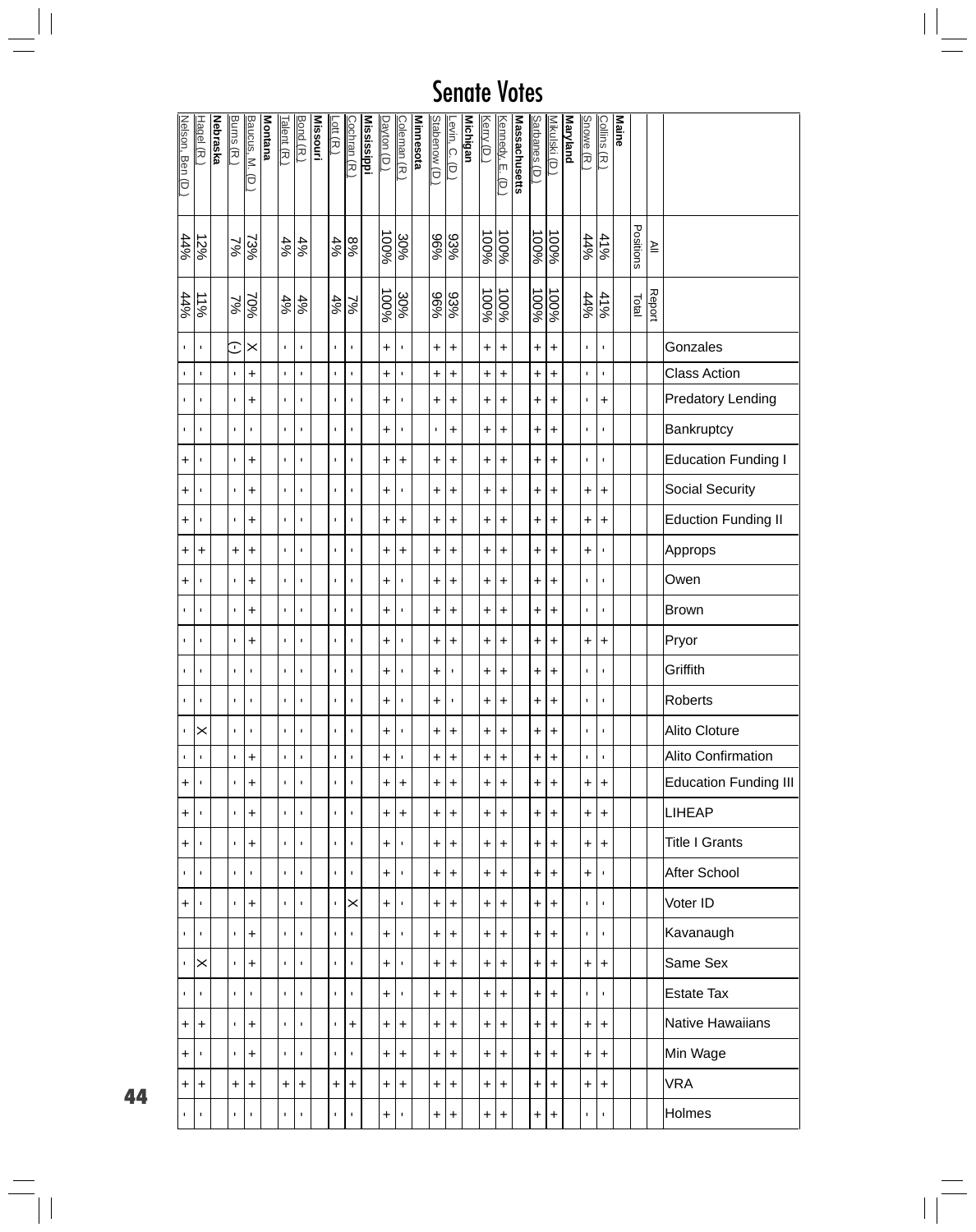# Senate Votes

| | All Positions | Report Total | Gonzales | Class Action | Predatory Lending | Bankruptcy | Education Funding I | Social Security | Eduction Funding II | Approps | Owen | Brown | Pryor | Griffith | Roberts | Alito Cloture | Alito Confirmation | Education Funding III | LIHEAP | Title I Grants | After School | Voter ID | Kavanaugh | Same Sex | Estate Tax | Native Hawaiians | Min Wage | VRA | Holmes |
|---|---|---|---|---|---|---|---|---|---|---|---|---|---|---|---|---|---|---|---|---|---|---|---|---|---|---|---|---|---|
| **Maine** | | | | | | | | | | | | | | | | | | | | | | | | | | | | | |
| Collins (R.) | 41% | 41% | - | - | + | - | - | + | + | - | - | - | + | - | - | - | - | + | + | + | - | - | - | + | - | + | + | + | - |
| Snowe (R.) | 44% | 44% | - | - | - | - | - | + | + | + | - | - | + | - | - | - | - | + | + | + | + | - | - | + | - | + | + | + | - |
| **Maryland** | | | | | | | | | | | | | | | | | | | | | | | | | | | | | |
| Mikulski (D.) | 100% | 100% | + | + | + | + | + | + | + | + | + | + | + | + | + | + | + | + | + | + | + | + | + | + | + | + | + | + | + |
| Sarbanes (D.) | 100% | 100% | + | + | + | + | + | + | + | + | + | + | + | + | + | + | + | + | + | + | + | + | + | + | + | + | + | + | + |
| **Massachusetts** | | | | | | | | | | | | | | | | | | | | | | | | | | | | | |
| Kennedy, E. (D.) | 100% | 100% | + | + | + | + | + | + | + | + | + | + | + | + | + | + | + | + | + | + | + | + | + | + | + | + | + | + | + |
| Kerry (D.) | 100% | 100% | + | + | + | + | + | + | + | + | + | + | + | + | + | + | + | + | + | + | + | + | + | + | + | + | + | + | + |
| **Michigan** | | | | | | | | | | | | | | | | | | | | | | | | | | | | | |
| Levin, C. (D.) | 93% | 93% | + | + | + | + | + | + | + | + | + | + | + | - | - | + | + | + | + | + | + | + | + | + | + | + | + | + | + |
| Stabenow (D.) | 96% | 96% | + | + | + | - | + | + | + | + | + | + | + | + | + | + | + | + | + | + | + | + | + | + | + | + | + | + | + |
| **Minnesota** | | | | | | | | | | | | | | | | | | | | | | | | | | | | | |
| Coleman (R.) | 30% | 30% | - | - | - | - | + | - | + | + | - | - | - | - | - | - | - | + | + | - | - | - | - | - | - | + | + | + | - |
| Dayton (D.) | 100% | 100% | + | + | + | + | + | + | + | + | + | + | + | + | + | + | + | + | + | + | + | + | + | + | + | + | + | + | + |
| **Mississippi** | | | | | | | | | | | | | | | | | | | | | | | | | | | | | |
| Cochran (R.) | 8% | 7% | - | - | - | - | - | - | - | - | - | - | - | - | - | - | - | - | - | - | - | X | - | - | - | + | - | + | - |
| Lott (R.) | 4% | 4% | - | - | - | - | - | - | - | - | - | - | - | - | - | - | - | - | - | - | - | - | - | - | - | - | - | + | - |
| **Missouri** | | | | | | | | | | | | | | | | | | | | | | | | | | | | | |
| Bond (R.) | 4% | 4% | - | - | - | - | - | - | - | - | - | - | - | - | - | - | - | - | - | - | - | - | - | - | - | - | - | + | - |
| Talent (R.) | 4% | 4% | - | - | - | - | - | - | - | - | - | - | - | - | - | - | - | - | - | - | - | - | - | - | - | - | - | + | - |
| **Montana** | | | | | | | | | | | | | | | | | | | | | | | | | | | | | |
| Baucus, M. (D.) | 73% | 70% | X | + | + | - | + | + | + | + | + | + | + | - | - | - | + | + | + | + | - | + | + | + | - | + | + | + | - |
| Burns (R.) | 7% | 7% | (-) | - | - | - | - | - | - | + | - | - | - | - | - | - | - | - | - | - | - | - | - | - | - | - | - | + | - |
| **Nebraska** | | | | | | | | | | | | | | | | | | | | | | | | | | | | | |
| Hagel (R.) | 12% | 11% | - | - | - | - | - | - | - | + | - | - | - | - | - | X | - | - | - | - | - | - | - | X | - | + | - | + | - |
| Nelson, Ben (D.) | 44% | 44% | - | - | - | - | + | + | + | + | + | - | - | - | - | - | - | + | + | + | - | + | - | - | - | + | + | + | - |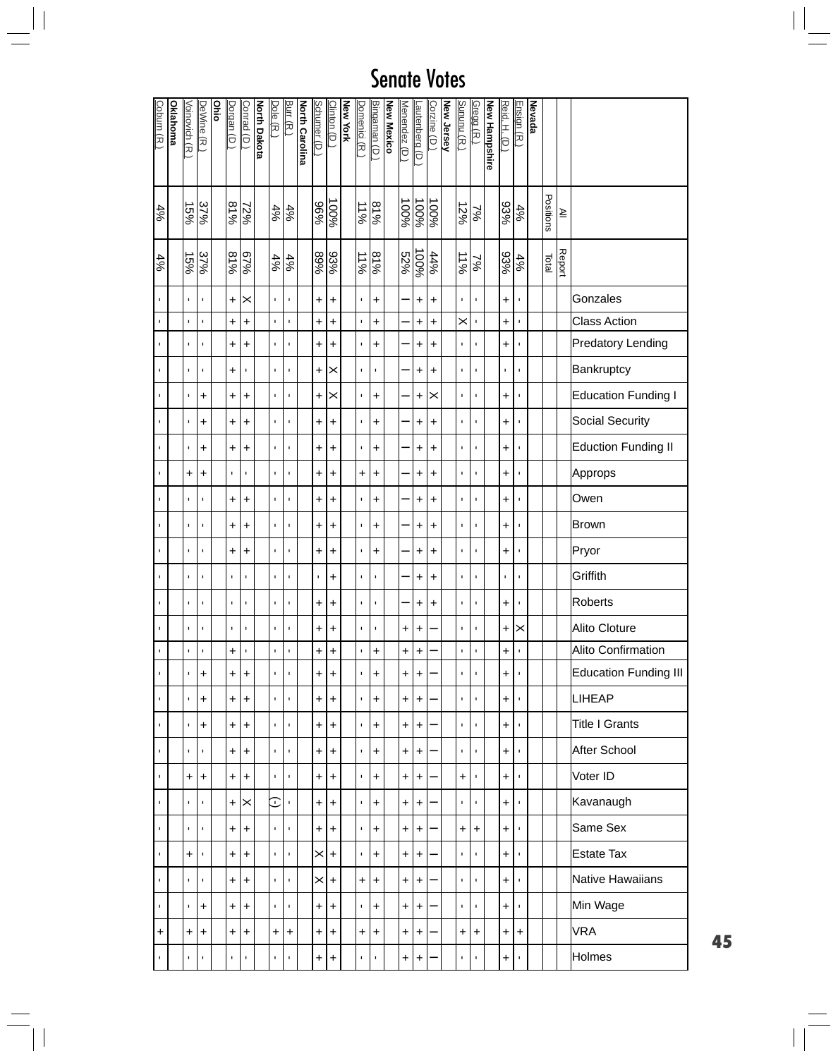# Senate Votes

| | All Positions | Report Total | Gonzales | Class Action | Predatory Lending | Bankruptcy | Education Funding I | Social Security | Eduction Funding II | Approps | Owen | Brown | Pryor | Griffith | Roberts | Alito Cloture | Alito Confirmation | Education Funding III | LIHEAP | Title I Grants | After School | Voter ID | Kavanaugh | Same Sex | Estate Tax | Native Hawaiians | Min Wage | VRA | Holmes |
|---|---|---|---|---|---|---|---|---|---|---|---|---|---|---|---|---|---|---|---|---|---|---|---|---|---|---|---|---|---|
| **Nevada** | | | | | | | | | | | | | | | | | | | | | | | | | | | | | |
| Ensign (R.) | 4% | 4% | - | - | - | - | - | - | - | - | - | - | - | - | - | X | - | - | - | - | - | - | - | - | - | - | - | + | - |
| Reid, H. (D.) | 93% | 93% | + | + | + | - | + | + | + | + | + | + | + | - | + | + | + | + | + | + | + | + | + | + | + | + | + | + | + |
| **New Hampshire** | | | | | | | | | | | | | | | | | | | | | | | | | | | | | |
| Gregg (R.) | 7% | 7% | - | - | - | - | - | - | - | - | - | - | - | - | - | - | - | - | - | - | - | - | - | + | - | - | - | + | - |
| Sununu (R.) | 12% | 11% | - | X | - | - | - | - | - | - | - | - | - | - | - | - | - | - | - | - | - | + | - | + | - | - | - | + | - |
| **New Jersey** | | | | | | | | | | | | | | | | | | | | | | | | | | | | | |
| Corzine (D.) | 100% | 44% | + | + | + | + | X | + | + | + | + | + | + | + | + | — | — | — | — | — | — | — | — | — | — | — | — | — | — |
| Lautenberg (D.) | 100% | 100% | + | + | + | + | + | + | + | + | + | + | + | + | + | + | + | + | + | + | + | + | + | + | + | + | + | + | + |
| Menendez (D.) | 100% | 52% | — | — | — | — | — | — | — | — | — | — | — | — | — | + | + | + | + | + | + | + | + | + | + | + | + | + | + |
| **New Mexico** | | | | | | | | | | | | | | | | | | | | | | | | | | | | | |
| Bingaman (D.) | 81% | 81% | + | + | + | - | + | + | + | + | + | + | + | - | - | - | + | + | + | + | + | + | + | + | + | + | + | + | - |
| Domenici (R.) | 11% | 11% | - | - | - | - | - | - | - | + | - | - | - | - | - | - | - | - | - | - | - | - | - | - | - | + | - | + | - |
| **New York** | | | | | | | | | | | | | | | | | | | | | | | | | | | | | |
| Clinton (D.) | 100% | 93% | + | + | + | X | X | + | + | + | + | + | + | + | + | + | + | + | + | + | + | + | + | + | + | + | + | + | + |
| Schumer (D.) | 96% | 89% | + | + | + | + | + | + | + | + | + | + | + | - | + | + | + | + | + | + | + | + | + | + | X | X | + | + | + |
| **North Carolina** | | | | | | | | | | | | | | | | | | | | | | | | | | | | | |
| Burr (R.) | 4% | 4% | - | - | - | - | - | - | - | - | - | - | - | - | - | - | - | - | - | - | - | - | - | - | - | - | - | + | - |
| Dole (R.) | 4% | 4% | - | - | - | - | - | - | - | - | - | - | - | - | - | - | - | - | - | - | - | - | (-) | - | - | - | - | + | - |
| **North Dakota** | | | | | | | | | | | | | | | | | | | | | | | | | | | | | |
| Conrad (D.) | 72% | 67% | X | + | + | - | + | + | + | - | + | + | + | - | - | - | - | + | + | + | + | + | X | + | + | + | + | + | - |
| Dorgan (D.) | 81% | 81% | + | + | + | + | + | + | + | - | + | + | + | - | - | - | + | + | + | + | + | + | + | + | + | + | + | + | - |
| **Ohio** | | | | | | | | | | | | | | | | | | | | | | | | | | | | | |
| DeWine (R.) | 37% | 37% | - | - | - | - | + | + | + | + | - | - | - | - | - | - | - | + | + | + | - | + | - | - | - | - | + | + | - |
| Voinovich (R.) | 15% | 15% | - | - | - | - | - | - | - | + | - | - | - | - | - | - | - | - | - | - | - | + | - | - | + | - | - | + | - |
| **Oklahoma** | | | | | | | | | | | | | | | | | | | | | | | | | | | | | |
| Coburn (R.) | 4% | 4% | - | - | - | - | - | - | - | - | - | - | - | - | - | - | - | - | - | - | - | - | - | - | - | - | - | + | - |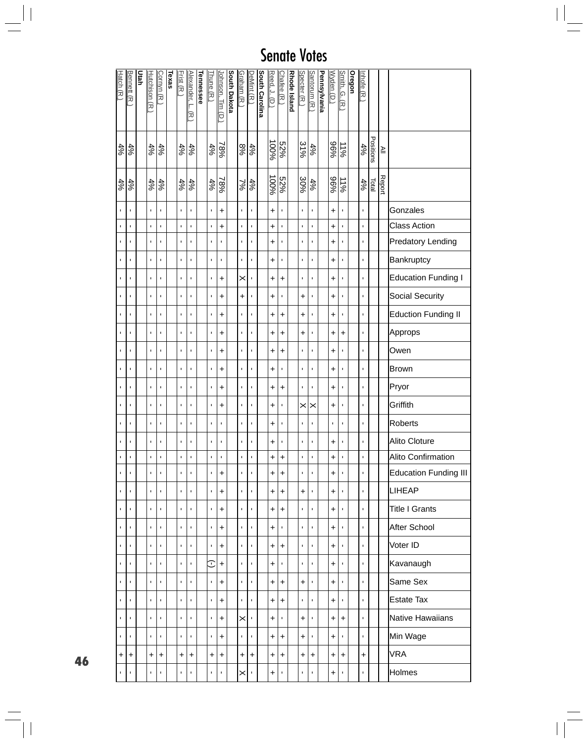# Senate Votes

| | All Positions | Report Total | Gonzales | Class Action | Predatory Lending | Bankruptcy | Education Funding I | Social Security | Eduction Funding II | Approps | Owen | Brown | Pryor | Griffith | Roberts | Alito Cloture | Alito Confirmation | Education Funding III | LIHEAP | Title I Grants | After School | Voter ID | Kavanaugh | Same Sex | Estate Tax | Native Hawaiians | Min Wage | VRA | Holmes |
|---|---|---|---|---|---|---|---|---|---|---|---|---|---|---|---|---|---|---|---|---|---|---|---|---|---|---|---|---|---|
| Inhofe (R.) | 4% | 4% | - | - | - | - | - | - | - | - | - | - | - | - | - | - | - | - | - | - | - | - | - | - | - | - | - | + | - |
| **Oregon** | | | | | | | | | | | | | | | | | | | | | | | | | | | | | |
| Smith, G. (R.) | 11% | 11% | - | - | - | - | - | - | - | + | - | - | - | - | - | - | - | - | - | - | - | - | - | - | - | + | - | + | - |
| Wyden (D.) | 96% | 96% | + | + | + | + | + | + | + | + | + | + | + | + | - | + | + | + | + | + | + | + | + | + | + | + | + | + | + |
| **Pennsylvania** | | | | | | | | | | | | | | | | | | | | | | | | | | | | | |
| Santorum (R.) | 4% | 4% | - | - | - | - | - | - | - | - | - | - | - | X | - | - | - | - | - | - | - | - | - | - | - | - | - | + | - |
| Specter (R.) | 31% | 30% | - | - | - | - | - | + | + | + | - | - | - | X | - | - | - | - | + | - | - | - | - | + | - | + | + | + | - |
| **Rhode Island** | | | | | | | | | | | | | | | | | | | | | | | | | | | | | |
| Chafee (R.) | 52% | 52% | - | - | - | - | + | - | + | + | + | - | + | - | - | - | + | + | + | + | - | + | - | + | + | - | + | + | - |
| Reed, J. (D.) | 100% | 100% | + | + | + | + | + | + | + | + | + | + | + | + | + | + | + | + | + | + | + | + | + | + | + | + | + | + | + |
| **South Carolina** | | | | | | | | | | | | | | | | | | | | | | | | | | | | | |
| DeMint (R.) | 4% | 4% | - | - | - | - | - | - | - | - | - | - | - | - | - | - | - | - | - | - | - | - | - | - | - | - | - | + | - |
| Graham (R.) | 8% | 7% | - | - | - | - | X | + | - | - | - | - | - | - | - | - | - | - | - | - | - | - | - | - | - | X | - | + | X |
| **South Dakota** | | | | | | | | | | | | | | | | | | | | | | | | | | | | | |
| Johnson, Tim (D.) | 78% | 78% | + | + | - | - | + | + | + | + | + | + | + | + | - | - | - | + | + | + | + | + | + | + | + | + | + | + | - |
| Thune (R.) | 4% | 4% | - | - | - | - | - | - | - | - | - | - | - | - | - | - | - | - | - | - | - | - | (-) | - | - | - | - | + | - |
| **Tennessee** | | | | | | | | | | | | | | | | | | | | | | | | | | | | | |
| Alexander, L. (R.) | 4% | 4% | - | - | - | - | - | - | - | - | - | - | - | - | - | - | - | - | - | - | - | - | - | - | - | - | - | + | - |
| Frist (R.) | 4% | 4% | - | - | - | - | - | - | - | - | - | - | - | - | - | - | - | - | - | - | - | - | - | - | - | - | - | + | - |
| **Texas** | | | | | | | | | | | | | | | | | | | | | | | | | | | | | |
| Cornyn (R.) | 4% | 4% | - | - | - | - | - | - | - | - | - | - | - | - | - | - | - | - | - | - | - | - | - | - | - | - | - | + | - |
| Hutchison (R.) | 4% | 4% | - | - | - | - | - | - | - | - | - | - | - | - | - | - | - | - | - | - | - | - | - | - | - | - | - | + | - |
| **Utah** | | | | | | | | | | | | | | | | | | | | | | | | | | | | | |
| Bennett (R.) | 4% | 4% | - | - | - | - | - | - | - | - | - | - | - | - | - | - | - | - | - | - | - | - | - | - | - | - | - | + | - |
| Hatch (R.) | 4% | 4% | - | - | - | - | - | - | - | - | - | - | - | - | - | - | - | - | - | - | - | - | - | - | - | - | - | + | - |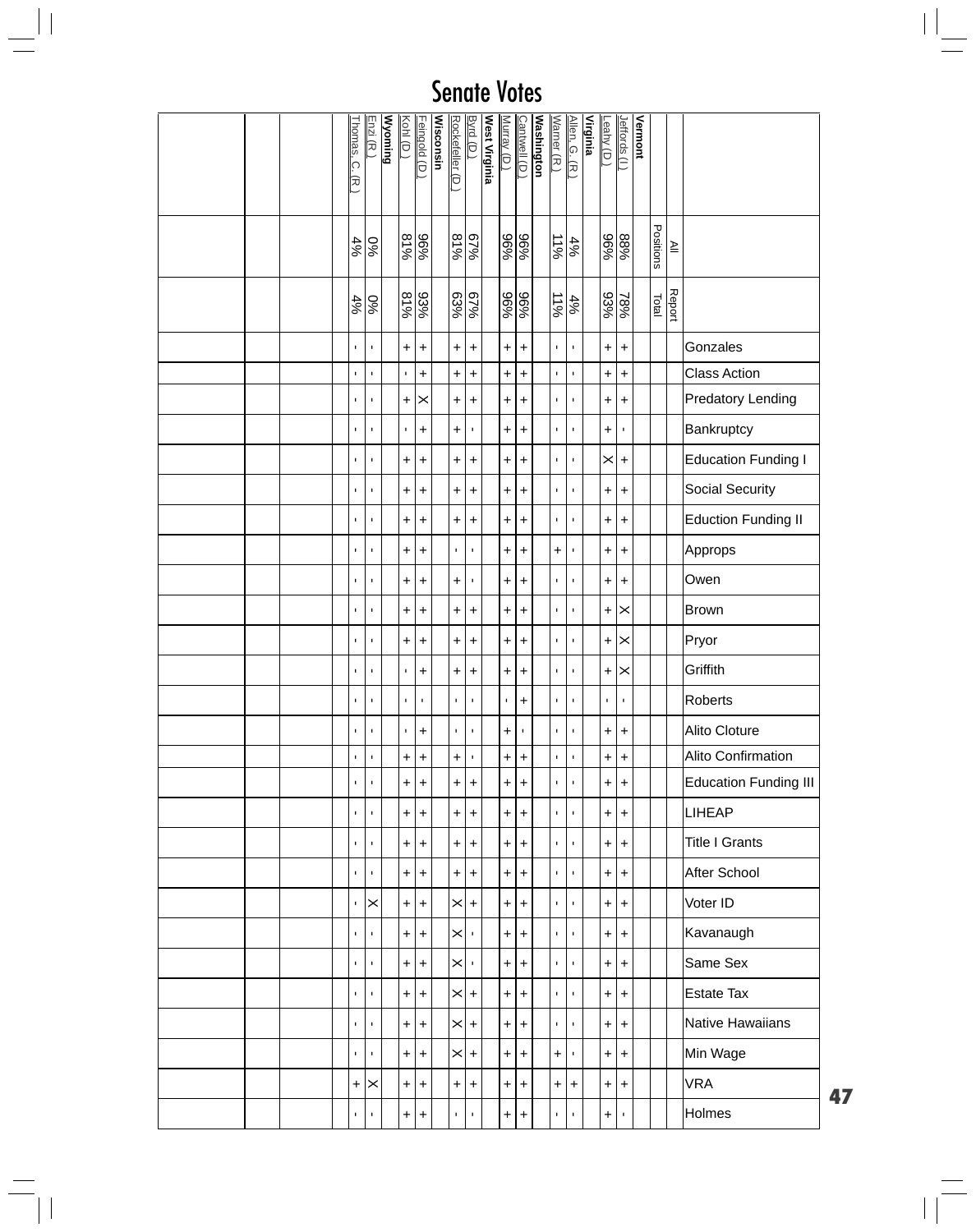# Senate Votes

| | All Positions | Report Total | Gonzales | Class Action | Predatory Lending | Bankruptcy | Education Funding I | Social Security | Eduction Funding II | Approps | Owen | Brown | Pryor | Griffith | Roberts | Alito Cloture | Alito Confirmation | Education Funding III | LIHEAP | Title I Grants | After School | Voter ID | Kavanaugh | Same Sex | Estate Tax | Native Hawaiians | Min Wage | VRA | Holmes |
|---|---|---|---|---|---|---|---|---|---|---|---|---|---|---|---|---|---|---|---|---|---|---|---|---|---|---|---|---|---|
| **Vermont** | | | | | | | | | | | | | | | | | | | | | | | | | | | | | |
| Jeffords (I) | 88% | 78% | + | + | + | - | + | + | + | + | + | X | X | X | - | + | + | + | + | + | + | + | + | + | + | + | + | + | - |
| Leahy (D) | 96% | 93% | + | + | + | + | X | + | + | + | + | + | + | + | - | + | + | + | + | + | + | + | + | + | + | + | + | + | + |
| **Virginia** | | | | | | | | | | | | | | | | | | | | | | | | | | | | | |
| Allen, G. (R) | 4% | 4% | - | - | - | - | - | - | - | - | - | - | - | - | - | - | - | - | - | - | - | - | - | - | - | - | - | + | - |
| Warner (R) | 11% | 11% | - | - | - | - | - | - | - | + | - | - | - | - | - | - | - | - | - | - | - | - | - | - | - | - | + | + | - |
| **Washington** | | | | | | | | | | | | | | | | | | | | | | | | | | | | | |
| Cantwell (D) | 96% | 96% | + | + | + | + | + | + | + | + | + | + | + | + | + | - | + | + | + | + | + | + | + | + | + | + | + | + | + |
| Murray (D) | 96% | 96% | + | + | + | + | + | + | + | + | + | + | + | + | - | + | + | + | + | + | + | + | + | + | + | + | + | + | + |
| **West Virginia** | | | | | | | | | | | | | | | | | | | | | | | | | | | | | |
| Byrd (D) | 67% | 67% | + | + | + | - | + | + | + | - | - | + | + | + | - | - | - | + | + | + | + | + | - | - | + | + | + | + | - |
| Rockefeller (D) | 81% | 63% | + | + | + | + | + | + | + | - | + | + | + | + | - | - | + | + | + | + | + | X | X | X | X | X | X | + | - |
| **Wisconsin** | | | | | | | | | | | | | | | | | | | | | | | | | | | | | |
| Feingold (D) | 96% | 93% | + | + | X | + | + | + | + | + | + | + | + | + | - | + | + | + | + | + | + | + | + | + | + | + | + | + | + |
| Kohl (D) | 81% | 81% | + | - | + | - | + | + | + | + | + | + | + | - | - | - | + | + | + | + | + | + | + | + | + | + | + | + | + |
| **Wyoming** | | | | | | | | | | | | | | | | | | | | | | | | | | | | | |
| Enzi (R) | 0% | 0% | - | - | - | - | - | - | - | - | - | - | - | - | - | - | - | - | - | - | - | X | - | - | - | - | - | X | - |
| Thomas, C. (R) | 4% | 4% | - | - | - | - | - | - | - | - | - | - | - | - | - | - | - | - | - | - | - | - | - | - | - | - | - | + | - |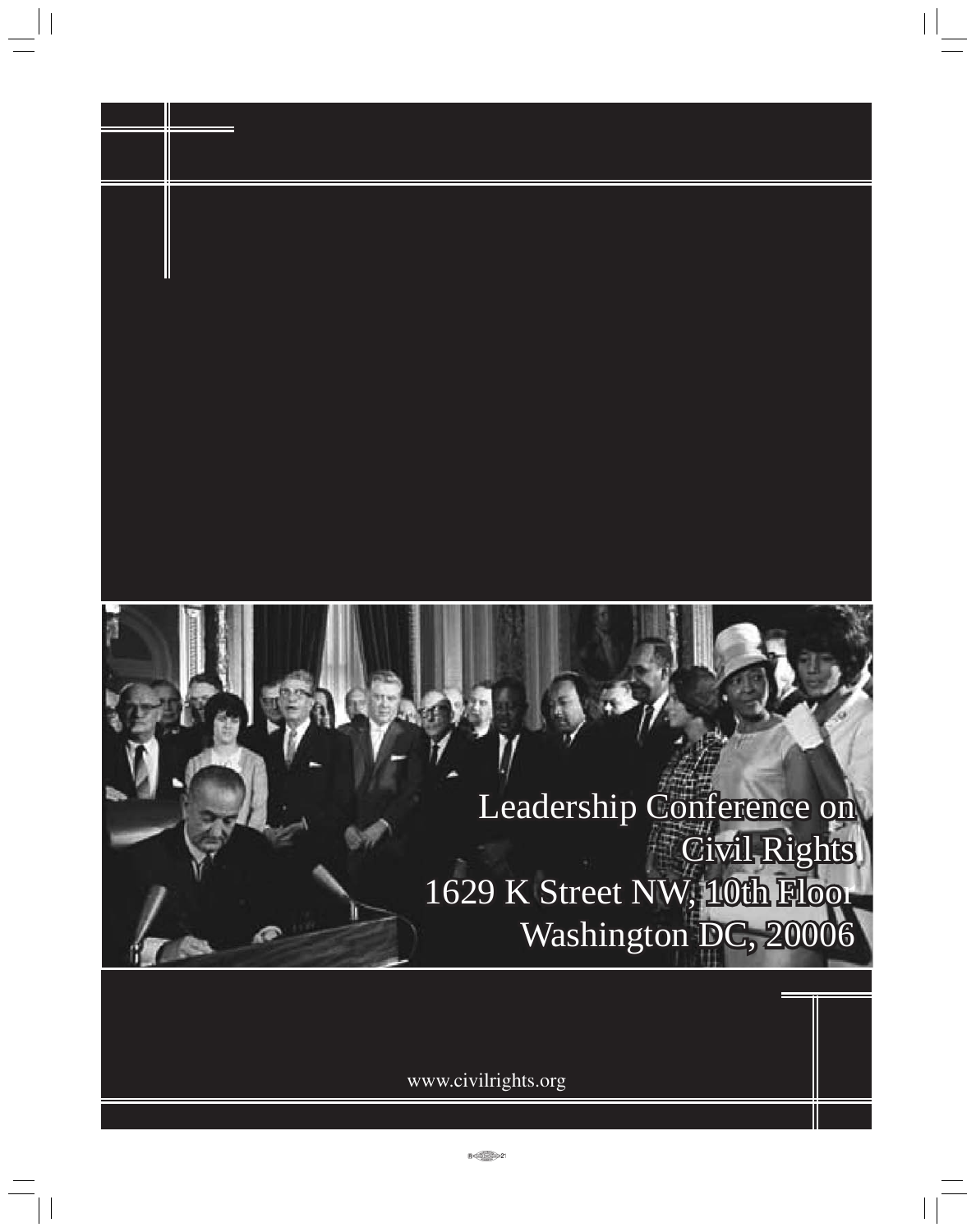Leadership Conference on Civil Rights
1629 K Street NW, 10th Floor
Washington DC, 20006

www.civilrights.org